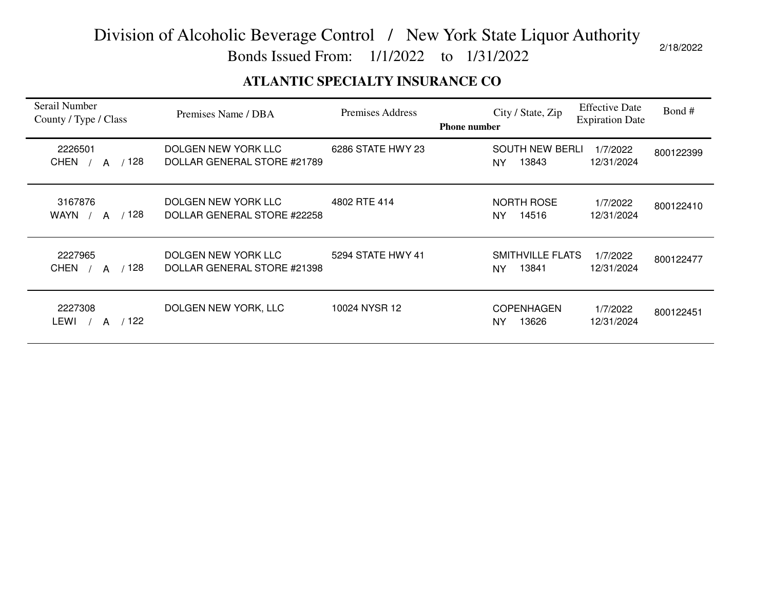# Division of Alcoholic Beverage Control / New York State Liquor Authority

Bonds Issued From: 1/1/2022 to 1/31/2022

2/18/2022

## ATLANTIC SPECIALTY INSURANCE CO

| Serail Number<br>County / Type / Class | Premises Name / DBA | Premises Address<br>Phone number | City / State, Zip | Effective Date<br>Expiration Date | Bond # |
|---|---|---|---|---|---|
| 2226501<br>CHEN / A / 128 | DOLGEN NEW YORK LLC<br>DOLLAR GENERAL STORE #21789 | 6286 STATE HWY 23 | SOUTH NEW BERLI<br>NY 13843 | 1/7/2022<br>12/31/2024 | 800122399 |
| 3167876<br>WAYN / A / 128 | DOLGEN NEW YORK LLC<br>DOLLAR GENERAL STORE #22258 | 4802 RTE 414 | NORTH ROSE<br>NY 14516 | 1/7/2022<br>12/31/2024 | 800122410 |
| 2227965<br>CHEN / A / 128 | DOLGEN NEW YORK LLC<br>DOLLAR GENERAL STORE #21398 | 5294 STATE HWY 41 | SMITHVILLE FLATS<br>NY 13841 | 1/7/2022<br>12/31/2024 | 800122477 |
| 2227308<br>LEWI / A / 122 | DOLGEN NEW YORK, LLC | 10024 NYSR 12 | COPENHAGEN<br>NY 13626 | 1/7/2022<br>12/31/2024 | 800122451 |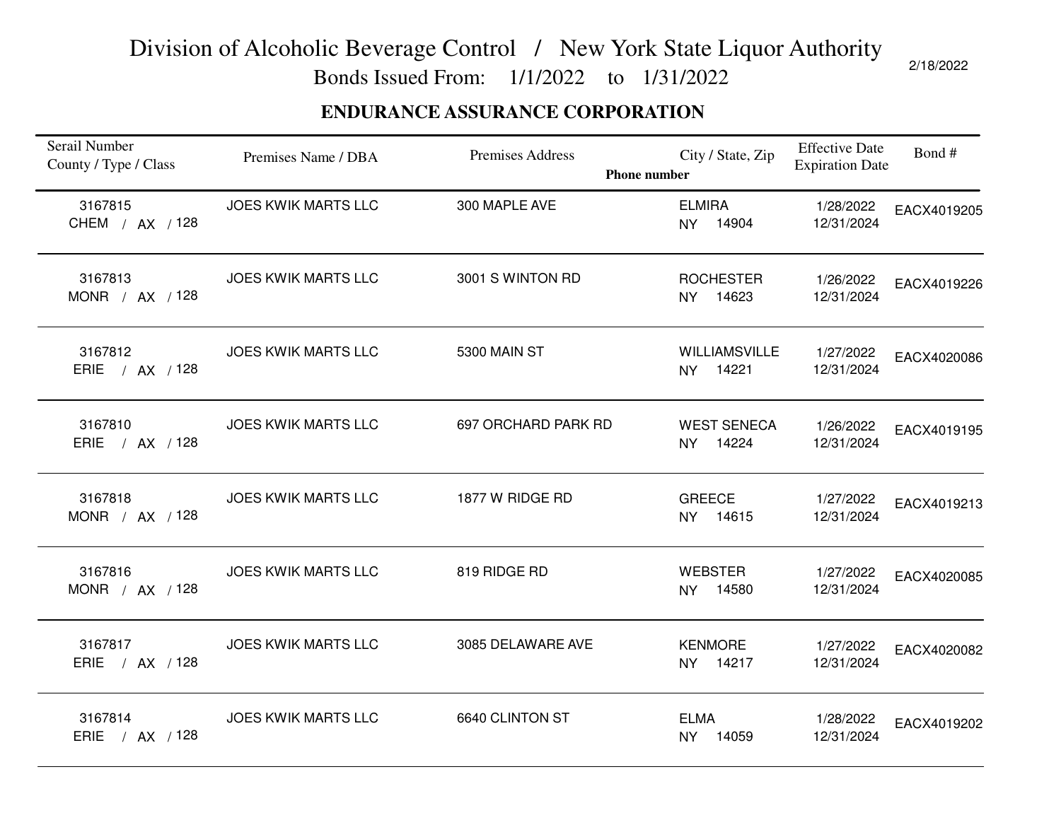# Division of Alcoholic Beverage Control / New York State Liquor Authority

Bonds Issued From: 1/1/2022 to 1/31/2022

2/18/2022

## ENDURANCE ASSURANCE CORPORATION

| Serail Number<br>County / Type / Class | Premises Name / DBA | Premises Address | City / State, Zip<br>Phone number | Effective Date<br>Expiration Date | Bond # |
|---|---|---|---|---|---|
| 3167815<br>CHEM / AX / 128 | JOES KWIK MARTS LLC | 300 MAPLE AVE | ELMIRA<br>NY 14904 | 1/28/2022<br>12/31/2024 | EACX4019205 |
| 3167813<br>MONR / AX / 128 | JOES KWIK MARTS LLC | 3001 S WINTON RD | ROCHESTER<br>NY 14623 | 1/26/2022<br>12/31/2024 | EACX4019226 |
| 3167812<br>ERIE / AX / 128 | JOES KWIK MARTS LLC | 5300 MAIN ST | WILLIAMSVILLE<br>NY 14221 | 1/27/2022<br>12/31/2024 | EACX4020086 |
| 3167810<br>ERIE / AX / 128 | JOES KWIK MARTS LLC | 697 ORCHARD PARK RD | WEST SENECA<br>NY 14224 | 1/26/2022<br>12/31/2024 | EACX4019195 |
| 3167818<br>MONR / AX / 128 | JOES KWIK MARTS LLC | 1877 W RIDGE RD | GREECE<br>NY 14615 | 1/27/2022<br>12/31/2024 | EACX4019213 |
| 3167816<br>MONR / AX / 128 | JOES KWIK MARTS LLC | 819 RIDGE RD | WEBSTER<br>NY 14580 | 1/27/2022<br>12/31/2024 | EACX4020085 |
| 3167817<br>ERIE / AX / 128 | JOES KWIK MARTS LLC | 3085 DELAWARE AVE | KENMORE<br>NY 14217 | 1/27/2022<br>12/31/2024 | EACX4020082 |
| 3167814<br>ERIE / AX / 128 | JOES KWIK MARTS LLC | 6640 CLINTON ST | ELMA<br>NY 14059 | 1/28/2022<br>12/31/2024 | EACX4019202 |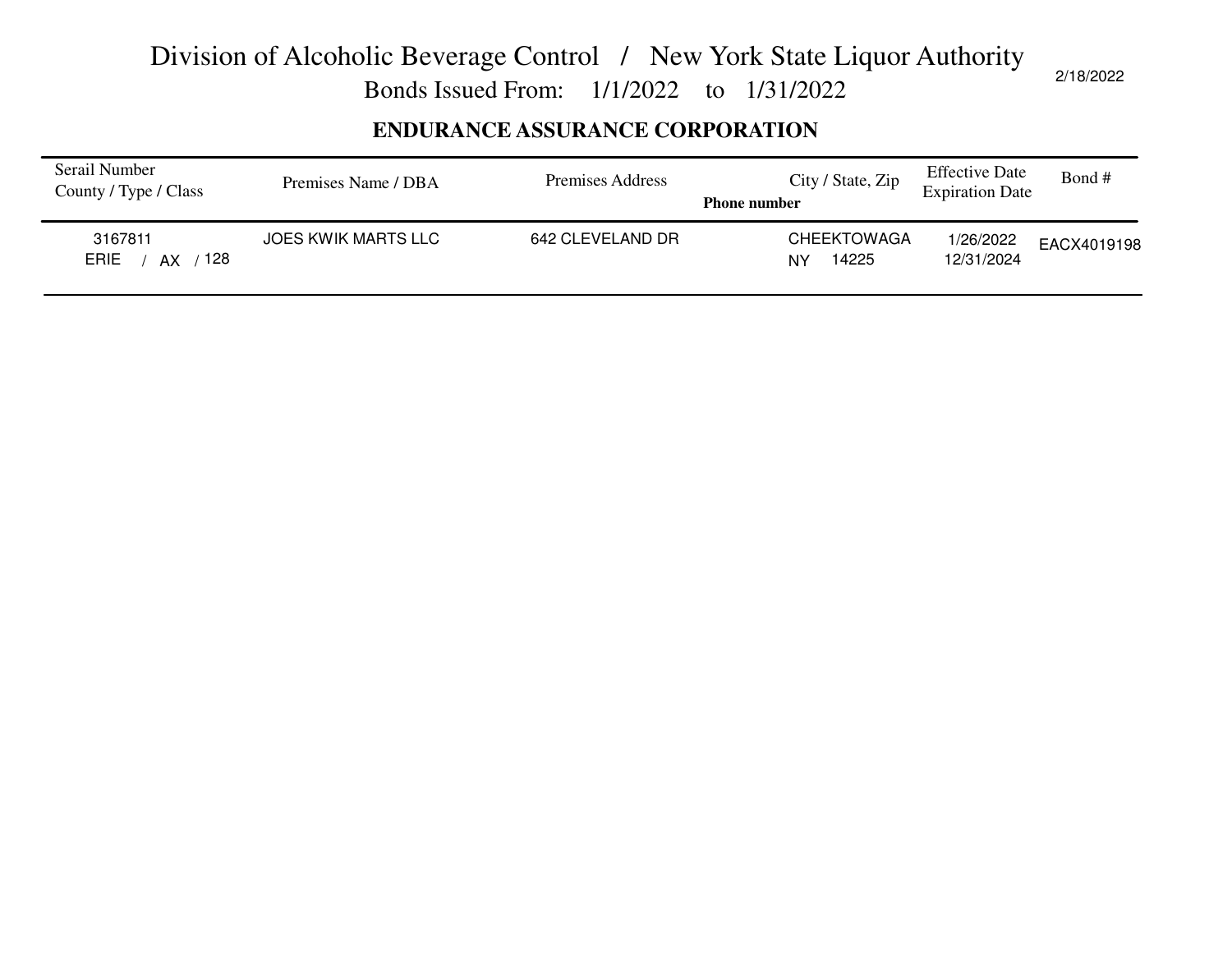# Division of Alcoholic Beverage Control / New York State Liquor Authority

Bonds Issued From: 1/1/2022 to 1/31/2022

2/18/2022

## ENDURANCE ASSURANCE CORPORATION

| Serail Number<br>County / Type / Class | Premises Name / DBA | Premises Address | Phone number | City / State, Zip | Effective Date<br>Expiration Date | Bond # |
|---|---|---|---|---|---|---|
| 3167811<br>ERIE / AX / 128 | JOES KWIK MARTS LLC | 642 CLEVELAND DR | | CHEEKTOWAGA<br>NY 14225 | 1/26/2022<br>12/31/2024 | EACX4019198 |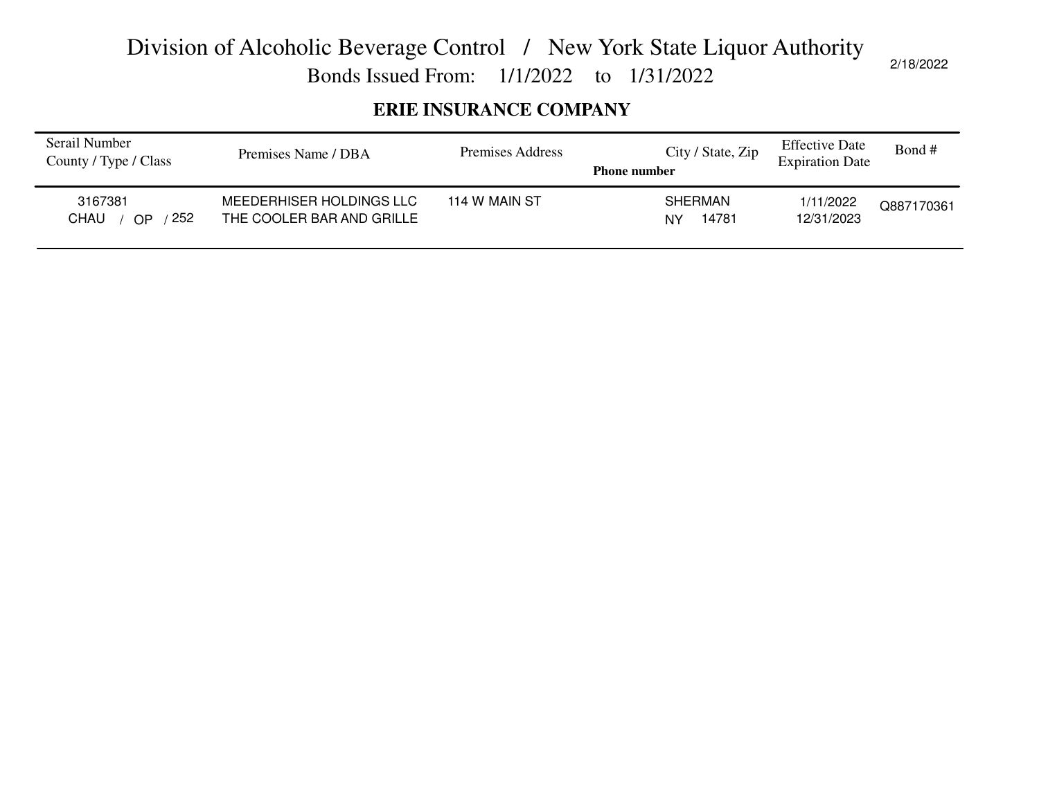# Division of Alcoholic Beverage Control / New York State Liquor Authority

## Bonds Issued From: 1/1/2022 to 1/31/2022

2/18/2022

### ERIE INSURANCE COMPANY

| Serail Number<br>County / Type / Class | Premises Name / DBA | Premises Address<br>Phone number | City / State, Zip | Effective Date<br>Expiration Date | Bond # |
|---|---|---|---|---|---|
| 3167381<br>CHAU / OP / 252 | MEEDERHISER HOLDINGS LLC<br>THE COOLER BAR AND GRILLE | 114 W MAIN ST | SHERMAN<br>NY 14781 | 1/11/2022<br>12/31/2023 | Q887170361 |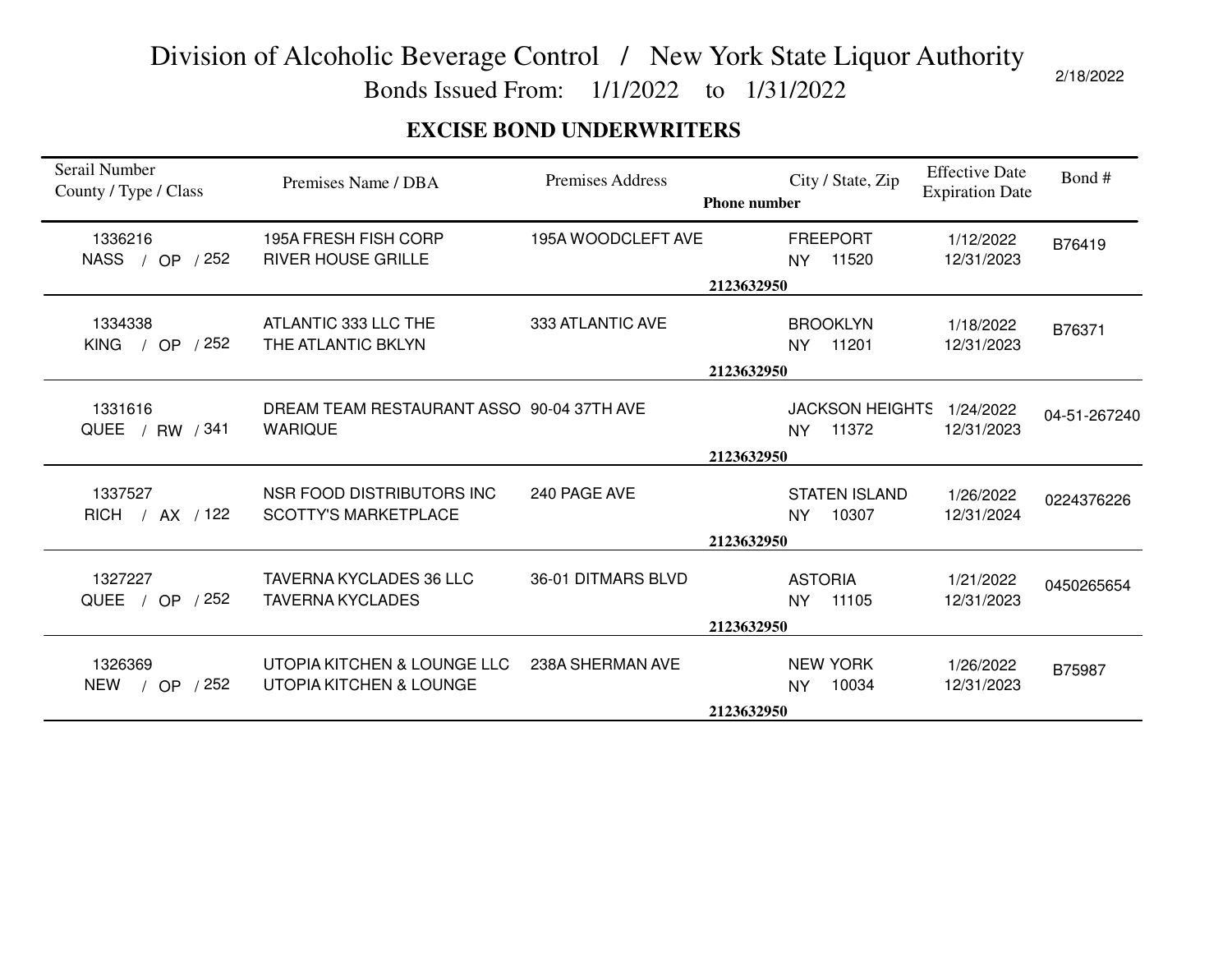# Division of Alcoholic Beverage Control / New York State Liquor Authority

Bonds Issued From: 1/1/2022 to 1/31/2022

2/18/2022

## EXCISE BOND UNDERWRITERS

| Serail Number County / Type / Class | Premises Name / DBA | Premises Address | Phone number | City / State, Zip | Effective Date Expiration Date | Bond # |
|---|---|---|---|---|---|---|
| 1336216 NASS / OP / 252 | 195A FRESH FISH CORP RIVER HOUSE GRILLE | 195A WOODCLEFT AVE | 2123632950 | FREEPORT NY 11520 | 1/12/2022 12/31/2023 | B76419 |
| 1334338 KING / OP / 252 | ATLANTIC 333 LLC THE THE ATLANTIC BKLYN | 333 ATLANTIC AVE | 2123632950 | BROOKLYN NY 11201 | 1/18/2022 12/31/2023 | B76371 |
| 1331616 QUEE / RW / 341 | DREAM TEAM RESTAURANT ASSO WARIQUE | 90-04 37TH AVE | 2123632950 | JACKSON HEIGHTS NY 11372 | 1/24/2022 12/31/2023 | 04-51-267240 |
| 1337527 RICH / AX / 122 | NSR FOOD DISTRIBUTORS INC SCOTTY'S MARKETPLACE | 240 PAGE AVE | 2123632950 | STATEN ISLAND NY 10307 | 1/26/2022 12/31/2024 | 0224376226 |
| 1327227 QUEE / OP / 252 | TAVERNA KYCLADES 36 LLC TAVERNA KYCLADES | 36-01 DITMARS BLVD | 2123632950 | ASTORIA NY 11105 | 1/21/2022 12/31/2023 | 0450265654 |
| 1326369 NEW / OP / 252 | UTOPIA KITCHEN & LOUNGE LLC UTOPIA KITCHEN & LOUNGE | 238A SHERMAN AVE | 2123632950 | NEW YORK NY 10034 | 1/26/2022 12/31/2023 | B75987 |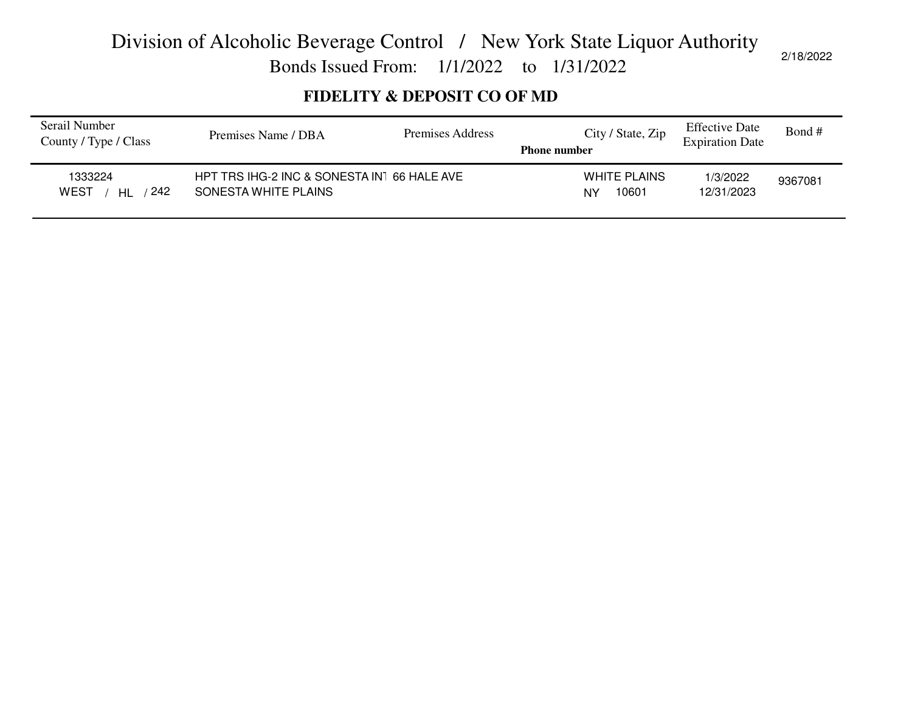# Division of Alcoholic Beverage Control / New York State Liquor Authority

Bonds Issued From: 1/1/2022 to 1/31/2022

2/18/2022

**FIDELITY & DEPOSIT CO OF MD**

| Serail Number<br>County / Type / Class | Premises Name / DBA | Premises Address | City / State, Zip<br>**Phone number** | Effective Date<br>Expiration Date | Bond # |
|---|---|---|---|---|---|
| 1333224<br>WEST / HL / 242 | HPT TRS IHG-2 INC & SONESTA INT<br>SONESTA WHITE PLAINS | 66 HALE AVE | WHITE PLAINS<br>NY 10601 | 1/3/2022<br>12/31/2023 | 9367081 |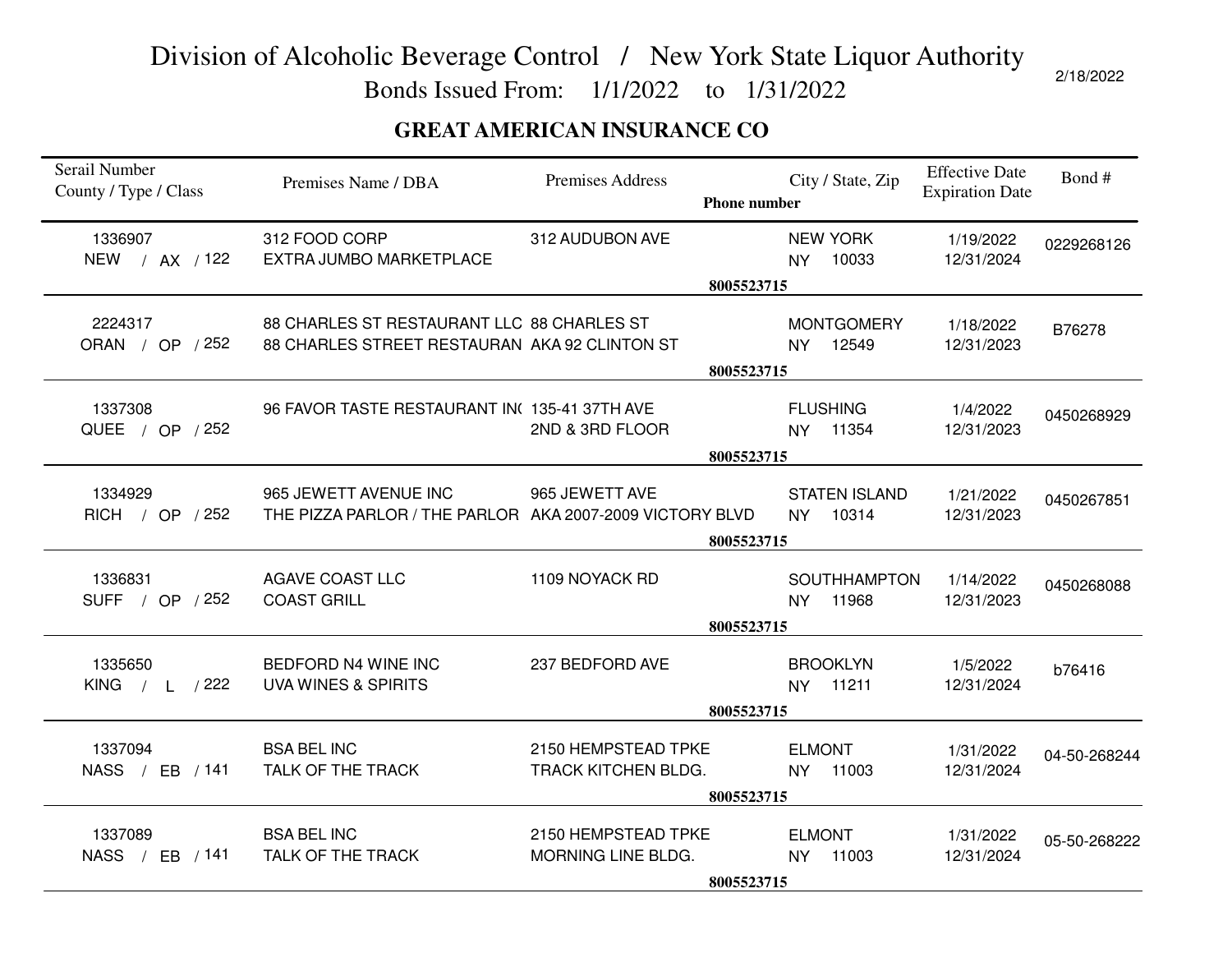# Division of Alcoholic Beverage Control / New York State Liquor Authority

Bonds Issued From: 1/1/2022 to 1/31/2022

2/18/2022

## GREAT AMERICAN INSURANCE CO

| Serail Number<br>County / Type / Class | Premises Name / DBA | Premises Address | City / State, Zip<br>Phone number | Effective Date<br>Expiration Date | Bond # |
|---|---|---|---|---|---|
| 1336907<br>NEW / AX / 122 | 312 FOOD CORP<br>EXTRA JUMBO MARKETPLACE | 312 AUDUBON AVE | NEW YORK<br>NY 10033<br>8005523715 | 1/19/2022<br>12/31/2024 | 0229268126 |
| 2224317<br>ORAN / OP / 252 | 88 CHARLES ST RESTAURANT LLC<br>88 CHARLES STREET RESTAURAN | 88 CHARLES ST<br>AKA 92 CLINTON ST | MONTGOMERY<br>NY 12549<br>8005523715 | 1/18/2022<br>12/31/2023 | B76278 |
| 1337308<br>QUEE / OP / 252 | 96 FAVOR TASTE RESTAURANT IN( | 135-41 37TH AVE<br>2ND & 3RD FLOOR | FLUSHING<br>NY 11354<br>8005523715 | 1/4/2022<br>12/31/2023 | 0450268929 |
| 1334929<br>RICH / OP / 252 | 965 JEWETT AVENUE INC<br>THE PIZZA PARLOR / THE PARLOR | 965 JEWETT AVE<br>AKA 2007-2009 VICTORY BLVD | STATEN ISLAND<br>NY 10314<br>8005523715 | 1/21/2022<br>12/31/2023 | 0450267851 |
| 1336831<br>SUFF / OP / 252 | AGAVE COAST LLC<br>COAST GRILL | 1109 NOYACK RD | SOUTHHAMPTON<br>NY 11968<br>8005523715 | 1/14/2022<br>12/31/2023 | 0450268088 |
| 1335650<br>KING / L / 222 | BEDFORD N4 WINE INC<br>UVA WINES & SPIRITS | 237 BEDFORD AVE | BROOKLYN<br>NY 11211<br>8005523715 | 1/5/2022<br>12/31/2024 | b76416 |
| 1337094<br>NASS / EB / 141 | BSA BEL INC<br>TALK OF THE TRACK | 2150 HEMPSTEAD TPKE<br>TRACK KITCHEN BLDG. | ELMONT<br>NY 11003<br>8005523715 | 1/31/2022<br>12/31/2024 | 04-50-268244 |
| 1337089<br>NASS / EB / 141 | BSA BEL INC<br>TALK OF THE TRACK | 2150 HEMPSTEAD TPKE<br>MORNING LINE BLDG. | ELMONT<br>NY 11003<br>8005523715 | 1/31/2022<br>12/31/2024 | 05-50-268222 |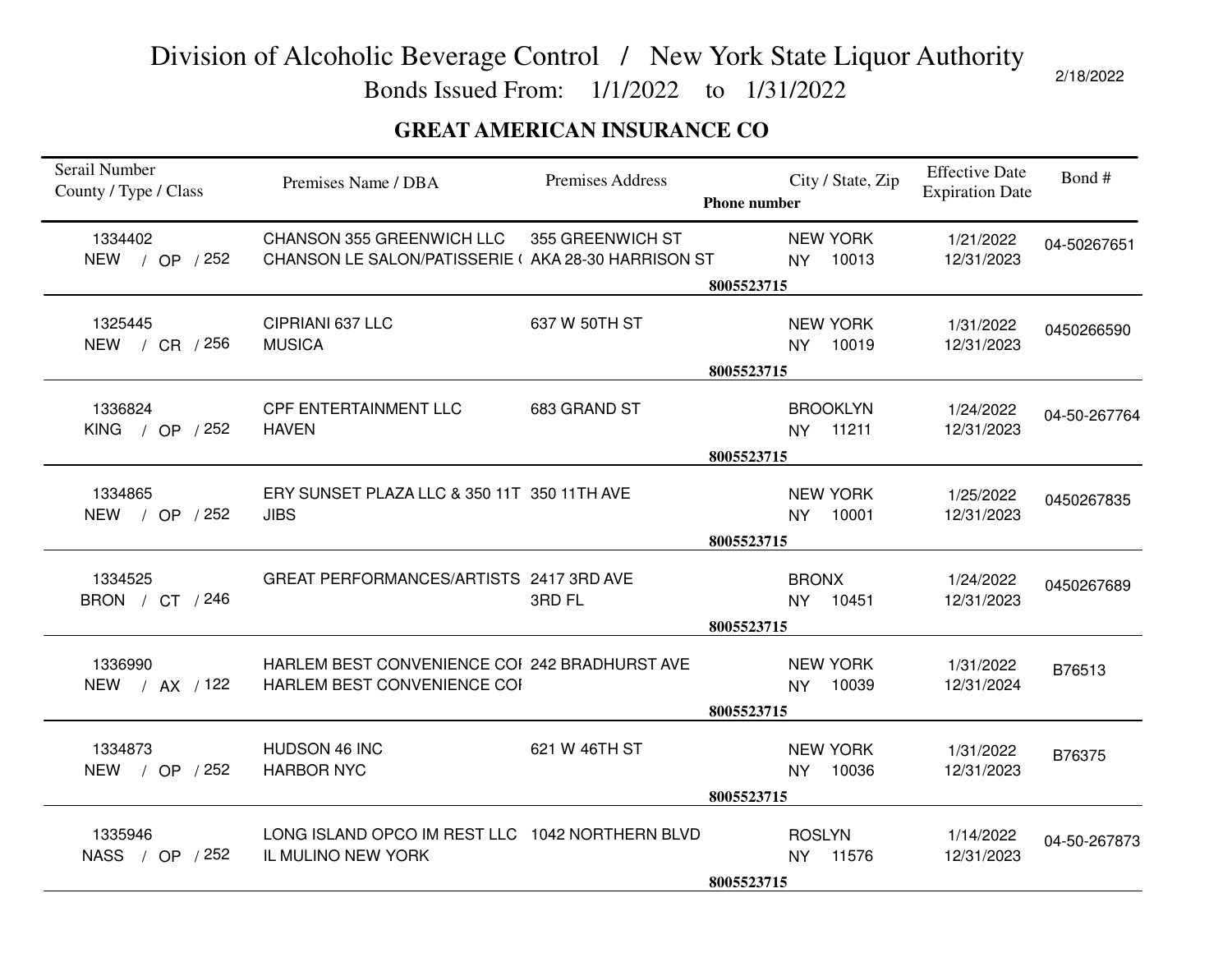# Division of Alcoholic Beverage Control / New York State Liquor Authority

Bonds Issued From: 1/1/2022 to 1/31/2022

2/18/2022

## GREAT AMERICAN INSURANCE CO

| Serail Number<br>County / Type / Class | Premises Name / DBA | Premises Address | Phone number | City / State, Zip | Effective Date<br>Expiration Date | Bond # |
|---|---|---|---|---|---|---|
| 1334402<br>NEW / OP / 252 | CHANSON 355 GREENWICH LLC<br>CHANSON LE SALON/PATISSERIE ( | 355 GREENWICH ST<br>AKA 28-30 HARRISON ST | 8005523715 | NEW YORK<br>NY 10013 | 1/21/2022<br>12/31/2023 | 04-50267651 |
| 1325445<br>NEW / CR / 256 | CIPRIANI 637 LLC<br>MUSICA | 637 W 50TH ST | 8005523715 | NEW YORK<br>NY 10019 | 1/31/2022<br>12/31/2023 | 0450266590 |
| 1336824<br>KING / OP / 252 | CPF ENTERTAINMENT LLC<br>HAVEN | 683 GRAND ST | 8005523715 | BROOKLYN<br>NY 11211 | 1/24/2022<br>12/31/2023 | 04-50-267764 |
| 1334865<br>NEW / OP / 252 | ERY SUNSET PLAZA LLC & 350 11T<br>JIBS | 350 11TH AVE | 8005523715 | NEW YORK<br>NY 10001 | 1/25/2022<br>12/31/2023 | 0450267835 |
| 1334525<br>BRON / CT / 246 | GREAT PERFORMANCES/ARTISTS | 2417 3RD AVE<br>3RD FL | 8005523715 | BRONX<br>NY 10451 | 1/24/2022<br>12/31/2023 | 0450267689 |
| 1336990<br>NEW / AX / 122 | HARLEM BEST CONVENIENCE COI<br>HARLEM BEST CONVENIENCE COI | 242 BRADHURST AVE | 8005523715 | NEW YORK<br>NY 10039 | 1/31/2022<br>12/31/2024 | B76513 |
| 1334873<br>NEW / OP / 252 | HUDSON 46 INC<br>HARBOR NYC | 621 W 46TH ST | 8005523715 | NEW YORK<br>NY 10036 | 1/31/2022<br>12/31/2023 | B76375 |
| 1335946<br>NASS / OP / 252 | LONG ISLAND OPCO IM REST LLC<br>IL MULINO NEW YORK | 1042 NORTHERN BLVD | 8005523715 | ROSLYN<br>NY 11576 | 1/14/2022<br>12/31/2023 | 04-50-267873 |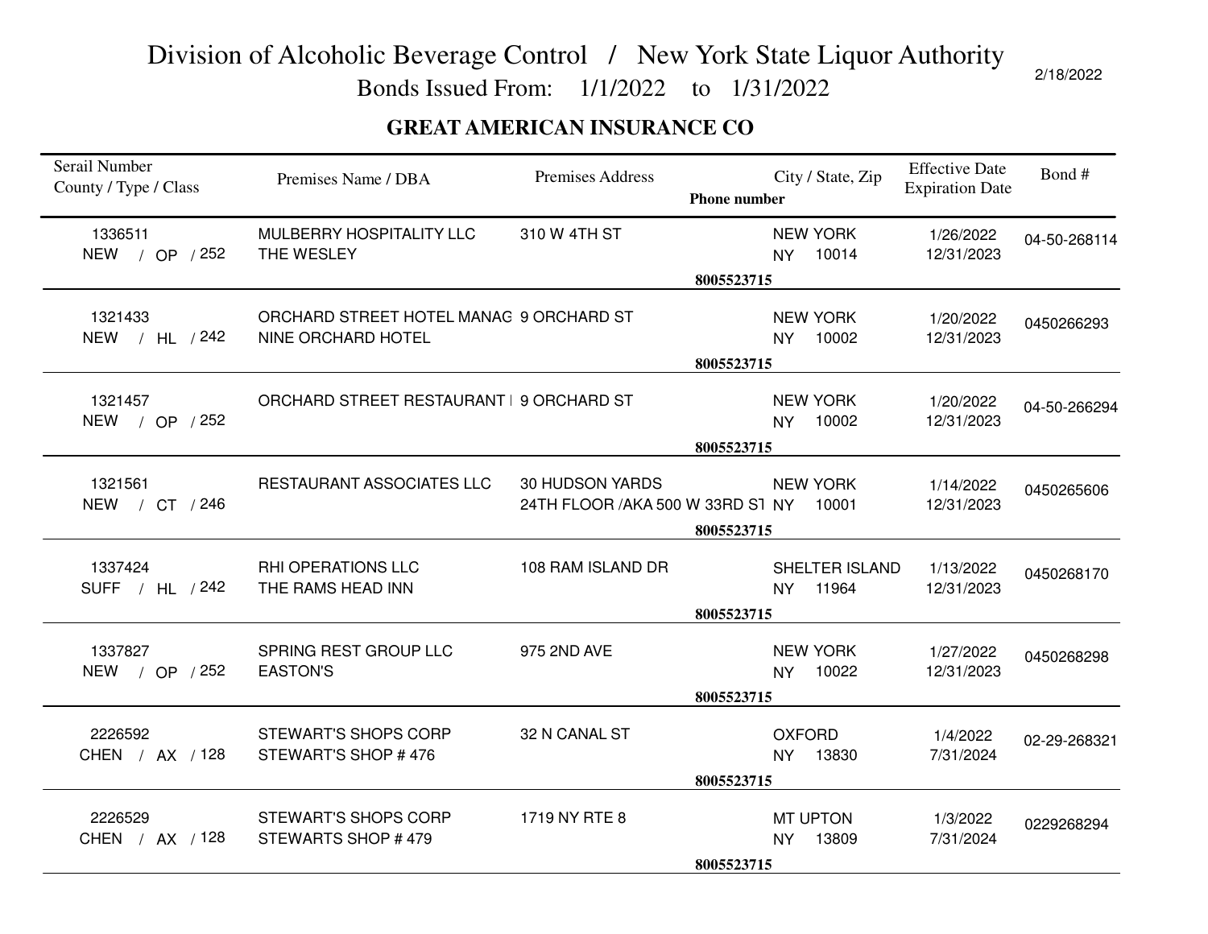# Division of Alcoholic Beverage Control / New York State Liquor Authority

Bonds Issued From: 1/1/2022 to 1/31/2022

2/18/2022

## GREAT AMERICAN INSURANCE CO

| Serail Number<br>County / Type / Class | Premises Name / DBA | Premises Address | City / State, Zip<br>Phone number | Effective Date<br>Expiration Date | Bond # |
|---|---|---|---|---|---|
| 1336511<br>NEW / OP / 252 | MULBERRY HOSPITALITY LLC<br>THE WESLEY | 310 W 4TH ST | NEW YORK<br>NY 10014<br>8005523715 | 1/26/2022<br>12/31/2023 | 04-50-268114 |
| 1321433<br>NEW / HL / 242 | ORCHARD STREET HOTEL MANAG<br>NINE ORCHARD HOTEL | 9 ORCHARD ST | NEW YORK<br>NY 10002<br>8005523715 | 1/20/2022<br>12/31/2023 | 0450266293 |
| 1321457<br>NEW / OP / 252 | ORCHARD STREET RESTAURANT I | 9 ORCHARD ST | NEW YORK<br>NY 10002<br>8005523715 | 1/20/2022<br>12/31/2023 | 04-50-266294 |
| 1321561<br>NEW / CT / 246 | RESTAURANT ASSOCIATES LLC | 30 HUDSON YARDS<br>24TH FLOOR /AKA 500 W 33RD ST | NEW YORK<br>NY 10001<br>8005523715 | 1/14/2022<br>12/31/2023 | 0450265606 |
| 1337424<br>SUFF / HL / 242 | RHI OPERATIONS LLC<br>THE RAMS HEAD INN | 108 RAM ISLAND DR | SHELTER ISLAND<br>NY 11964<br>8005523715 | 1/13/2022<br>12/31/2023 | 0450268170 |
| 1337827<br>NEW / OP / 252 | SPRING REST GROUP LLC<br>EASTON'S | 975 2ND AVE | NEW YORK<br>NY 10022<br>8005523715 | 1/27/2022<br>12/31/2023 | 0450268298 |
| 2226592<br>CHEN / AX / 128 | STEWART'S SHOPS CORP<br>STEWART'S SHOP # 476 | 32 N CANAL ST | OXFORD<br>NY 13830<br>8005523715 | 1/4/2022<br>7/31/2024 | 02-29-268321 |
| 2226529<br>CHEN / AX / 128 | STEWART'S SHOPS CORP<br>STEWARTS SHOP # 479 | 1719 NY RTE 8 | MT UPTON<br>NY 13809<br>8005523715 | 1/3/2022<br>7/31/2024 | 0229268294 |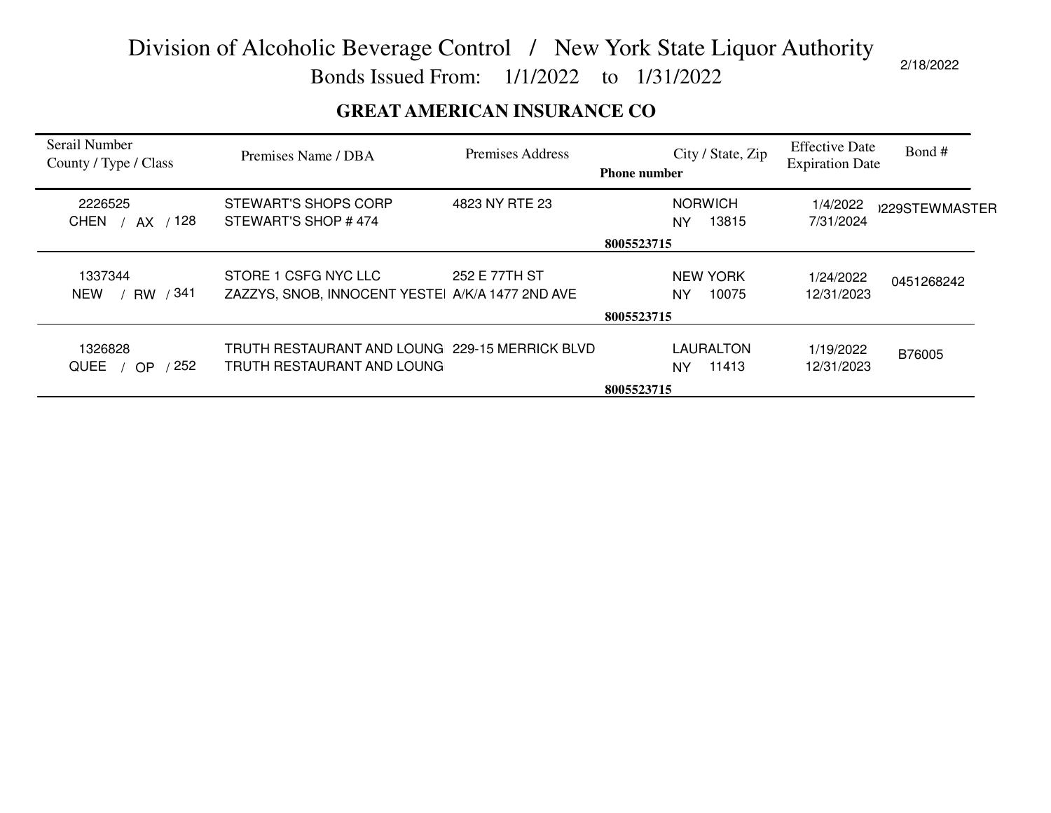# Division of Alcoholic Beverage Control / New York State Liquor Authority

Bonds Issued From: 1/1/2022 to 1/31/2022

2/18/2022

**GREAT AMERICAN INSURANCE CO**

| Serail Number<br>County / Type / Class | Premises Name / DBA | Premises Address | Phone number | City / State, Zip | Effective Date<br>Expiration Date | Bond # |
|---|---|---|---|---|---|---|
| 2226525<br>CHEN / AX / 128 | STEWART'S SHOPS CORP<br>STEWART'S SHOP # 474 | 4823 NY RTE 23 | 8005523715 | NORWICH<br>NY 13815 | 1/4/2022<br>7/31/2024 | )229STEWMASTER |
| 1337344<br>NEW / RW / 341 | STORE 1 CSFG NYC LLC<br>ZAZZYS, SNOB, INNOCENT YESTE | 252 E 77TH ST<br>A/K/A 1477 2ND AVE | 8005523715 | NEW YORK<br>NY 10075 | 1/24/2022<br>12/31/2023 | 0451268242 |
| 1326828<br>QUEE / OP / 252 | TRUTH RESTAURANT AND LOUNG<br>TRUTH RESTAURANT AND LOUNG | 229-15 MERRICK BLVD | 8005523715 | LAURALTON<br>NY 11413 | 1/19/2022<br>12/31/2023 | B76005 |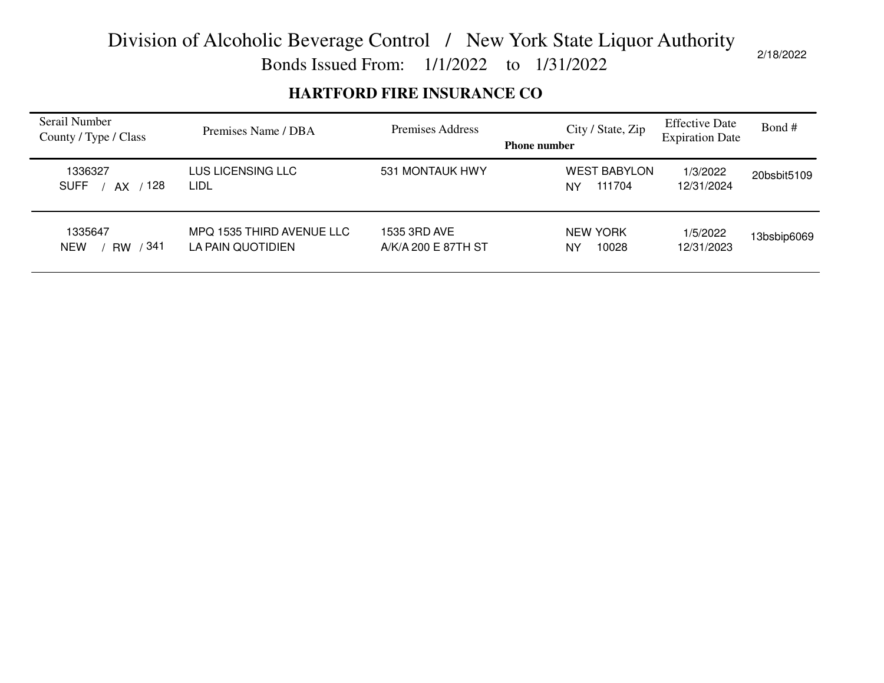# Division of Alcoholic Beverage Control / New York State Liquor Authority

## Bonds Issued From: 1/1/2022 to 1/31/2022

2/18/2022

### HARTFORD FIRE INSURANCE CO

| Serail Number<br>County / Type / Class | Premises Name / DBA | Premises Address<br>Phone number | City / State, Zip | Effective Date<br>Expiration Date | Bond # |
|---|---|---|---|---|---|
| 1336327<br>SUFF / AX / 128 | LUS LICENSING LLC<br>LIDL | 531 MONTAUK HWY | WEST BABYLON<br>NY 111704 | 1/3/2022<br>12/31/2024 | 20bsbit5109 |
| 1335647<br>NEW / RW / 341 | MPQ 1535 THIRD AVENUE LLC<br>LA PAIN QUOTIDIEN | 1535 3RD AVE<br>A/K/A 200 E 87TH ST | NEW YORK<br>NY 10028 | 1/5/2022<br>12/31/2023 | 13bsbip6069 |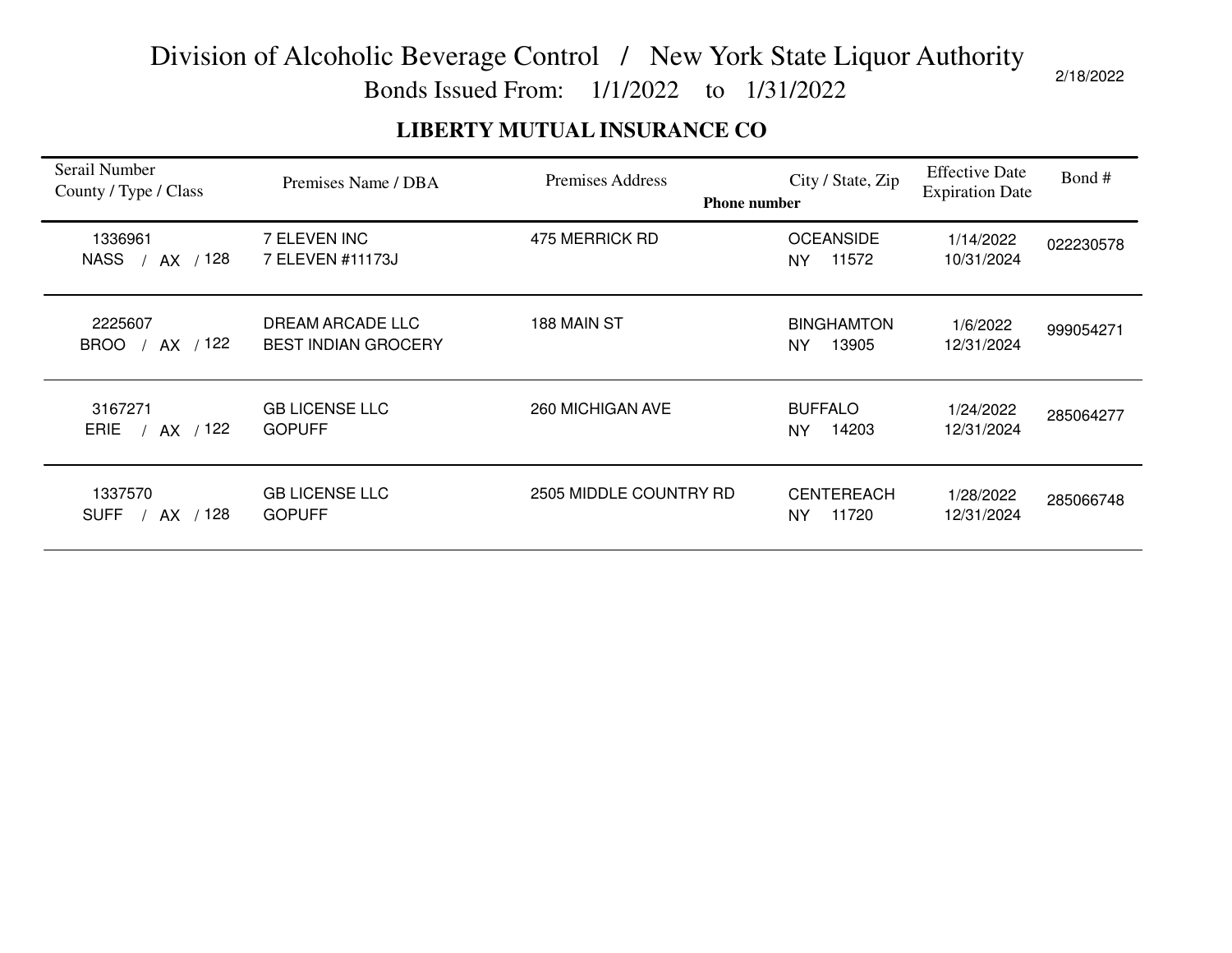# Division of Alcoholic Beverage Control / New York State Liquor Authority

## Bonds Issued From: 1/1/2022 to 1/31/2022

2/18/2022

### LIBERTY MUTUAL INSURANCE CO

| Serail Number<br>County / Type / Class | Premises Name / DBA | Premises Address | City / State, Zip<br>Phone number | Effective Date<br>Expiration Date | Bond # |
|---|---|---|---|---|---|
| 1336961<br>NASS / AX / 128 | 7 ELEVEN INC<br>7 ELEVEN #11173J | 475 MERRICK RD | OCEANSIDE<br>NY 11572 | 1/14/2022<br>10/31/2024 | 022230578 |
| 2225607<br>BROO / AX / 122 | DREAM ARCADE LLC<br>BEST INDIAN GROCERY | 188 MAIN ST | BINGHAMTON<br>NY 13905 | 1/6/2022<br>12/31/2024 | 999054271 |
| 3167271<br>ERIE / AX / 122 | GB LICENSE LLC<br>GOPUFF | 260 MICHIGAN AVE | BUFFALO<br>NY 14203 | 1/24/2022<br>12/31/2024 | 285064277 |
| 1337570<br>SUFF / AX / 128 | GB LICENSE LLC<br>GOPUFF | 2505 MIDDLE COUNTRY RD | CENTEREACH<br>NY 11720 | 1/28/2022<br>12/31/2024 | 285066748 |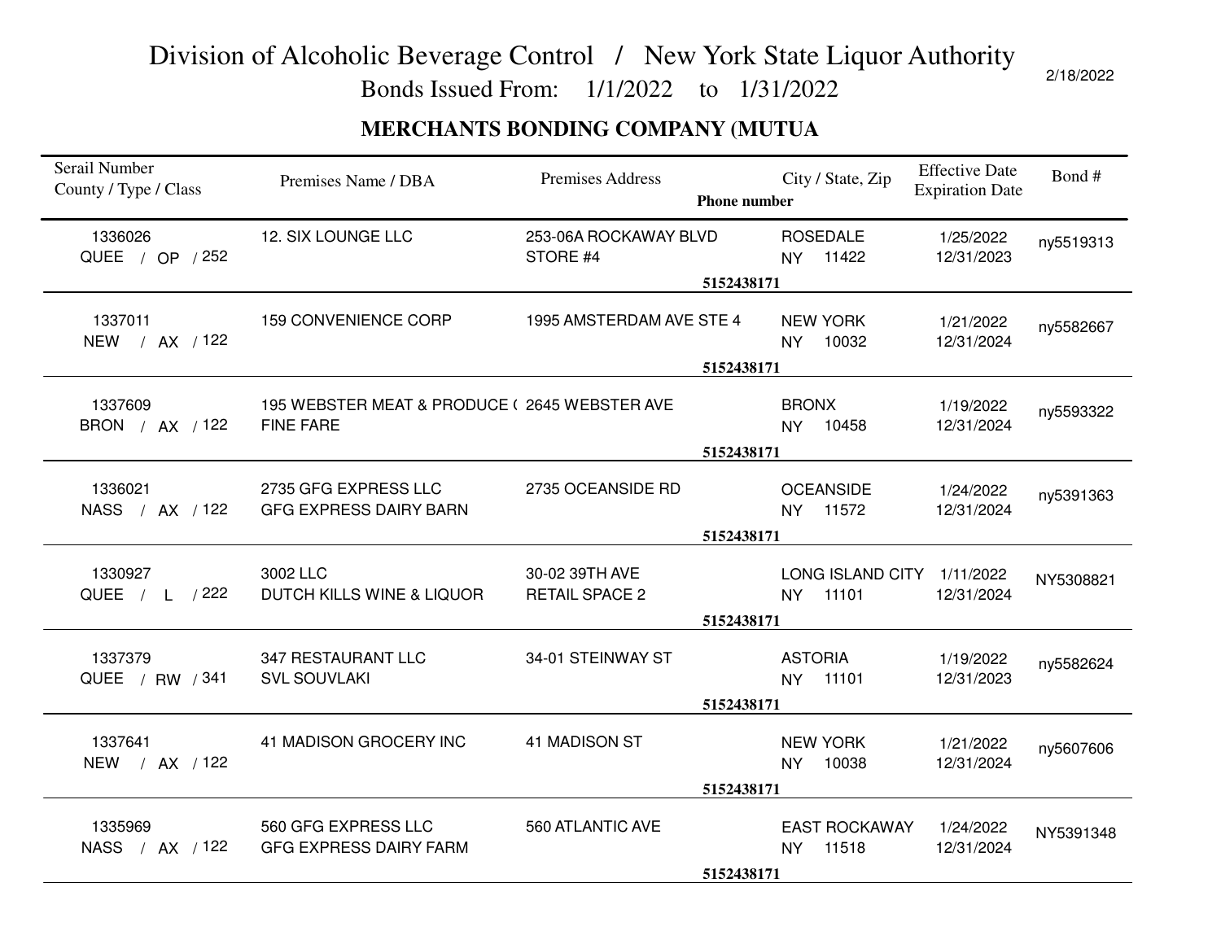# Division of Alcoholic Beverage Control / New York State Liquor Authority

Bonds Issued From: 1/1/2022 to 1/31/2022

2/18/2022

## MERCHANTS BONDING COMPANY (MUTUA

| Serail Number<br>County / Type / Class | Premises Name / DBA | Premises Address | City / State, Zip<br>Phone number | Effective Date<br>Expiration Date | Bond # |
|---|---|---|---|---|---|
| 1336026<br>QUEE / OP / 252 | 12. SIX LOUNGE LLC | 253-06A ROCKAWAY BLVD<br>STORE #4 | ROSEDALE<br>NY 11422<br>5152438171 | 1/25/2022<br>12/31/2023 | ny5519313 |
| 1337011<br>NEW / AX / 122 | 159 CONVENIENCE CORP | 1995 AMSTERDAM AVE STE 4 | NEW YORK<br>NY 10032<br>5152438171 | 1/21/2022<br>12/31/2024 | ny5582667 |
| 1337609<br>BRON / AX / 122 | 195 WEBSTER MEAT & PRODUCE (<br>FINE FARE | 2645 WEBSTER AVE | BRONX<br>NY 10458<br>5152438171 | 1/19/2022<br>12/31/2024 | ny5593322 |
| 1336021<br>NASS / AX / 122 | 2735 GFG EXPRESS LLC<br>GFG EXPRESS DAIRY BARN | 2735 OCEANSIDE RD | OCEANSIDE<br>NY 11572<br>5152438171 | 1/24/2022<br>12/31/2024 | ny5391363 |
| 1330927<br>QUEE / L / 222 | 3002 LLC<br>DUTCH KILLS WINE & LIQUOR | 30-02 39TH AVE<br>RETAIL SPACE 2 | LONG ISLAND CITY<br>NY 11101<br>5152438171 | 1/11/2022<br>12/31/2024 | NY5308821 |
| 1337379<br>QUEE / RW / 341 | 347 RESTAURANT LLC<br>SVL SOUVLAKI | 34-01 STEINWAY ST | ASTORIA<br>NY 11101<br>5152438171 | 1/19/2022<br>12/31/2023 | ny5582624 |
| 1337641<br>NEW / AX / 122 | 41 MADISON GROCERY INC | 41 MADISON ST | NEW YORK<br>NY 10038<br>5152438171 | 1/21/2022<br>12/31/2024 | ny5607606 |
| 1335969<br>NASS / AX / 122 | 560 GFG EXPRESS LLC<br>GFG EXPRESS DAIRY FARM | 560 ATLANTIC AVE | EAST ROCKAWAY<br>NY 11518<br>5152438171 | 1/24/2022<br>12/31/2024 | NY5391348 |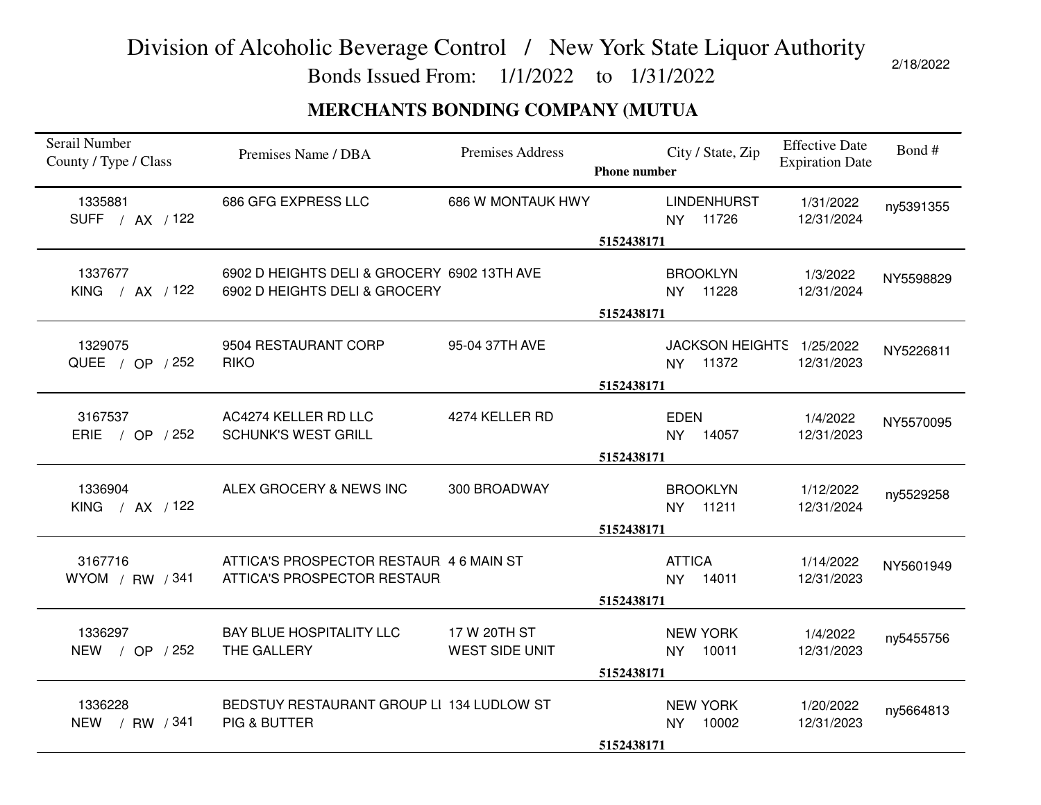# Division of Alcoholic Beverage Control / New York State Liquor Authority

Bonds Issued From: 1/1/2022 to 1/31/2022

2/18/2022

## MERCHANTS BONDING COMPANY (MUTUA

| Serail Number<br>County / Type / Class | Premises Name / DBA | Premises Address | Phone number | City / State, Zip | Effective Date<br>Expiration Date | Bond # |
|---|---|---|---|---|---|---|
| 1335881<br>SUFF / AX / 122 | 686 GFG EXPRESS LLC | 686 W MONTAUK HWY | 5152438171 | LINDENHURST<br>NY 11726 | 1/31/2022<br>12/31/2024 | ny5391355 |
| 1337677<br>KING / AX / 122 | 6902 D HEIGHTS DELI & GROCERY<br>6902 D HEIGHTS DELI & GROCERY | 6902 13TH AVE | 5152438171 | BROOKLYN<br>NY 11228 | 1/3/2022<br>12/31/2024 | NY5598829 |
| 1329075<br>QUEE / OP / 252 | 9504 RESTAURANT CORP<br>RIKO | 95-04 37TH AVE | 5152438171 | JACKSON HEIGHTS<br>NY 11372 | 1/25/2022<br>12/31/2023 | NY5226811 |
| 3167537<br>ERIE / OP / 252 | AC4274 KELLER RD LLC<br>SCHUNK'S WEST GRILL | 4274 KELLER RD | 5152438171 | EDEN<br>NY 14057 | 1/4/2022<br>12/31/2023 | NY5570095 |
| 1336904<br>KING / AX / 122 | ALEX GROCERY & NEWS INC | 300 BROADWAY | 5152438171 | BROOKLYN<br>NY 11211 | 1/12/2022<br>12/31/2024 | ny5529258 |
| 3167716<br>WYOM / RW / 341 | ATTICA'S PROSPECTOR RESTAUR<br>ATTICA'S PROSPECTOR RESTAUR | 4 6 MAIN ST | 5152438171 | ATTICA<br>NY 14011 | 1/14/2022<br>12/31/2023 | NY5601949 |
| 1336297<br>NEW / OP / 252 | BAY BLUE HOSPITALITY LLC<br>THE GALLERY | 17 W 20TH ST<br>WEST SIDE UNIT | 5152438171 | NEW YORK<br>NY 10011 | 1/4/2022<br>12/31/2023 | ny5455756 |
| 1336228<br>NEW / RW / 341 | BEDSTUY RESTAURANT GROUP LI<br>PIG & BUTTER | 134 LUDLOW ST | 5152438171 | NEW YORK<br>NY 10002 | 1/20/2022<br>12/31/2023 | ny5664813 |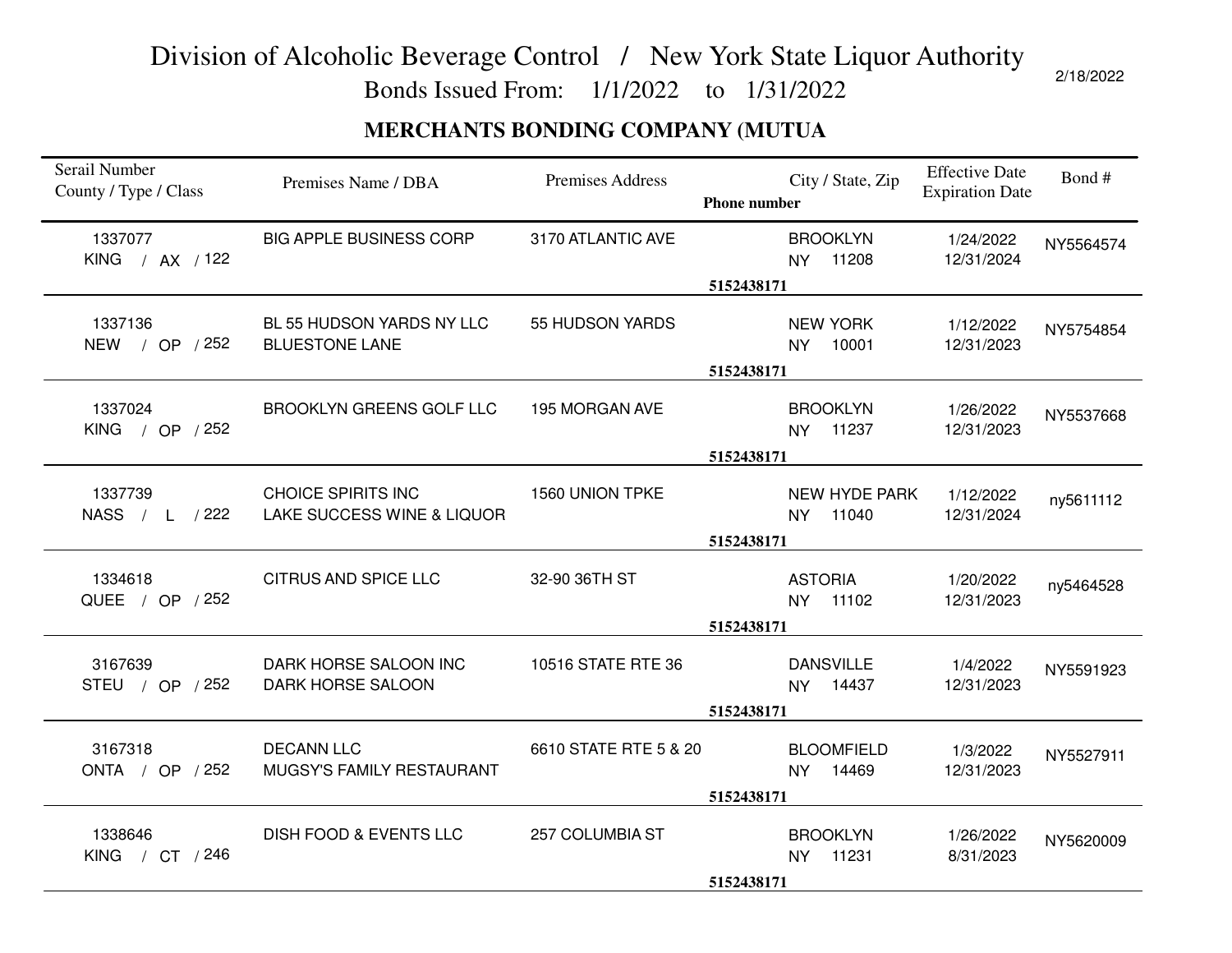# Division of Alcoholic Beverage Control / New York State Liquor Authority

Bonds Issued From: 1/1/2022 to 1/31/2022

2/18/2022

## MERCHANTS BONDING COMPANY (MUTUA

| Serail Number County / Type / Class | Premises Name / DBA | Premises Address | City / State, Zip Phone number | Effective Date Expiration Date | Bond # |
|---|---|---|---|---|---|
| 1337077 KING / AX / 122 | BIG APPLE BUSINESS CORP | 3170 ATLANTIC AVE | BROOKLYN NY 11208 5152438171 | 1/24/2022 12/31/2024 | NY5564574 |
| 1337136 NEW / OP / 252 | BL 55 HUDSON YARDS NY LLC BLUESTONE LANE | 55 HUDSON YARDS | NEW YORK NY 10001 5152438171 | 1/12/2022 12/31/2023 | NY5754854 |
| 1337024 KING / OP / 252 | BROOKLYN GREENS GOLF LLC | 195 MORGAN AVE | BROOKLYN NY 11237 5152438171 | 1/26/2022 12/31/2023 | NY5537668 |
| 1337739 NASS / L / 222 | CHOICE SPIRITS INC LAKE SUCCESS WINE & LIQUOR | 1560 UNION TPKE | NEW HYDE PARK NY 11040 5152438171 | 1/12/2022 12/31/2024 | ny5611112 |
| 1334618 QUEE / OP / 252 | CITRUS AND SPICE LLC | 32-90 36TH ST | ASTORIA NY 11102 5152438171 | 1/20/2022 12/31/2023 | ny5464528 |
| 3167639 STEU / OP / 252 | DARK HORSE SALOON INC DARK HORSE SALOON | 10516 STATE RTE 36 | DANSVILLE NY 14437 5152438171 | 1/4/2022 12/31/2023 | NY5591923 |
| 3167318 ONTA / OP / 252 | DECANN LLC MUGSY'S FAMILY RESTAURANT | 6610 STATE RTE 5 & 20 | BLOOMFIELD NY 14469 5152438171 | 1/3/2022 12/31/2023 | NY5527911 |
| 1338646 KING / CT / 246 | DISH FOOD & EVENTS LLC | 257 COLUMBIA ST | BROOKLYN NY 11231 5152438171 | 1/26/2022 8/31/2023 | NY5620009 |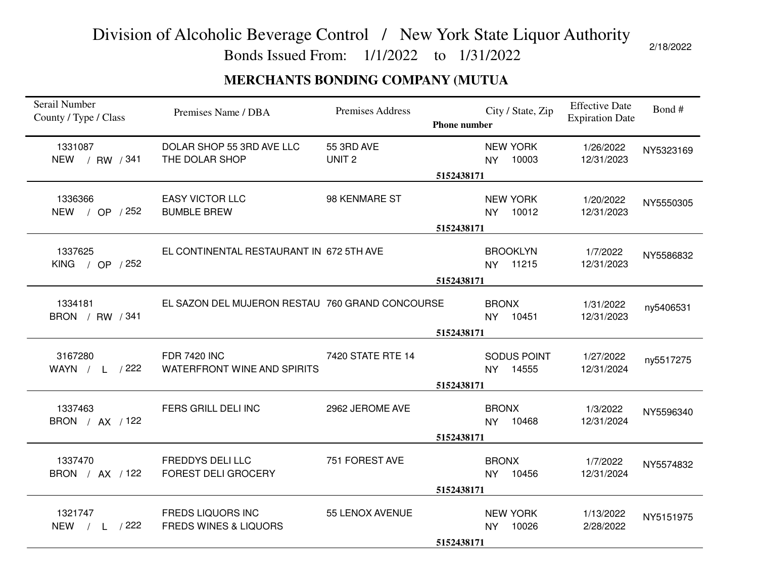# Division of Alcoholic Beverage Control / New York State Liquor Authority

Bonds Issued From: 1/1/2022 to 1/31/2022

2/18/2022

## MERCHANTS BONDING COMPANY (MUTUA

| Serail Number<br>County / Type / Class | Premises Name / DBA | Premises Address | City / State, Zip<br>Phone number | Effective Date<br>Expiration Date | Bond # |
|---|---|---|---|---|---|
| 1331087<br>NEW / RW / 341 | DOLAR SHOP 55 3RD AVE LLC<br>THE DOLAR SHOP | 55 3RD AVE<br>UNIT 2 | NEW YORK<br>NY 10003<br>5152438171 | 1/26/2022<br>12/31/2023 | NY5323169 |
| 1336366<br>NEW / OP / 252 | EASY VICTOR LLC<br>BUMBLE BREW | 98 KENMARE ST | NEW YORK<br>NY 10012<br>5152438171 | 1/20/2022<br>12/31/2023 | NY5550305 |
| 1337625<br>KING / OP / 252 | EL CONTINENTAL RESTAURANT IN | 672 5TH AVE | BROOKLYN<br>NY 11215<br>5152438171 | 1/7/2022<br>12/31/2023 | NY5586832 |
| 1334181<br>BRON / RW / 341 | EL SAZON DEL MUJERON RESTAU | 760 GRAND CONCOURSE | BRONX<br>NY 10451<br>5152438171 | 1/31/2022<br>12/31/2023 | ny5406531 |
| 3167280<br>WAYN / L / 222 | FDR 7420 INC<br>WATERFRONT WINE AND SPIRITS | 7420 STATE RTE 14 | SODUS POINT<br>NY 14555<br>5152438171 | 1/27/2022<br>12/31/2024 | ny5517275 |
| 1337463<br>BRON / AX / 122 | FERS GRILL DELI INC | 2962 JEROME AVE | BRONX<br>NY 10468<br>5152438171 | 1/3/2022<br>12/31/2024 | NY5596340 |
| 1337470<br>BRON / AX / 122 | FREDDYS DELI LLC<br>FOREST DELI GROCERY | 751 FOREST AVE | BRONX<br>NY 10456<br>5152438171 | 1/7/2022<br>12/31/2024 | NY5574832 |
| 1321747<br>NEW / L / 222 | FREDS LIQUORS INC<br>FREDS WINES & LIQUORS | 55 LENOX AVENUE | NEW YORK<br>NY 10026<br>5152438171 | 1/13/2022<br>2/28/2022 | NY5151975 |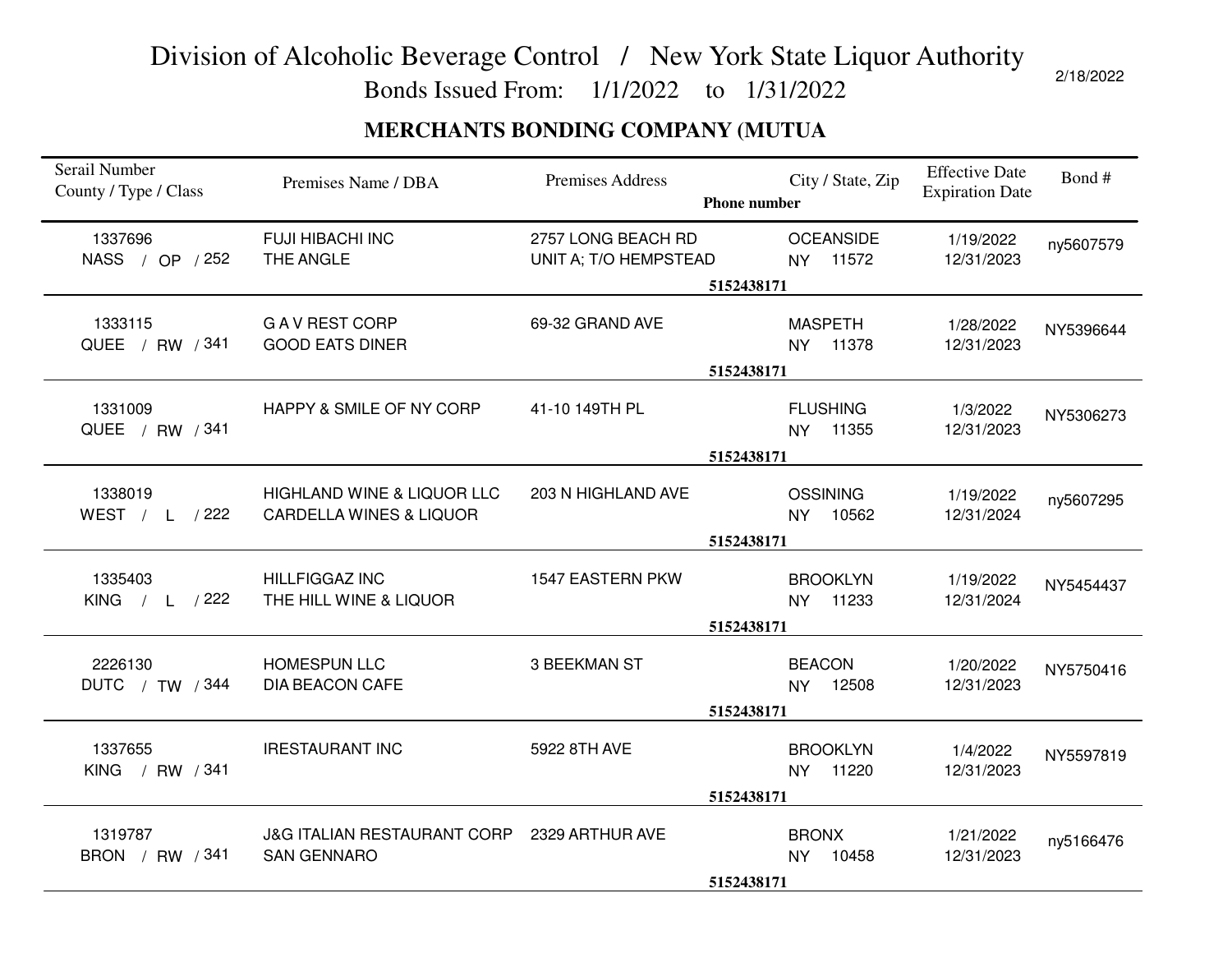# Division of Alcoholic Beverage Control / New York State Liquor Authority

Bonds Issued From: 1/1/2022 to 1/31/2022

2/18/2022

## MERCHANTS BONDING COMPANY (MUTUA

| Serail Number<br>County / Type / Class | Premises Name / DBA | Premises Address | Phone number | City / State, Zip | Effective Date<br>Expiration Date | Bond # |
|---|---|---|---|---|---|---|
| 1337696<br>NASS / OP / 252 | FUJI HIBACHI INC<br>THE ANGLE | 2757 LONG BEACH RD<br>UNIT A; T/O HEMPSTEAD | 5152438171 | OCEANSIDE<br>NY 11572 | 1/19/2022<br>12/31/2023 | ny5607579 |
| 1333115<br>QUEE / RW / 341 | G A V REST CORP<br>GOOD EATS DINER | 69-32 GRAND AVE | 5152438171 | MASPETH<br>NY 11378 | 1/28/2022<br>12/31/2023 | NY5396644 |
| 1331009<br>QUEE / RW / 341 | HAPPY & SMILE OF NY CORP | 41-10 149TH PL | 5152438171 | FLUSHING<br>NY 11355 | 1/3/2022<br>12/31/2023 | NY5306273 |
| 1338019<br>WEST / L / 222 | HIGHLAND WINE & LIQUOR LLC<br>CARDELLA WINES & LIQUOR | 203 N HIGHLAND AVE | 5152438171 | OSSINING<br>NY 10562 | 1/19/2022<br>12/31/2024 | ny5607295 |
| 1335403<br>KING / L / 222 | HILLFIGGAZ INC<br>THE HILL WINE & LIQUOR | 1547 EASTERN PKW | 5152438171 | BROOKLYN<br>NY 11233 | 1/19/2022<br>12/31/2024 | NY5454437 |
| 2226130<br>DUTC / TW / 344 | HOMESPUN LLC<br>DIA BEACON CAFE | 3 BEEKMAN ST | 5152438171 | BEACON<br>NY 12508 | 1/20/2022<br>12/31/2023 | NY5750416 |
| 1337655<br>KING / RW / 341 | IRESTAURANT INC | 5922 8TH AVE | 5152438171 | BROOKLYN<br>NY 11220 | 1/4/2022<br>12/31/2023 | NY5597819 |
| 1319787<br>BRON / RW / 341 | J&G ITALIAN RESTAURANT CORP<br>SAN GENNARO | 2329 ARTHUR AVE | 5152438171 | BRONX<br>NY 10458 | 1/21/2022<br>12/31/2023 | ny5166476 |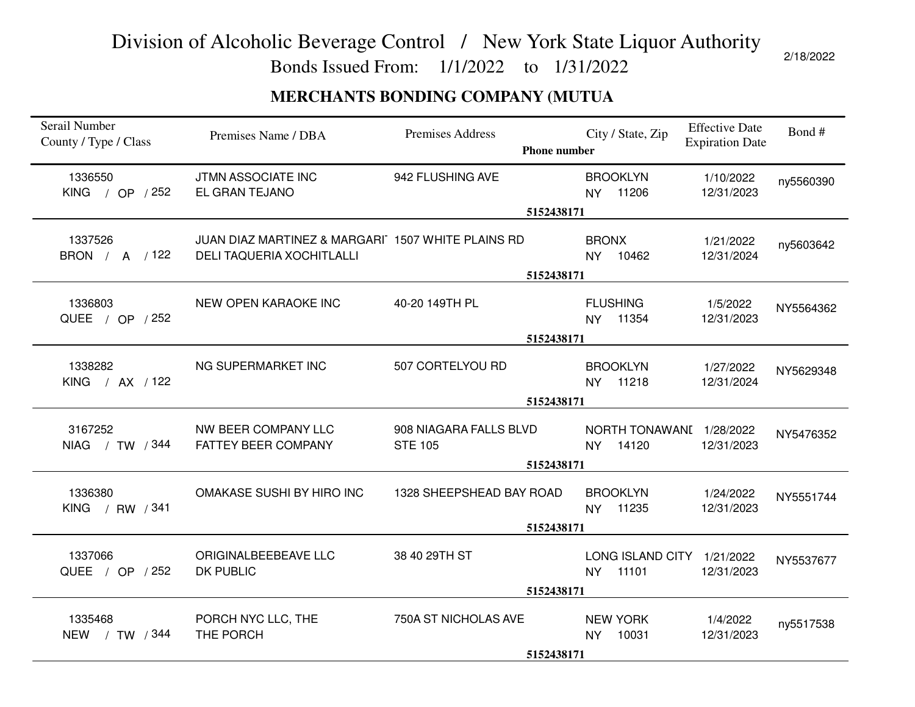# Division of Alcoholic Beverage Control / New York State Liquor Authority

Bonds Issued From: 1/1/2022 to 1/31/2022

2/18/2022

## MERCHANTS BONDING COMPANY (MUTUA

| Serail Number County / Type / Class | Premises Name / DBA | Premises Address | City / State, Zip Phone number | Effective Date Expiration Date | Bond # |
|---|---|---|---|---|---|
| 1336550 KING / OP / 252 | JTMN ASSOCIATE INC EL GRAN TEJANO | 942 FLUSHING AVE | BROOKLYN NY 11206 5152438171 | 1/10/2022 12/31/2023 | ny5560390 |
| 1337526 BRON / A / 122 | JUAN DIAZ MARTINEZ & MARGARI DELI TAQUERIA XOCHITLALLI | 1507 WHITE PLAINS RD | BRONX NY 10462 5152438171 | 1/21/2022 12/31/2024 | ny5603642 |
| 1336803 QUEE / OP / 252 | NEW OPEN KARAOKE INC | 40-20 149TH PL | FLUSHING NY 11354 5152438171 | 1/5/2022 12/31/2023 | NY5564362 |
| 1338282 KING / AX / 122 | NG SUPERMARKET INC | 507 CORTELYOU RD | BROOKLYN NY 11218 5152438171 | 1/27/2022 12/31/2024 | NY5629348 |
| 3167252 NIAG / TW / 344 | NW BEER COMPANY LLC FATTEY BEER COMPANY | 908 NIAGARA FALLS BLVD STE 105 | NORTH TONAWANI NY 14120 5152438171 | 1/28/2022 12/31/2023 | NY5476352 |
| 1336380 KING / RW / 341 | OMAKASE SUSHI BY HIRO INC | 1328 SHEEPSHEAD BAY ROAD | BROOKLYN NY 11235 5152438171 | 1/24/2022 12/31/2023 | NY5551744 |
| 1337066 QUEE / OP / 252 | ORIGINALBEEBEAVE LLC DK PUBLIC | 38 40 29TH ST | LONG ISLAND CITY NY 11101 5152438171 | 1/21/2022 12/31/2023 | NY5537677 |
| 1335468 NEW / TW / 344 | PORCH NYC LLC, THE THE PORCH | 750A ST NICHOLAS AVE | NEW YORK NY 10031 5152438171 | 1/4/2022 12/31/2023 | ny5517538 |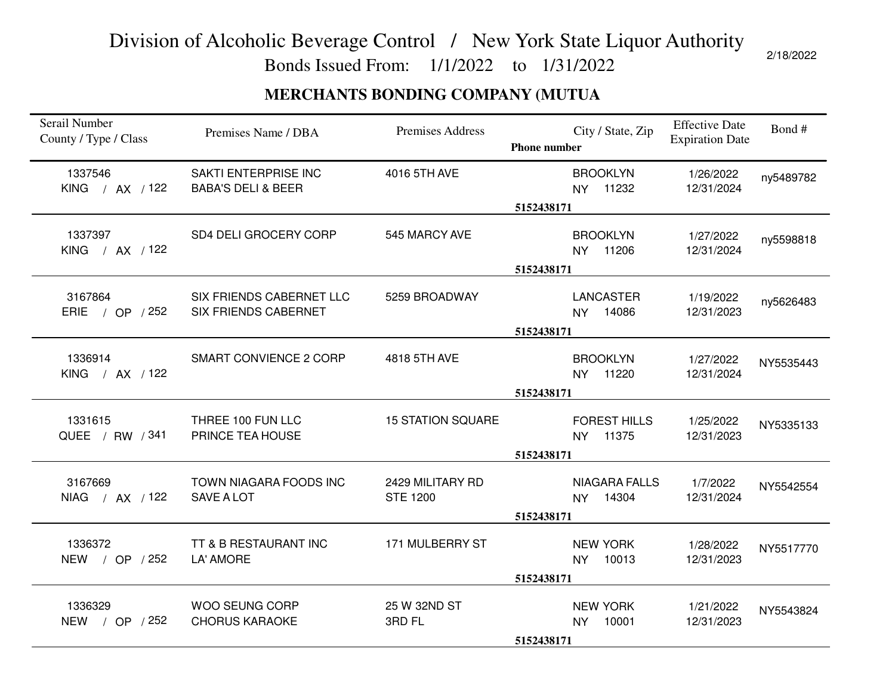# Division of Alcoholic Beverage Control / New York State Liquor Authority

Bonds Issued From: 1/1/2022 to 1/31/2022

2/18/2022

## MERCHANTS BONDING COMPANY (MUTUA

| Serail Number<br>County / Type / Class | Premises Name / DBA | Premises Address | City / State, Zip<br>Phone number | Effective Date<br>Expiration Date | Bond # |
|---|---|---|---|---|---|
| 1337546<br>KING / AX / 122 | SAKTI ENTERPRISE INC<br>BABA'S DELI & BEER | 4016 5TH AVE | BROOKLYN<br>NY 11232<br>5152438171 | 1/26/2022<br>12/31/2024 | ny5489782 |
| 1337397<br>KING / AX / 122 | SD4 DELI GROCERY CORP | 545 MARCY AVE | BROOKLYN<br>NY 11206<br>5152438171 | 1/27/2022<br>12/31/2024 | ny5598818 |
| 3167864<br>ERIE / OP / 252 | SIX FRIENDS CABERNET LLC<br>SIX FRIENDS CABERNET | 5259 BROADWAY | LANCASTER<br>NY 14086<br>5152438171 | 1/19/2022<br>12/31/2023 | ny5626483 |
| 1336914<br>KING / AX / 122 | SMART CONVIENCE 2 CORP | 4818 5TH AVE | BROOKLYN<br>NY 11220<br>5152438171 | 1/27/2022<br>12/31/2024 | NY5535443 |
| 1331615<br>QUEE / RW / 341 | THREE 100 FUN LLC<br>PRINCE TEA HOUSE | 15 STATION SQUARE | FOREST HILLS<br>NY 11375<br>5152438171 | 1/25/2022<br>12/31/2023 | NY5335133 |
| 3167669<br>NIAG / AX / 122 | TOWN NIAGARA FOODS INC<br>SAVE A LOT | 2429 MILITARY RD<br>STE 1200 | NIAGARA FALLS<br>NY 14304<br>5152438171 | 1/7/2022<br>12/31/2024 | NY5542554 |
| 1336372<br>NEW / OP / 252 | TT & B RESTAURANT INC<br>LA' AMORE | 171 MULBERRY ST | NEW YORK<br>NY 10013<br>5152438171 | 1/28/2022<br>12/31/2023 | NY5517770 |
| 1336329<br>NEW / OP / 252 | WOO SEUNG CORP<br>CHORUS KARAOKE | 25 W 32ND ST<br>3RD FL | NEW YORK<br>NY 10001<br>5152438171 | 1/21/2022<br>12/31/2023 | NY5543824 |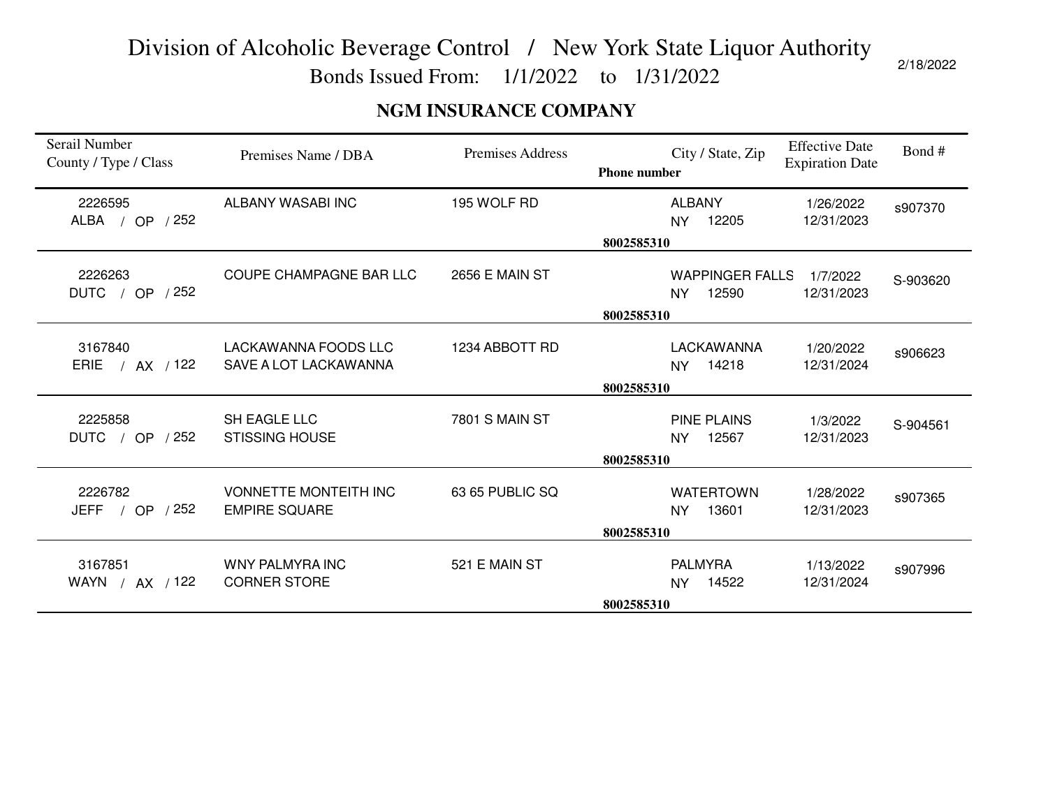# Division of Alcoholic Beverage Control / New York State Liquor Authority

Bonds Issued From: 1/1/2022 to 1/31/2022

2/18/2022

## NGM INSURANCE COMPANY

| Serail Number<br>County / Type / Class | Premises Name / DBA | Premises Address | City / State, Zip<br>**Phone number** | Effective Date<br>Expiration Date | Bond # |
|---|---|---|---|---|---|
| 2226595<br>ALBA / OP / 252 | ALBANY WASABI INC | 195 WOLF RD | ALBANY<br>NY 12205<br>**8002585310** | 1/26/2022<br>12/31/2023 | s907370 |
| 2226263<br>DUTC / OP / 252 | COUPE CHAMPAGNE BAR LLC | 2656 E MAIN ST | WAPPINGER FALLS<br>NY 12590<br>**8002585310** | 1/7/2022<br>12/31/2023 | S-903620 |
| 3167840<br>ERIE / AX / 122 | LACKAWANNA FOODS LLC<br>SAVE A LOT LACKAWANNA | 1234 ABBOTT RD | LACKAWANNA<br>NY 14218<br>**8002585310** | 1/20/2022<br>12/31/2024 | s906623 |
| 2225858<br>DUTC / OP / 252 | SH EAGLE LLC<br>STISSING HOUSE | 7801 S MAIN ST | PINE PLAINS<br>NY 12567<br>**8002585310** | 1/3/2022<br>12/31/2023 | S-904561 |
| 2226782<br>JEFF / OP / 252 | VONNETTE MONTEITH INC<br>EMPIRE SQUARE | 63 65 PUBLIC SQ | WATERTOWN<br>NY 13601<br>**8002585310** | 1/28/2022<br>12/31/2023 | s907365 |
| 3167851<br>WAYN / AX / 122 | WNY PALMYRA INC<br>CORNER STORE | 521 E MAIN ST | PALMYRA<br>NY 14522<br>**8002585310** | 1/13/2022<br>12/31/2024 | s907996 |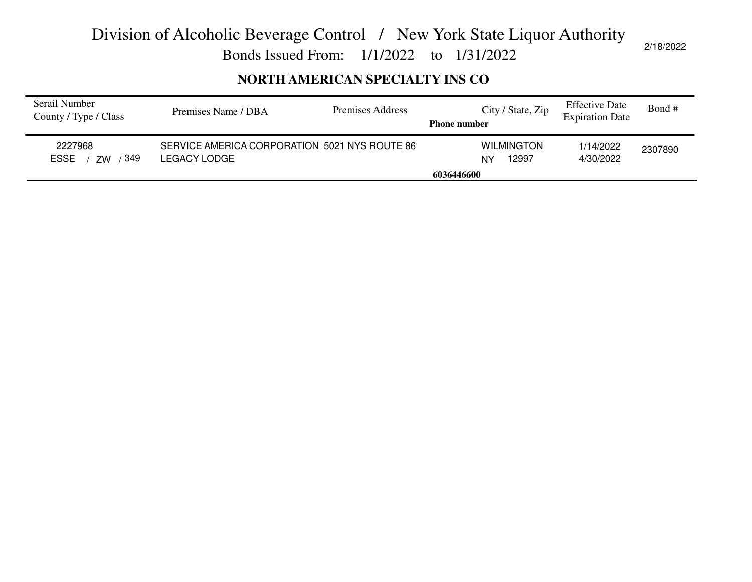# Division of Alcoholic Beverage Control / New York State Liquor Authority

## Bonds Issued From: 1/1/2022 to 1/31/2022

2/18/2022

### NORTH AMERICAN SPECIALTY INS CO

| Serail Number<br>County / Type / Class | Premises Name / DBA | Premises Address<br>Phone number | City / State, Zip | Effective Date<br>Expiration Date | Bond # |
|---|---|---|---|---|---|
| 2227968<br>ESSE / ZW / 349 | SERVICE AMERICA CORPORATION<br>LEGACY LODGE | 5021 NYS ROUTE 86<br>6036446600 | WILMINGTON<br>NY 12997 | 1/14/2022<br>4/30/2022 | 2307890 |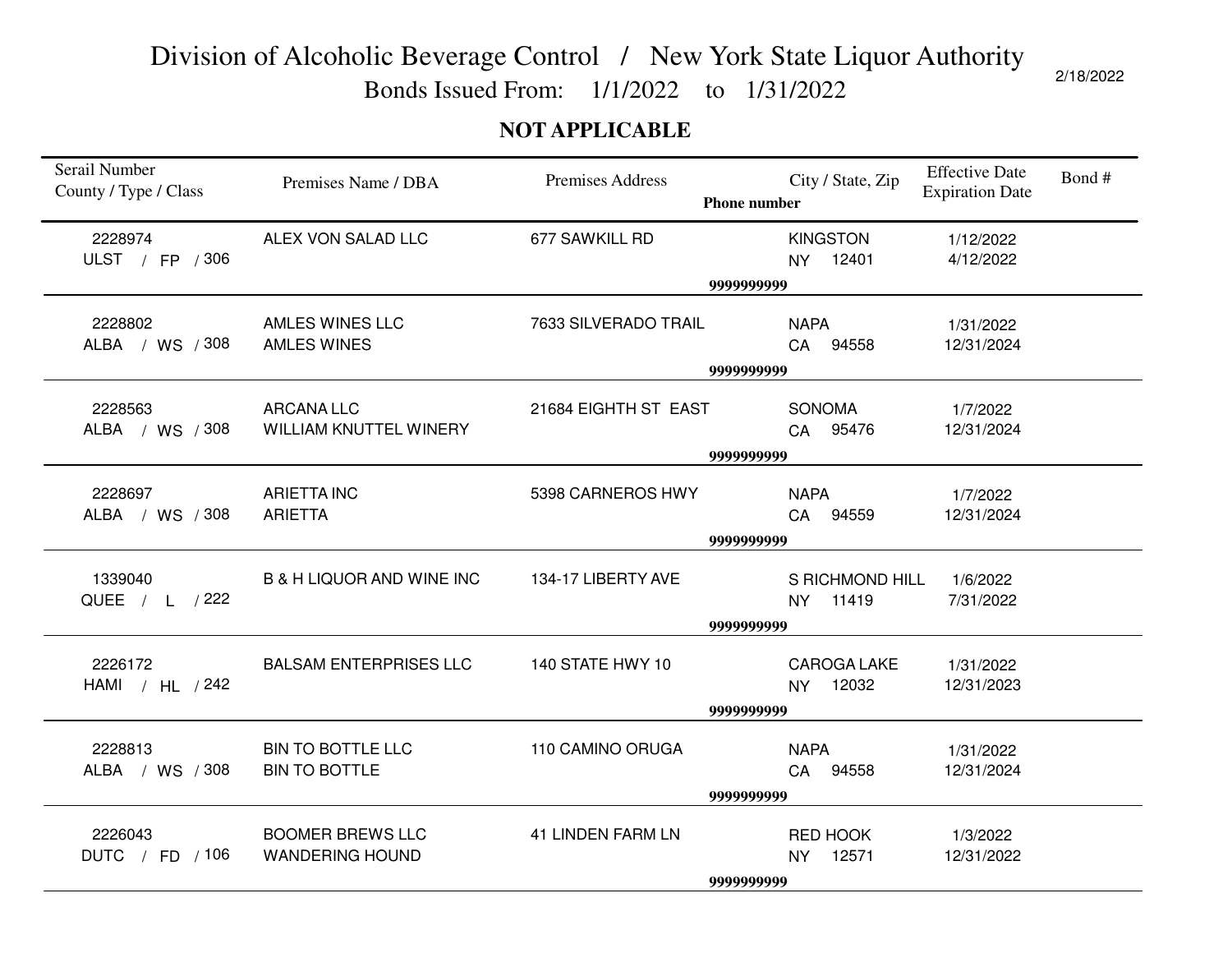# Division of Alcoholic Beverage Control / New York State Liquor Authority

Bonds Issued From: 1/1/2022 to 1/31/2022

2/18/2022

**NOT APPLICABLE**

| Serail Number County / Type / Class | Premises Name / DBA | Premises Address | Phone number | City / State, Zip | Effective Date Expiration Date | Bond # |
|---|---|---|---|---|---|---|
| 2228974 ULST / FP / 306 | ALEX VON SALAD LLC | 677 SAWKILL RD | 9999999999 | KINGSTON NY 12401 | 1/12/2022 4/12/2022 | |
| 2228802 ALBA / WS / 308 | AMLES WINES LLC AMLES WINES | 7633 SILVERADO TRAIL | 9999999999 | NAPA CA 94558 | 1/31/2022 12/31/2024 | |
| 2228563 ALBA / WS / 308 | ARCANA LLC WILLIAM KNUTTEL WINERY | 21684 EIGHTH ST EAST | 9999999999 | SONOMA CA 95476 | 1/7/2022 12/31/2024 | |
| 2228697 ALBA / WS / 308 | ARIETTA INC ARIETTA | 5398 CARNEROS HWY | 9999999999 | NAPA CA 94559 | 1/7/2022 12/31/2024 | |
| 1339040 QUEE / L / 222 | B & H LIQUOR AND WINE INC | 134-17 LIBERTY AVE | 9999999999 | S RICHMOND HILL NY 11419 | 1/6/2022 7/31/2022 | |
| 2226172 HAMI / HL / 242 | BALSAM ENTERPRISES LLC | 140 STATE HWY 10 | 9999999999 | CAROGA LAKE NY 12032 | 1/31/2022 12/31/2023 | |
| 2228813 ALBA / WS / 308 | BIN TO BOTTLE LLC BIN TO BOTTLE | 110 CAMINO ORUGA | 9999999999 | NAPA CA 94558 | 1/31/2022 12/31/2024 | |
| 2226043 DUTC / FD / 106 | BOOMER BREWS LLC WANDERING HOUND | 41 LINDEN FARM LN | 9999999999 | RED HOOK NY 12571 | 1/3/2022 12/31/2022 | |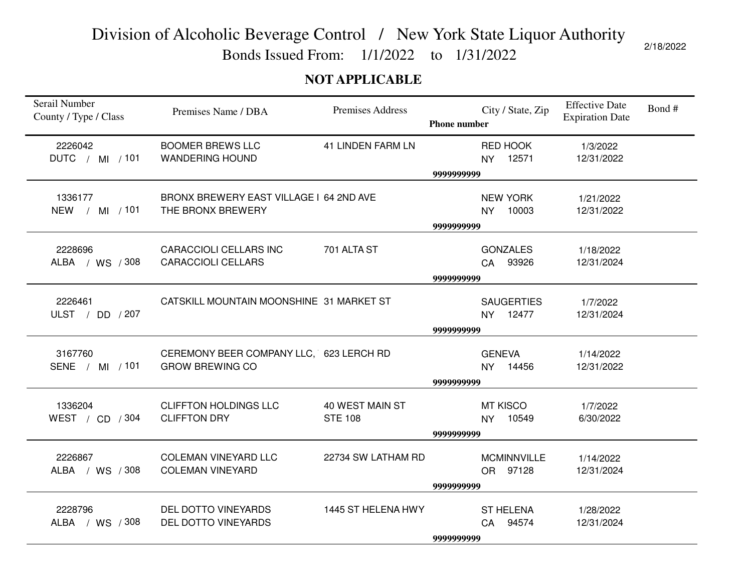# Division of Alcoholic Beverage Control / New York State Liquor Authority

Bonds Issued From: 1/1/2022 to 1/31/2022

2/18/2022

**NOT APPLICABLE**

| Serail Number County / Type / Class | Premises Name / DBA | Premises Address | City / State, Zip **Phone number** | Effective Date Expiration Date | Bond # |
|---|---|---|---|---|---|
| 2226042 DUTC / MI / 101 | BOOMER BREWS LLC WANDERING HOUND | 41 LINDEN FARM LN | RED HOOK NY 12571 **9999999999** | 1/3/2022 12/31/2022 | |
| 1336177 NEW / MI / 101 | BRONX BREWERY EAST VILLAGE I THE BRONX BREWERY | 64 2ND AVE | NEW YORK NY 10003 **9999999999** | 1/21/2022 12/31/2022 | |
| 2228696 ALBA / WS / 308 | CARACCIOLI CELLARS INC CARACCIOLI CELLARS | 701 ALTA ST | GONZALES CA 93926 **9999999999** | 1/18/2022 12/31/2024 | |
| 2226461 ULST / DD / 207 | CATSKILL MOUNTAIN MOONSHINE | 31 MARKET ST | SAUGERTIES NY 12477 **9999999999** | 1/7/2022 12/31/2024 | |
| 3167760 SENE / MI / 101 | CEREMONY BEER COMPANY LLC, GROW BREWING CO | 623 LERCH RD | GENEVA NY 14456 **9999999999** | 1/14/2022 12/31/2022 | |
| 1336204 WEST / CD / 304 | CLIFFTON HOLDINGS LLC CLIFFTON DRY | 40 WEST MAIN ST STE 108 | MT KISCO NY 10549 **9999999999** | 1/7/2022 6/30/2022 | |
| 2226867 ALBA / WS / 308 | COLEMAN VINEYARD LLC COLEMAN VINEYARD | 22734 SW LATHAM RD | MCMINNVILLE OR 97128 **9999999999** | 1/14/2022 12/31/2024 | |
| 2228796 ALBA / WS / 308 | DEL DOTTO VINEYARDS DEL DOTTO VINEYARDS | 1445 ST HELENA HWY | ST HELENA CA 94574 **9999999999** | 1/28/2022 12/31/2024 | |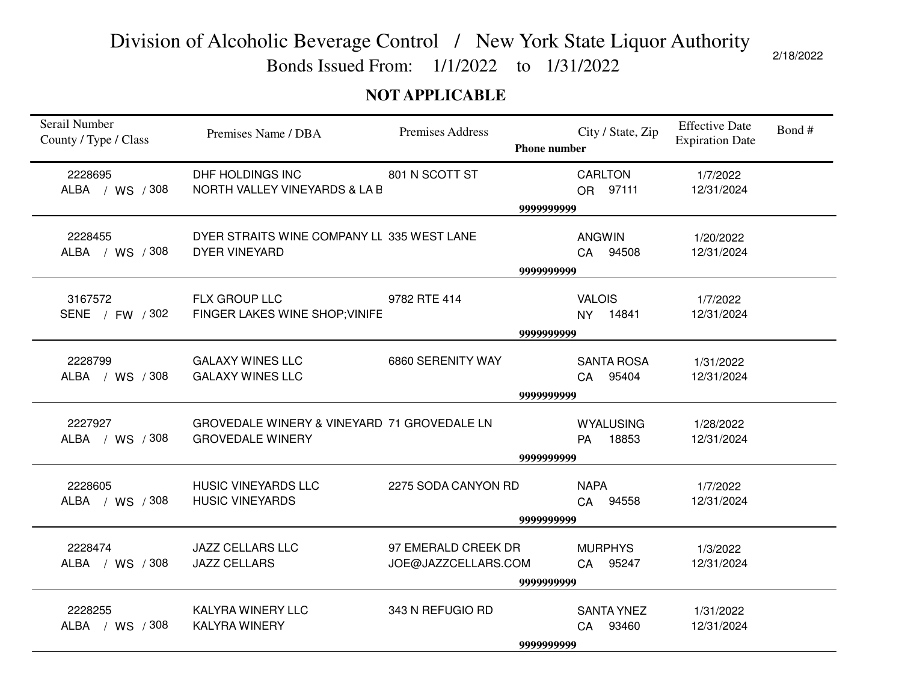# Division of Alcoholic Beverage Control / New York State Liquor Authority

Bonds Issued From: 1/1/2022 to 1/31/2022

2/18/2022

**NOT APPLICABLE**

| Serail Number<br>County / Type / Class | Premises Name / DBA | Premises Address | Phone number | City / State, Zip | Effective Date<br>Expiration Date | Bond # |
|---|---|---|---|---|---|---|
| 2228695<br>ALBA / WS / 308 | DHF HOLDINGS INC<br>NORTH VALLEY VINEYARDS & LA B | 801 N SCOTT ST | 9999999999 | CARLTON<br>OR 97111 | 1/7/2022<br>12/31/2024 | |
| 2228455<br>ALBA / WS / 308 | DYER STRAITS WINE COMPANY LL<br>DYER VINEYARD | 335 WEST LANE | 9999999999 | ANGWIN<br>CA 94508 | 1/20/2022<br>12/31/2024 | |
| 3167572<br>SENE / FW / 302 | FLX GROUP LLC<br>FINGER LAKES WINE SHOP;VINIFE | 9782 RTE 414 | 9999999999 | VALOIS<br>NY 14841 | 1/7/2022<br>12/31/2024 | |
| 2228799<br>ALBA / WS / 308 | GALAXY WINES LLC<br>GALAXY WINES LLC | 6860 SERENITY WAY | 9999999999 | SANTA ROSA<br>CA 95404 | 1/31/2022<br>12/31/2024 | |
| 2227927<br>ALBA / WS / 308 | GROVEDALE WINERY & VINEYARD<br>GROVEDALE WINERY | 71 GROVEDALE LN | 9999999999 | WYALUSING<br>PA 18853 | 1/28/2022<br>12/31/2024 | |
| 2228605<br>ALBA / WS / 308 | HUSIC VINEYARDS LLC<br>HUSIC VINEYARDS | 2275 SODA CANYON RD | 9999999999 | NAPA<br>CA 94558 | 1/7/2022<br>12/31/2024 | |
| 2228474<br>ALBA / WS / 308 | JAZZ CELLARS LLC<br>JAZZ CELLARS | 97 EMERALD CREEK DR<br>JOE@JAZZCELLARS.COM | 9999999999 | MURPHYS<br>CA 95247 | 1/3/2022<br>12/31/2024 | |
| 2228255<br>ALBA / WS / 308 | KALYRA WINERY LLC<br>KALYRA WINERY | 343 N REFUGIO RD | 9999999999 | SANTA YNEZ<br>CA 93460 | 1/31/2022<br>12/31/2024 | |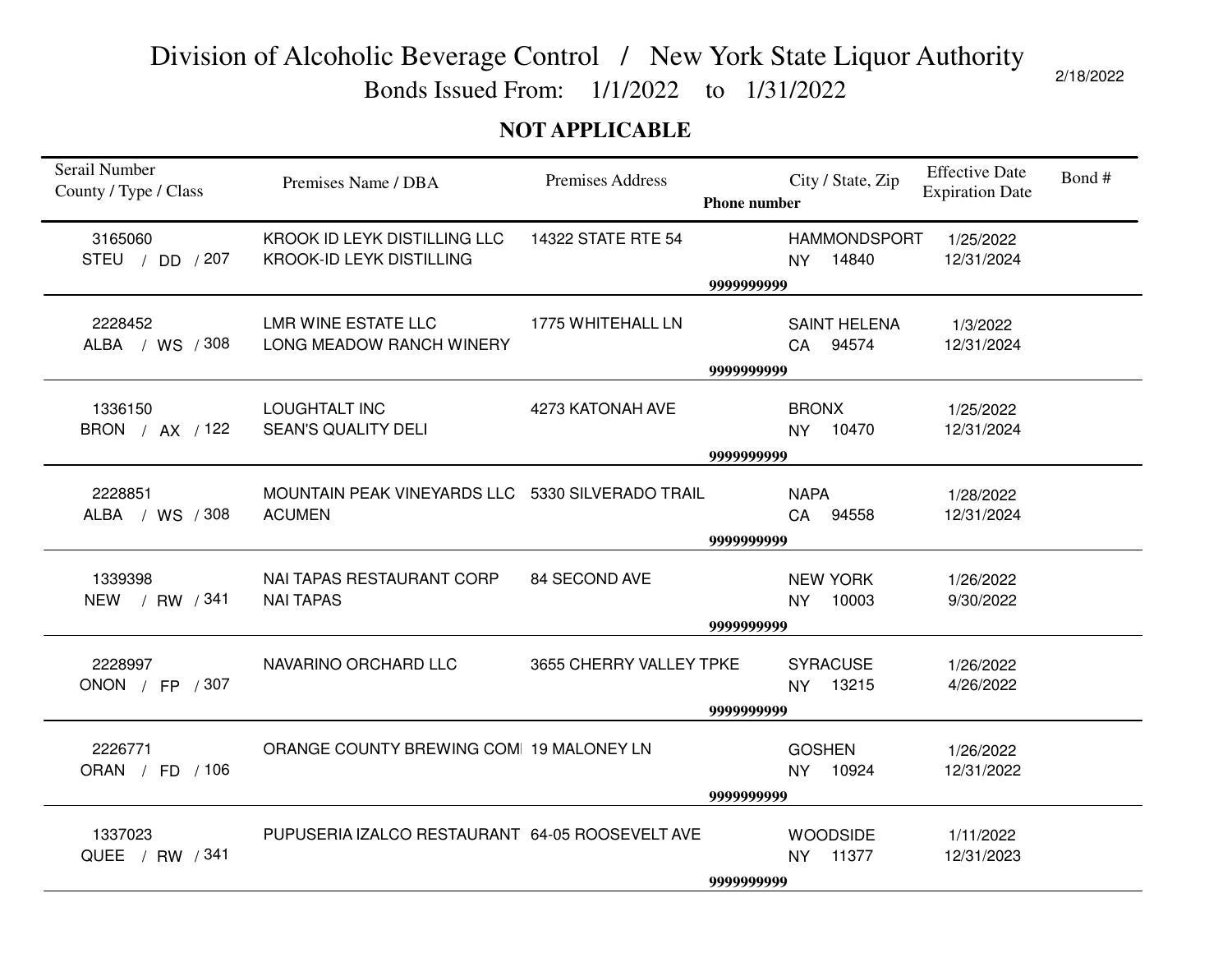# Division of Alcoholic Beverage Control / New York State Liquor Authority

## Bonds Issued From: 1/1/2022 to 1/31/2022

2/18/2022

**NOT APPLICABLE**

| Serail Number<br>County / Type / Class | Premises Name / DBA | Premises Address<br>**Phone number** | City / State, Zip | Effective Date<br>Expiration Date | Bond # |
|---|---|---|---|---|---|
| 3165060<br>STEU / DD / 207 | KROOK ID LEYK DISTILLING LLC<br>KROOK-ID LEYK DISTILLING | 14322 STATE RTE 54<br>**9999999999** | HAMMONDSPORT<br>NY 14840 | 1/25/2022<br>12/31/2024 | |
| 2228452<br>ALBA / WS / 308 | LMR WINE ESTATE LLC<br>LONG MEADOW RANCH WINERY | 1775 WHITEHALL LN<br>**9999999999** | SAINT HELENA<br>CA 94574 | 1/3/2022<br>12/31/2024 | |
| 1336150<br>BRON / AX / 122 | LOUGHTALT INC<br>SEAN'S QUALITY DELI | 4273 KATONAH AVE<br>**9999999999** | BRONX<br>NY 10470 | 1/25/2022<br>12/31/2024 | |
| 2228851<br>ALBA / WS / 308 | MOUNTAIN PEAK VINEYARDS LLC<br>ACUMEN | 5330 SILVERADO TRAIL<br>**9999999999** | NAPA<br>CA 94558 | 1/28/2022<br>12/31/2024 | |
| 1339398<br>NEW / RW / 341 | NAI TAPAS RESTAURANT CORP<br>NAI TAPAS | 84 SECOND AVE<br>**9999999999** | NEW YORK<br>NY 10003 | 1/26/2022<br>9/30/2022 | |
| 2228997<br>ONON / FP / 307 | NAVARINO ORCHARD LLC | 3655 CHERRY VALLEY TPKE<br>**9999999999** | SYRACUSE<br>NY 13215 | 1/26/2022<br>4/26/2022 | |
| 2226771<br>ORAN / FD / 106 | ORANGE COUNTY BREWING COMI | 19 MALONEY LN<br>**9999999999** | GOSHEN<br>NY 10924 | 1/26/2022<br>12/31/2022 | |
| 1337023<br>QUEE / RW / 341 | PUPUSERIA IZALCO RESTAURANT | 64-05 ROOSEVELT AVE<br>**9999999999** | WOODSIDE<br>NY 11377 | 1/11/2022<br>12/31/2023 | |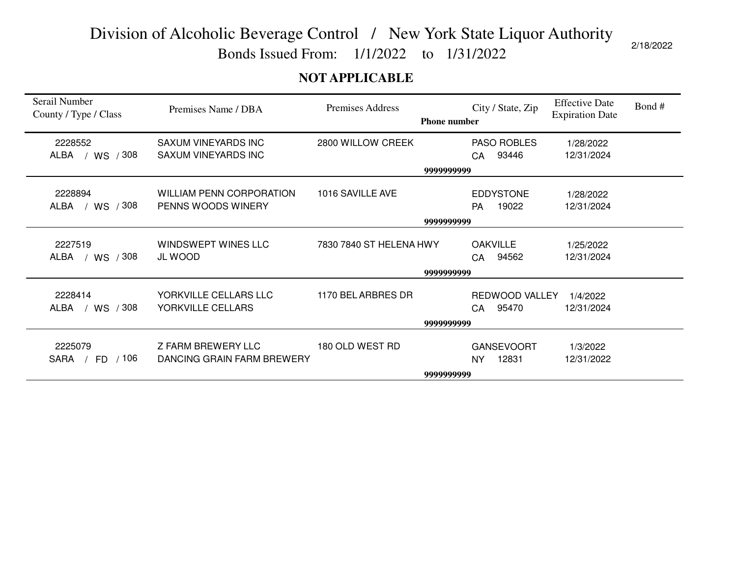# Division of Alcoholic Beverage Control / New York State Liquor Authority

## Bonds Issued From: 1/1/2022 to 1/31/2022

2/18/2022

**NOT APPLICABLE**

| Serail Number<br>County / Type / Class | Premises Name / DBA | Premises Address<br>**Phone number** | City / State, Zip | Effective Date<br>Expiration Date | Bond # |
|---|---|---|---|---|---|
| 2228552<br>ALBA / WS / 308 | SAXUM VINEYARDS INC<br>SAXUM VINEYARDS INC | 2800 WILLOW CREEK<br>**9999999999** | PASO ROBLES<br>CA 93446 | 1/28/2022<br>12/31/2024 | |
| 2228894<br>ALBA / WS / 308 | WILLIAM PENN CORPORATION<br>PENNS WOODS WINERY | 1016 SAVILLE AVE<br>**9999999999** | EDDYSTONE<br>PA 19022 | 1/28/2022<br>12/31/2024 | |
| 2227519<br>ALBA / WS / 308 | WINDSWEPT WINES LLC<br>JL WOOD | 7830 7840 ST HELENA HWY<br>**9999999999** | OAKVILLE<br>CA 94562 | 1/25/2022<br>12/31/2024 | |
| 2228414<br>ALBA / WS / 308 | YORKVILLE CELLARS LLC<br>YORKVILLE CELLARS | 1170 BEL ARBRES DR<br>**9999999999** | REDWOOD VALLEY<br>CA 95470 | 1/4/2022<br>12/31/2024 | |
| 2225079<br>SARA / FD / 106 | Z FARM BREWERY LLC<br>DANCING GRAIN FARM BREWERY | 180 OLD WEST RD<br>**9999999999** | GANSEVOORT<br>NY 12831 | 1/3/2022<br>12/31/2022 | |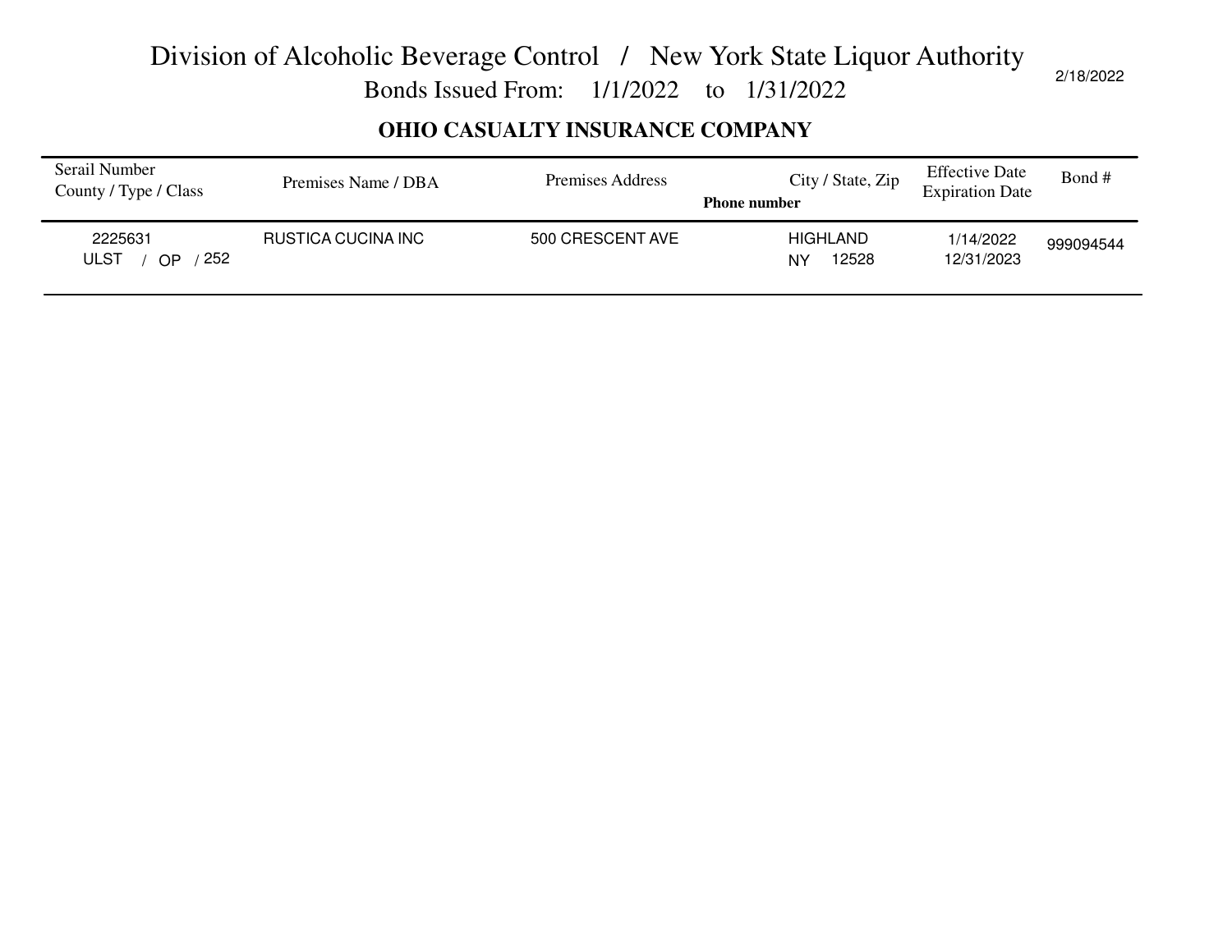# Division of Alcoholic Beverage Control / New York State Liquor Authority

## Bonds Issued From: 1/1/2022 to 1/31/2022

2/18/2022

### OHIO CASUALTY INSURANCE COMPANY

| Serail Number<br>County / Type / Class | Premises Name / DBA | Premises Address | City / State, Zip<br>Phone number | Effective Date<br>Expiration Date | Bond # |
|---|---|---|---|---|---|
| 2225631<br>ULST / OP / 252 | RUSTICA CUCINA INC | 500 CRESCENT AVE | HIGHLAND<br>NY 12528 | 1/14/2022<br>12/31/2023 | 999094544 |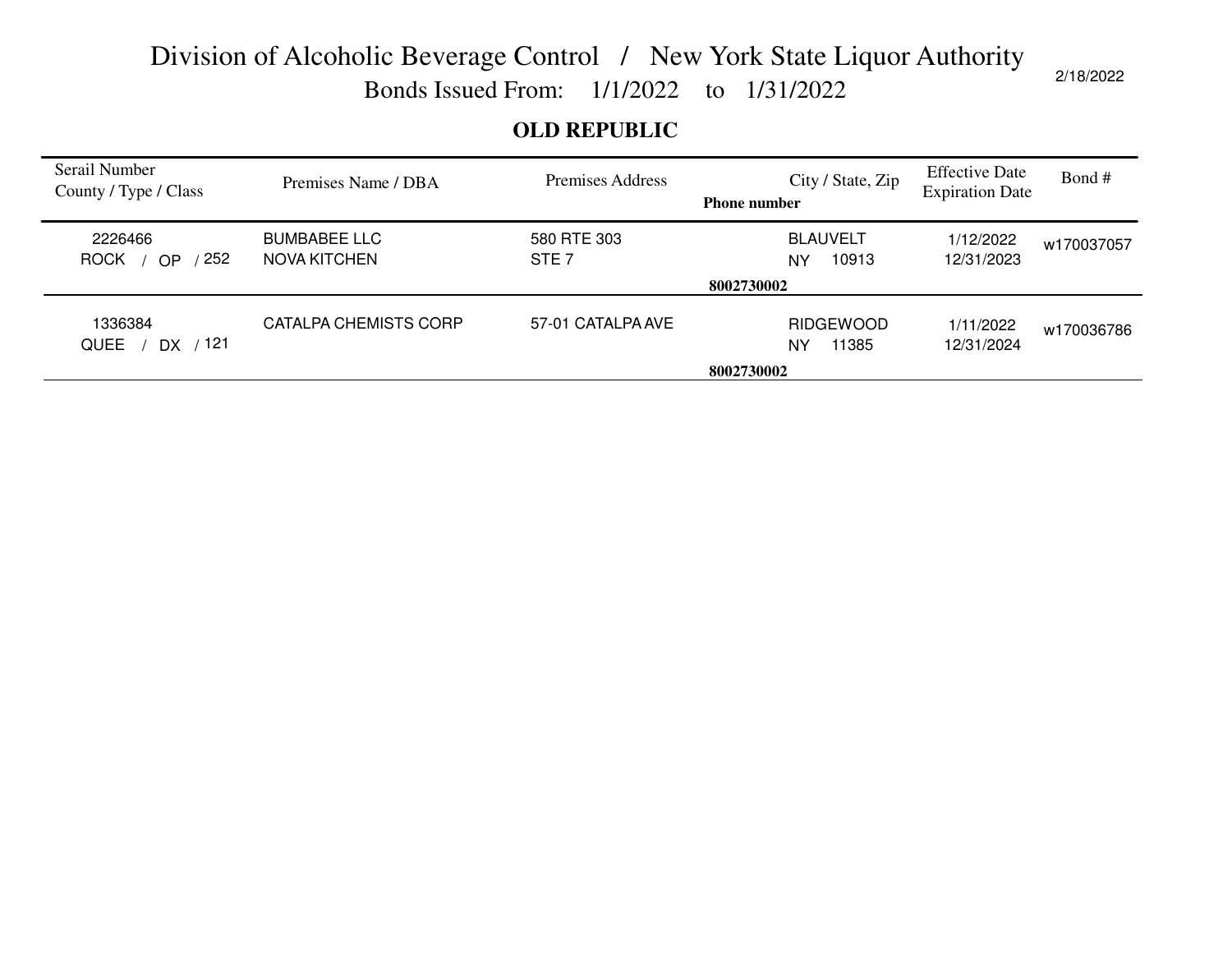# Division of Alcoholic Beverage Control / New York State Liquor Authority

Bonds Issued From: 1/1/2022 to 1/31/2022

2/18/2022

## OLD REPUBLIC

| Serail Number<br>County / Type / Class | Premises Name / DBA | Premises Address | City / State, Zip<br>**Phone number** | Effective Date<br>Expiration Date | Bond # |
|---|---|---|---|---|---|
| 2226466<br>ROCK / OP / 252 | BUMBABEE LLC<br>NOVA KITCHEN | 580 RTE 303<br>STE 7 | BLAUVELT<br>NY 10913<br>**8002730002** | 1/12/2022<br>12/31/2023 | w170037057 |
| 1336384<br>QUEE / DX / 121 | CATALPA CHEMISTS CORP | 57-01 CATALPA AVE | RIDGEWOOD<br>NY 11385<br>**8002730002** | 1/11/2022<br>12/31/2024 | w170036786 |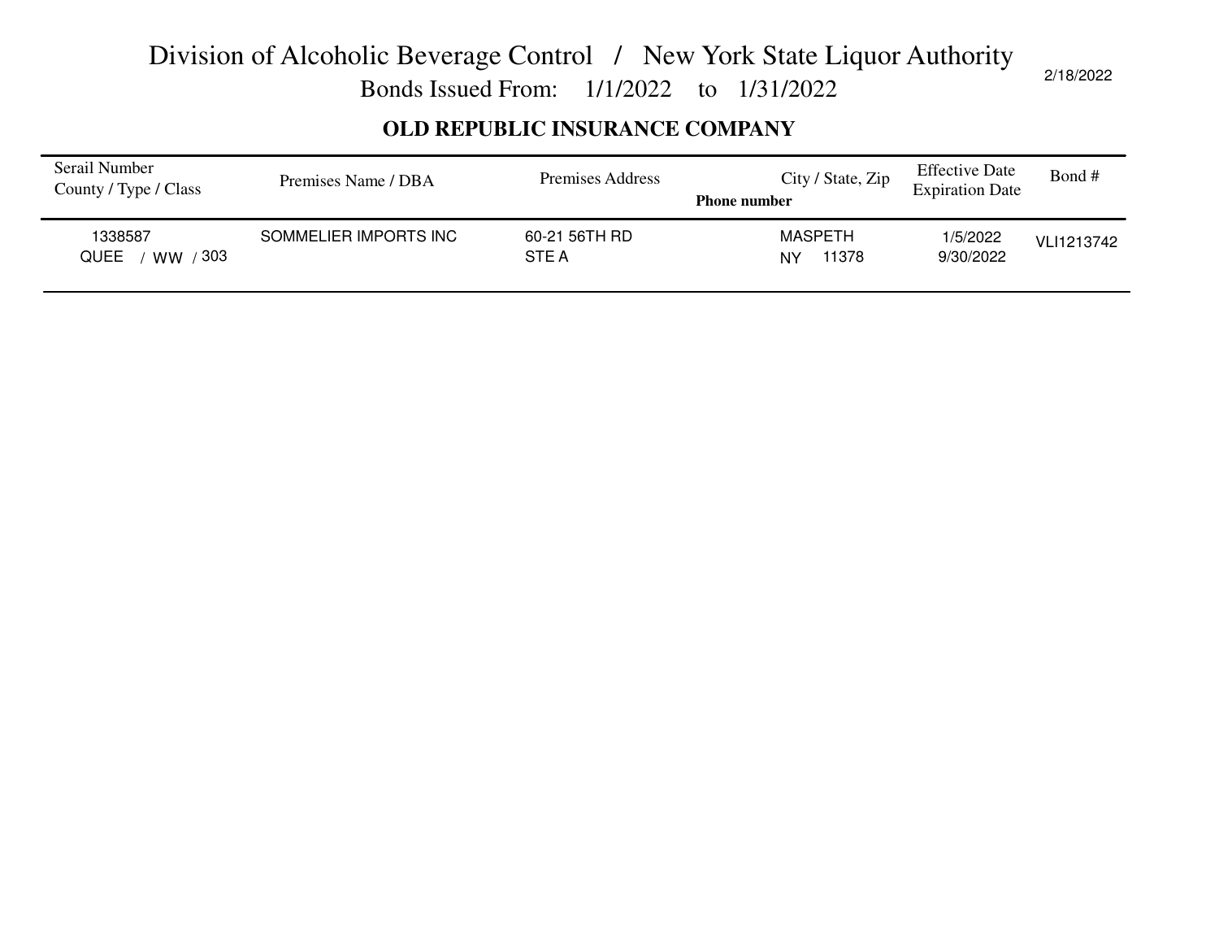# Division of Alcoholic Beverage Control / New York State Liquor Authority

Bonds Issued From: 1/1/2022 to 1/31/2022

2/18/2022

## OLD REPUBLIC INSURANCE COMPANY

| Serail Number<br>County / Type / Class | Premises Name / DBA | Premises Address | City / State, Zip<br>**Phone number** | Effective Date<br>Expiration Date | Bond # |
|---|---|---|---|---|---|
| 1338587<br>QUEE / WW / 303 | SOMMELIER IMPORTS INC | 60-21 56TH RD<br>STE A | MASPETH<br>NY 11378 | 1/5/2022<br>9/30/2022 | VLI1213742 |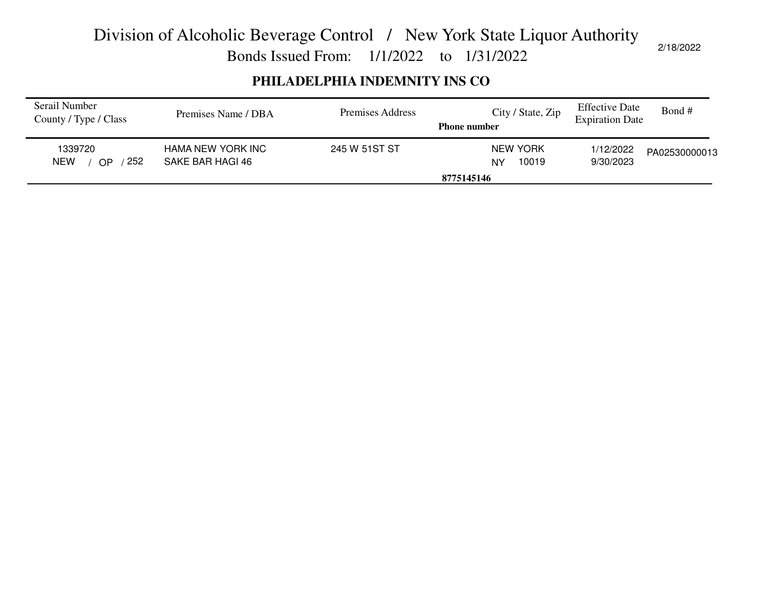# Division of Alcoholic Beverage Control / New York State Liquor Authority

Bonds Issued From: 1/1/2022 to 1/31/2022

2/18/2022

## PHILADELPHIA INDEMNITY INS CO

| Serail Number<br>County / Type / Class | Premises Name / DBA | Premises Address | City / State, Zip<br>Phone number | Effective Date<br>Expiration Date | Bond # |
|---|---|---|---|---|---|
| 1339720<br>NEW / OP / 252 | HAMA NEW YORK INC<br>SAKE BAR HAGI 46 | 245 W 51ST ST | NEW YORK<br>NY 10019<br>8775145146 | 1/12/2022<br>9/30/2023 | PA02530000013 |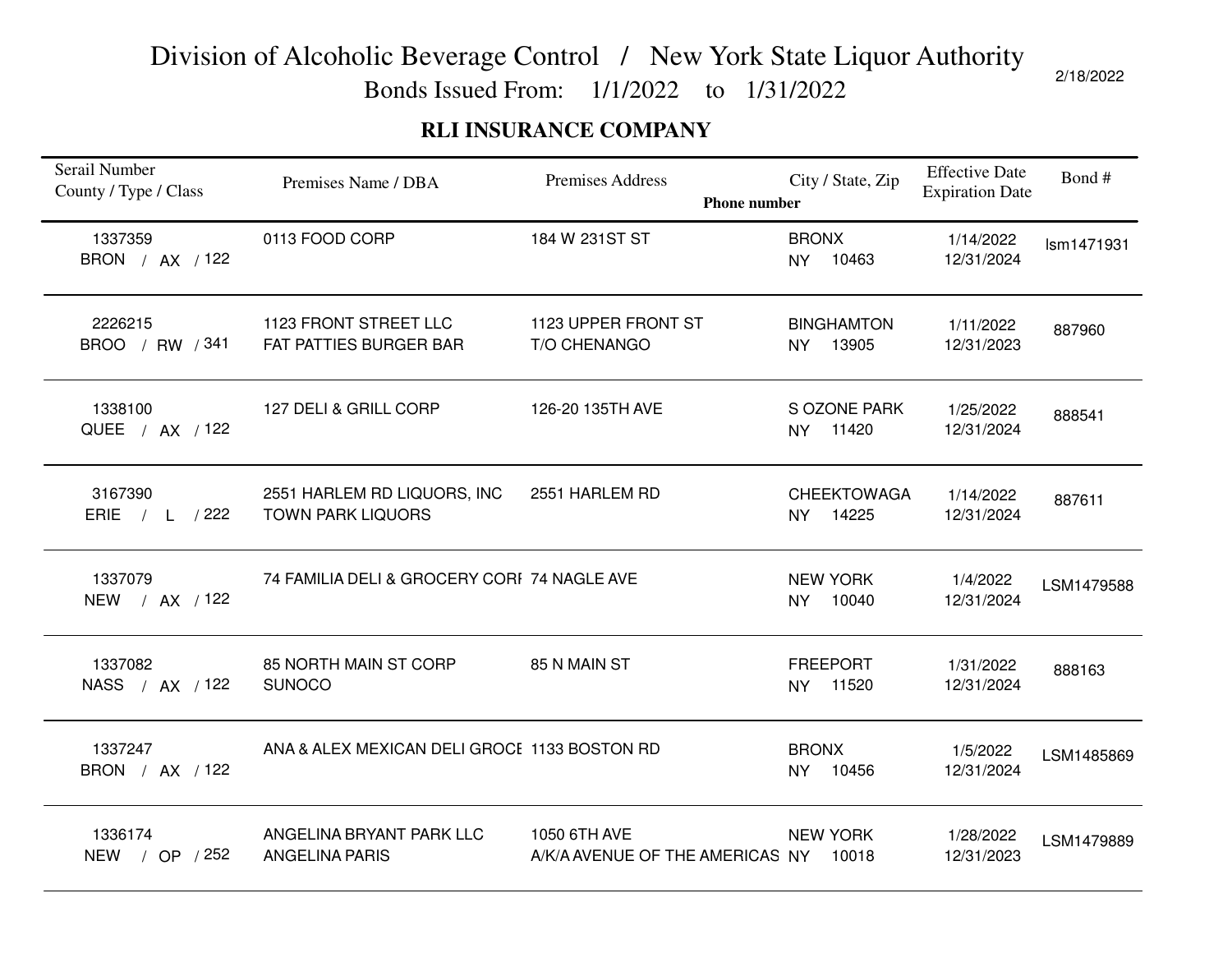# Division of Alcoholic Beverage Control / New York State Liquor Authority

Bonds Issued From: 1/1/2022 to 1/31/2022

2/18/2022

## RLI INSURANCE COMPANY

| Serail Number<br>County / Type / Class | Premises Name / DBA | Premises Address | City / State, Zip<br>Phone number | Effective Date<br>Expiration Date | Bond # |
|---|---|---|---|---|---|
| 1337359<br>BRON / AX / 122 | 0113 FOOD CORP | 184 W 231ST ST | BRONX<br>NY 10463 | 1/14/2022<br>12/31/2024 | lsm1471931 |
| 2226215<br>BROO / RW / 341 | 1123 FRONT STREET LLC<br>FAT PATTIES BURGER BAR | 1123 UPPER FRONT ST<br>T/O CHENANGO | BINGHAMTON<br>NY 13905 | 1/11/2022<br>12/31/2023 | 887960 |
| 1338100<br>QUEE / AX / 122 | 127 DELI & GRILL CORP | 126-20 135TH AVE | S OZONE PARK<br>NY 11420 | 1/25/2022<br>12/31/2024 | 888541 |
| 3167390<br>ERIE / L / 222 | 2551 HARLEM RD LIQUORS, INC<br>TOWN PARK LIQUORS | 2551 HARLEM RD | CHEEKTOWAGA<br>NY 14225 | 1/14/2022<br>12/31/2024 | 887611 |
| 1337079<br>NEW / AX / 122 | 74 FAMILIA DELI & GROCERY CORI | 74 NAGLE AVE | NEW YORK<br>NY 10040 | 1/4/2022<br>12/31/2024 | LSM1479588 |
| 1337082<br>NASS / AX / 122 | 85 NORTH MAIN ST CORP<br>SUNOCO | 85 N MAIN ST | FREEPORT<br>NY 11520 | 1/31/2022<br>12/31/2024 | 888163 |
| 1337247<br>BRON / AX / 122 | ANA & ALEX MEXICAN DELI GROCE | 1133 BOSTON RD | BRONX<br>NY 10456 | 1/5/2022<br>12/31/2024 | LSM1485869 |
| 1336174<br>NEW / OP / 252 | ANGELINA BRYANT PARK LLC<br>ANGELINA PARIS | 1050 6TH AVE<br>A/K/A AVENUE OF THE AMERICAS | NEW YORK<br>NY 10018 | 1/28/2022<br>12/31/2023 | LSM1479889 |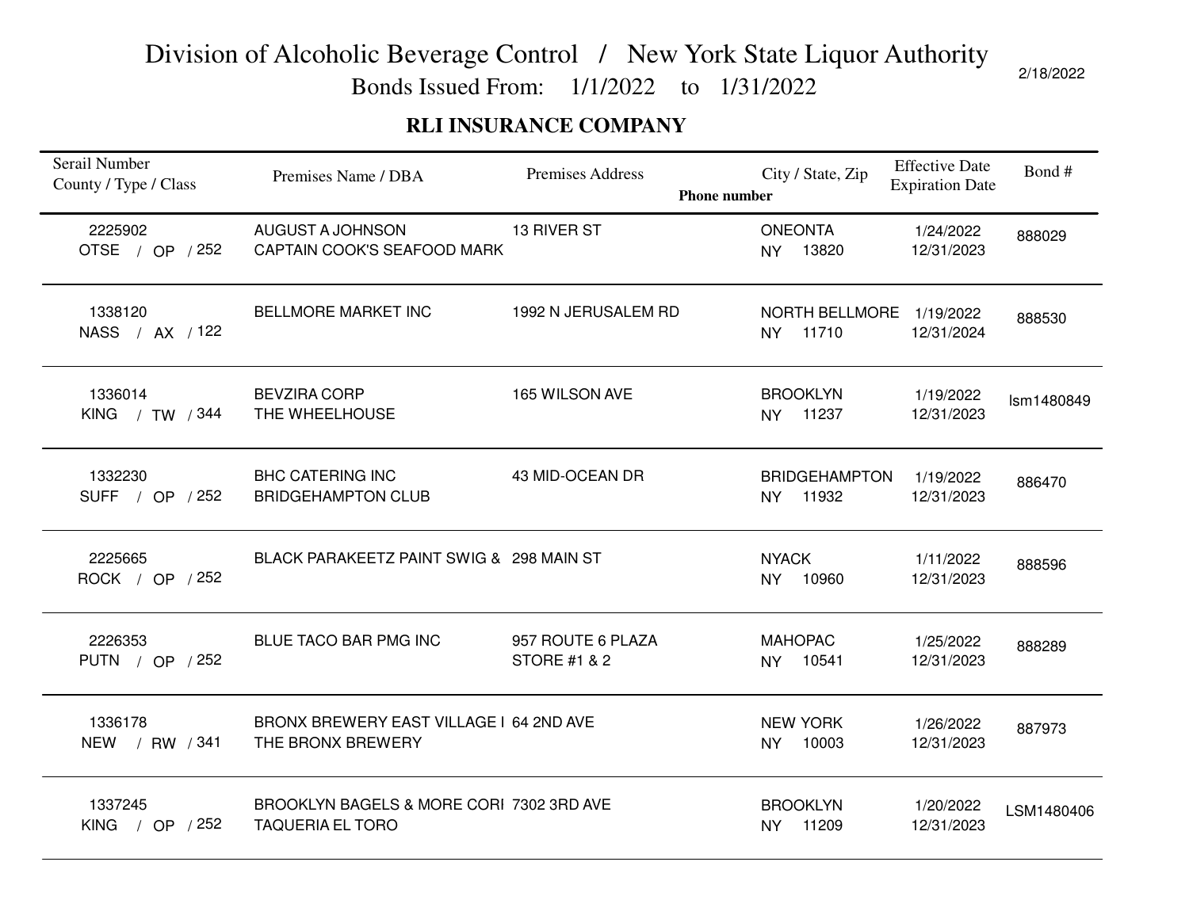# Division of Alcoholic Beverage Control / New York State Liquor Authority

Bonds Issued From: 1/1/2022 to 1/31/2022

2/18/2022

## RLI INSURANCE COMPANY

| Serail Number<br>County / Type / Class | Premises Name / DBA | Premises Address | City / State, Zip<br>Phone number | Effective Date<br>Expiration Date | Bond # |
|---|---|---|---|---|---|
| 2225902<br>OTSE / OP / 252 | AUGUST A JOHNSON<br>CAPTAIN COOK'S SEAFOOD MARK | 13 RIVER ST | ONEONTA<br>NY 13820 | 1/24/2022<br>12/31/2023 | 888029 |
| 1338120<br>NASS / AX / 122 | BELLMORE MARKET INC | 1992 N JERUSALEM RD | NORTH BELLMORE<br>NY 11710 | 1/19/2022<br>12/31/2024 | 888530 |
| 1336014<br>KING / TW / 344 | BEVZIRA CORP<br>THE WHEELHOUSE | 165 WILSON AVE | BROOKLYN<br>NY 11237 | 1/19/2022<br>12/31/2023 | lsm1480849 |
| 1332230<br>SUFF / OP / 252 | BHC CATERING INC<br>BRIDGEHAMPTON CLUB | 43 MID-OCEAN DR | BRIDGEHAMPTON<br>NY 11932 | 1/19/2022<br>12/31/2023 | 886470 |
| 2225665<br>ROCK / OP / 252 | BLACK PARAKEETZ PAINT SWIG & | 298 MAIN ST | NYACK<br>NY 10960 | 1/11/2022<br>12/31/2023 | 888596 |
| 2226353<br>PUTN / OP / 252 | BLUE TACO BAR PMG INC | 957 ROUTE 6 PLAZA<br>STORE #1 & 2 | MAHOPAC<br>NY 10541 | 1/25/2022<br>12/31/2023 | 888289 |
| 1336178<br>NEW / RW / 341 | BRONX BREWERY EAST VILLAGE I<br>THE BRONX BREWERY | 64 2ND AVE | NEW YORK<br>NY 10003 | 1/26/2022<br>12/31/2023 | 887973 |
| 1337245<br>KING / OP / 252 | BROOKLYN BAGELS & MORE CORI<br>TAQUERIA EL TORO | 7302 3RD AVE | BROOKLYN<br>NY 11209 | 1/20/2022<br>12/31/2023 | LSM1480406 |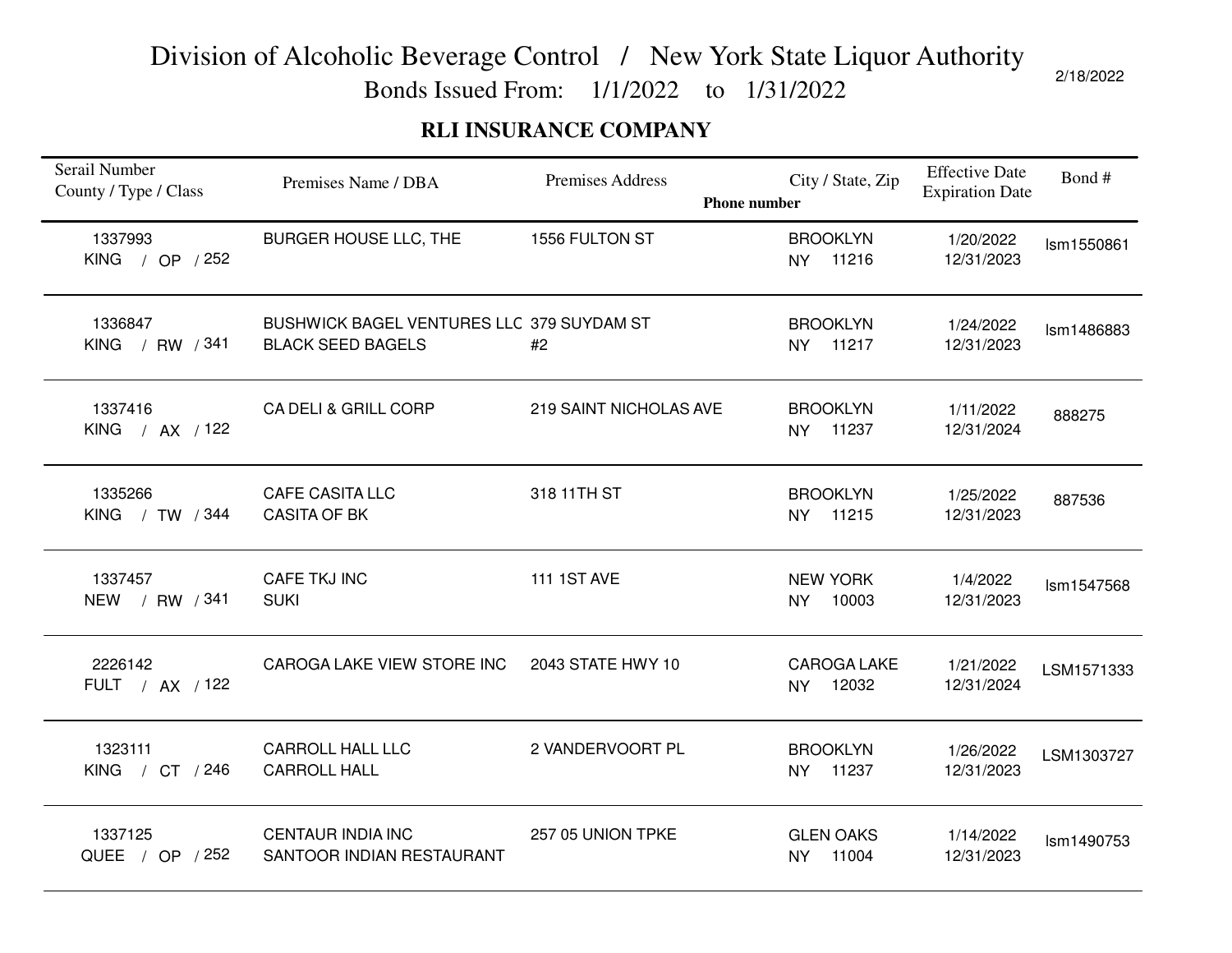# Division of Alcoholic Beverage Control / New York State Liquor Authority

Bonds Issued From: 1/1/2022 to 1/31/2022

2/18/2022

## RLI INSURANCE COMPANY

| Serail Number<br>County / Type / Class | Premises Name / DBA | Premises Address | City / State, Zip<br>Phone number | Effective Date<br>Expiration Date | Bond # |
|---|---|---|---|---|---|
| 1337993<br>KING / OP / 252 | BURGER HOUSE LLC, THE | 1556 FULTON ST | BROOKLYN<br>NY 11216 | 1/20/2022<br>12/31/2023 | lsm1550861 |
| 1336847<br>KING / RW / 341 | BUSHWICK BAGEL VENTURES LLC<br>BLACK SEED BAGELS | 379 SUYDAM ST<br>#2 | BROOKLYN<br>NY 11217 | 1/24/2022<br>12/31/2023 | lsm1486883 |
| 1337416<br>KING / AX / 122 | CA DELI & GRILL CORP | 219 SAINT NICHOLAS AVE | BROOKLYN<br>NY 11237 | 1/11/2022<br>12/31/2024 | 888275 |
| 1335266<br>KING / TW / 344 | CAFE CASITA LLC<br>CASITA OF BK | 318 11TH ST | BROOKLYN<br>NY 11215 | 1/25/2022<br>12/31/2023 | 887536 |
| 1337457<br>NEW / RW / 341 | CAFE TKJ INC<br>SUKI | 111 1ST AVE | NEW YORK<br>NY 10003 | 1/4/2022<br>12/31/2023 | lsm1547568 |
| 2226142<br>FULT / AX / 122 | CAROGA LAKE VIEW STORE INC | 2043 STATE HWY 10 | CAROGA LAKE<br>NY 12032 | 1/21/2022<br>12/31/2024 | LSM1571333 |
| 1323111<br>KING / CT / 246 | CARROLL HALL LLC<br>CARROLL HALL | 2 VANDERVOORT PL | BROOKLYN<br>NY 11237 | 1/26/2022<br>12/31/2023 | LSM1303727 |
| 1337125<br>QUEE / OP / 252 | CENTAUR INDIA INC<br>SANTOOR INDIAN RESTAURANT | 257 05 UNION TPKE | GLEN OAKS<br>NY 11004 | 1/14/2022<br>12/31/2023 | lsm1490753 |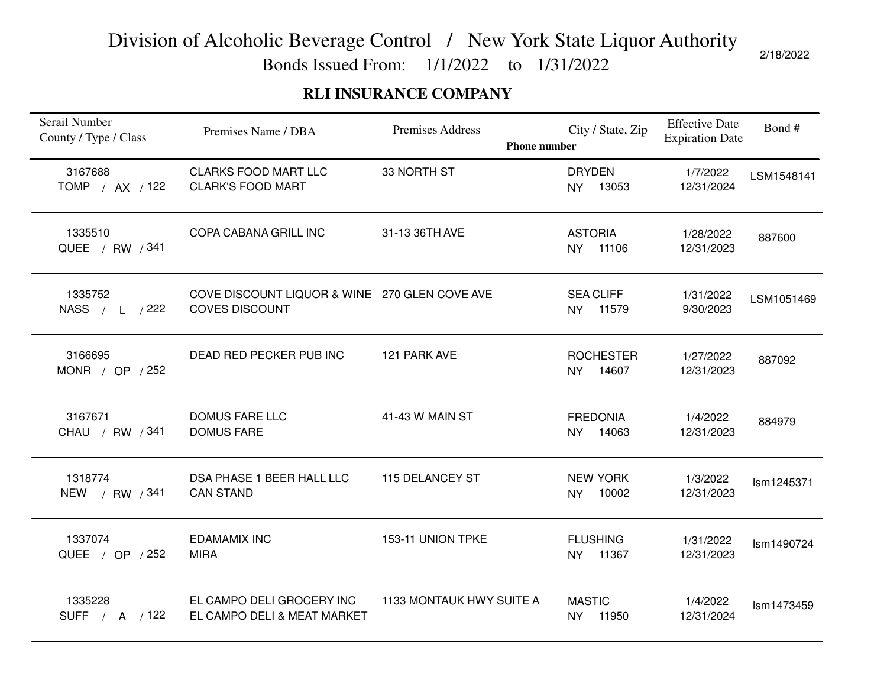# Division of Alcoholic Beverage Control / New York State Liquor Authority

Bonds Issued From: 1/1/2022 to 1/31/2022

2/18/2022

## RLI INSURANCE COMPANY

| Serail Number<br>County / Type / Class | Premises Name / DBA | Premises Address | City / State, Zip<br>**Phone number** | Effective Date<br>Expiration Date | Bond # |
|---|---|---|---|---|---|
| 3167688<br>TOMP / AX / 122 | CLARKS FOOD MART LLC<br>CLARK'S FOOD MART | 33 NORTH ST | DRYDEN<br>NY 13053 | 1/7/2022<br>12/31/2024 | LSM1548141 |
| 1335510<br>QUEE / RW / 341 | COPA CABANA GRILL INC | 31-13 36TH AVE | ASTORIA<br>NY 11106 | 1/28/2022<br>12/31/2023 | 887600 |
| 1335752<br>NASS / L / 222 | COVE DISCOUNT LIQUOR & WINE<br>COVES DISCOUNT | 270 GLEN COVE AVE | SEA CLIFF<br>NY 11579 | 1/31/2022<br>9/30/2023 | LSM1051469 |
| 3166695<br>MONR / OP / 252 | DEAD RED PECKER PUB INC | 121 PARK AVE | ROCHESTER<br>NY 14607 | 1/27/2022<br>12/31/2023 | 887092 |
| 3167671<br>CHAU / RW / 341 | DOMUS FARE LLC<br>DOMUS FARE | 41-43 W MAIN ST | FREDONIA<br>NY 14063 | 1/4/2022<br>12/31/2023 | 884979 |
| 1318774<br>NEW / RW / 341 | DSA PHASE 1 BEER HALL LLC<br>CAN STAND | 115 DELANCEY ST | NEW YORK<br>NY 10002 | 1/3/2022<br>12/31/2023 | lsm1245371 |
| 1337074<br>QUEE / OP / 252 | EDAMAMIX INC<br>MIRA | 153-11 UNION TPKE | FLUSHING<br>NY 11367 | 1/31/2022<br>12/31/2023 | lsm1490724 |
| 1335228<br>SUFF / A / 122 | EL CAMPO DELI GROCERY INC<br>EL CAMPO DELI & MEAT MARKET | 1133 MONTAUK HWY SUITE A | MASTIC<br>NY 11950 | 1/4/2022<br>12/31/2024 | lsm1473459 |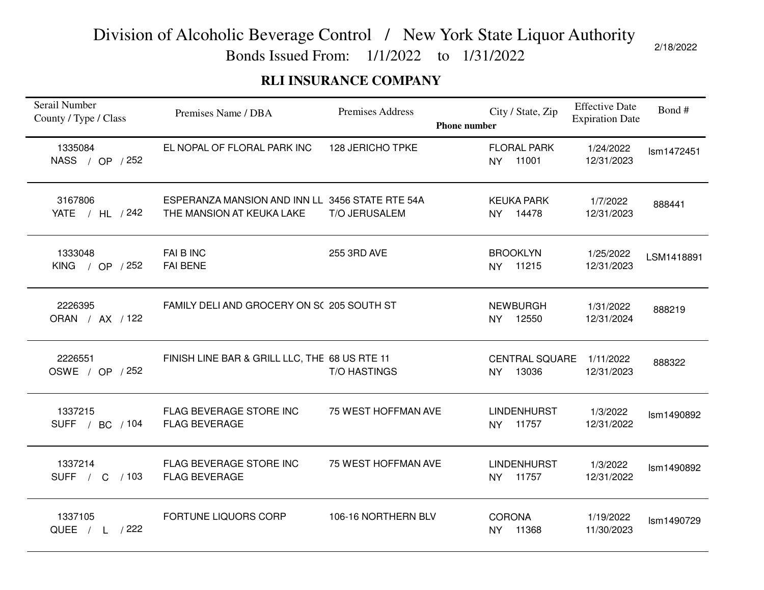# Division of Alcoholic Beverage Control / New York State Liquor Authority

Bonds Issued From: 1/1/2022 to 1/31/2022

2/18/2022

## RLI INSURANCE COMPANY

| Serail Number<br>County / Type / Class | Premises Name / DBA | Premises Address | City / State, Zip<br>Phone number | Effective Date<br>Expiration Date | Bond # |
|---|---|---|---|---|---|
| 1335084<br>NASS / OP / 252 | EL NOPAL OF FLORAL PARK INC | 128 JERICHO TPKE | FLORAL PARK<br>NY 11001 | 1/24/2022<br>12/31/2023 | lsm1472451 |
| 3167806<br>YATE / HL / 242 | ESPERANZA MANSION AND INN LL<br>THE MANSION AT KEUKA LAKE | 3456 STATE RTE 54A<br>T/O JERUSALEM | KEUKA PARK<br>NY 14478 | 1/7/2022<br>12/31/2023 | 888441 |
| 1333048<br>KING / OP / 252 | FAI B INC<br>FAI BENE | 255 3RD AVE | BROOKLYN<br>NY 11215 | 1/25/2022<br>12/31/2023 | LSM1418891 |
| 2226395<br>ORAN / AX / 122 | FAMILY DELI AND GROCERY ON SC | 205 SOUTH ST | NEWBURGH<br>NY 12550 | 1/31/2022<br>12/31/2024 | 888219 |
| 2226551<br>OSWE / OP / 252 | FINISH LINE BAR & GRILL LLC, THE | 68 US RTE 11<br>T/O HASTINGS | CENTRAL SQUARE<br>NY 13036 | 1/11/2022<br>12/31/2023 | 888322 |
| 1337215<br>SUFF / BC / 104 | FLAG BEVERAGE STORE INC<br>FLAG BEVERAGE | 75 WEST HOFFMAN AVE | LINDENHURST<br>NY 11757 | 1/3/2022<br>12/31/2022 | lsm1490892 |
| 1337214<br>SUFF / C / 103 | FLAG BEVERAGE STORE INC<br>FLAG BEVERAGE | 75 WEST HOFFMAN AVE | LINDENHURST<br>NY 11757 | 1/3/2022<br>12/31/2022 | lsm1490892 |
| 1337105<br>QUEE / L / 222 | FORTUNE LIQUORS CORP | 106-16 NORTHERN BLV | CORONA<br>NY 11368 | 1/19/2022<br>11/30/2023 | lsm1490729 |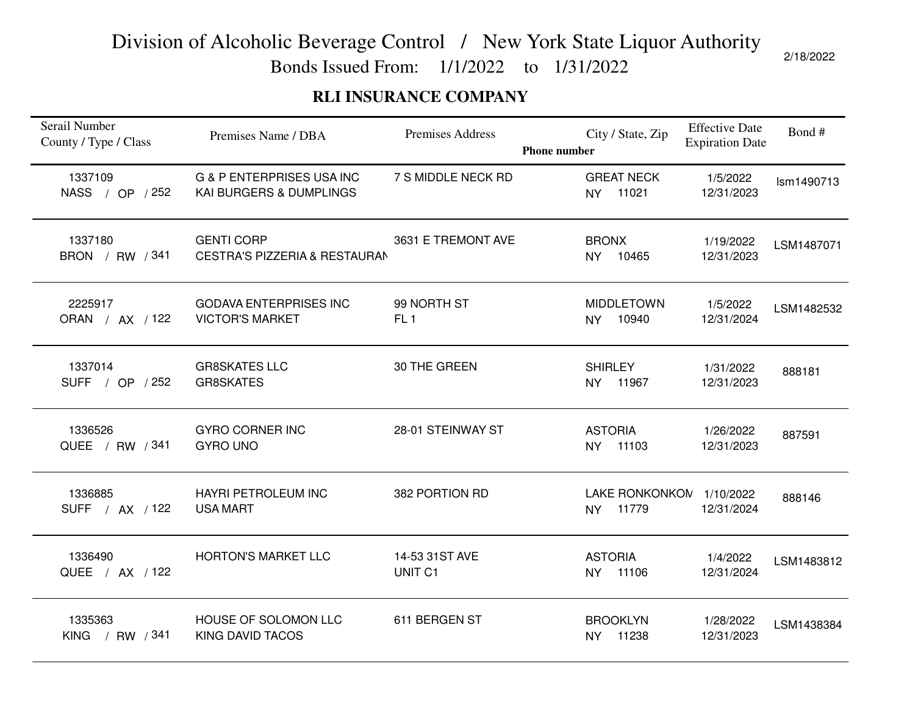# Division of Alcoholic Beverage Control / New York State Liquor Authority

Bonds Issued From: 1/1/2022 to 1/31/2022

2/18/2022

## RLI INSURANCE COMPANY

| Serail Number<br>County / Type / Class | Premises Name / DBA | Premises Address | City / State, Zip<br>Phone number | Effective Date<br>Expiration Date | Bond # |
|---|---|---|---|---|---|
| 1337109<br>NASS / OP / 252 | G & P ENTERPRISES USA INC<br>KAI BURGERS & DUMPLINGS | 7 S MIDDLE NECK RD | GREAT NECK<br>NY 11021 | 1/5/2022<br>12/31/2023 | lsm1490713 |
| 1337180<br>BRON / RW / 341 | GENTI CORP<br>CESTRA'S PIZZERIA & RESTAURAN | 3631 E TREMONT AVE | BRONX<br>NY 10465 | 1/19/2022<br>12/31/2023 | LSM1487071 |
| 2225917<br>ORAN / AX / 122 | GODAVA ENTERPRISES INC<br>VICTOR'S MARKET | 99 NORTH ST<br>FL 1 | MIDDLETOWN<br>NY 10940 | 1/5/2022<br>12/31/2024 | LSM1482532 |
| 1337014<br>SUFF / OP / 252 | GR8SKATES LLC<br>GR8SKATES | 30 THE GREEN | SHIRLEY<br>NY 11967 | 1/31/2022<br>12/31/2023 | 888181 |
| 1336526<br>QUEE / RW / 341 | GYRO CORNER INC<br>GYRO UNO | 28-01 STEINWAY ST | ASTORIA<br>NY 11103 | 1/26/2022<br>12/31/2023 | 887591 |
| 1336885<br>SUFF / AX / 122 | HAYRI PETROLEUM INC<br>USA MART | 382 PORTION RD | LAKE RONKONKOM<br>NY 11779 | 1/10/2022<br>12/31/2024 | 888146 |
| 1336490<br>QUEE / AX / 122 | HORTON'S MARKET LLC | 14-53 31ST AVE<br>UNIT C1 | ASTORIA<br>NY 11106 | 1/4/2022<br>12/31/2024 | LSM1483812 |
| 1335363<br>KING / RW / 341 | HOUSE OF SOLOMON LLC<br>KING DAVID TACOS | 611 BERGEN ST | BROOKLYN<br>NY 11238 | 1/28/2022<br>12/31/2023 | LSM1438384 |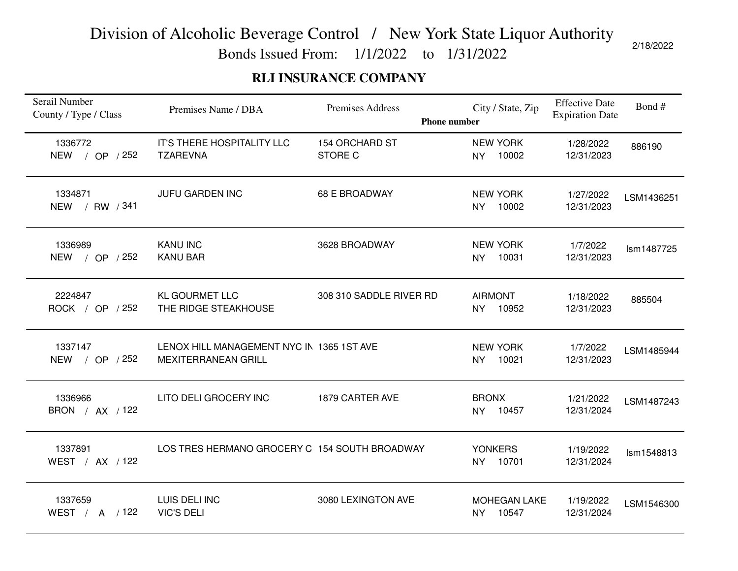# Division of Alcoholic Beverage Control / New York State Liquor Authority

Bonds Issued From: 1/1/2022 to 1/31/2022

2/18/2022

## RLI INSURANCE COMPANY

| Serail Number<br>County / Type / Class | Premises Name / DBA | Premises Address | City / State, Zip<br>Phone number | Effective Date<br>Expiration Date | Bond # |
|---|---|---|---|---|---|
| 1336772<br>NEW / OP / 252 | IT'S THERE HOSPITALITY LLC<br>TZAREVNA | 154 ORCHARD ST<br>STORE C | NEW YORK<br>NY 10002 | 1/28/2022<br>12/31/2023 | 886190 |
| 1334871<br>NEW / RW / 341 | JUFU GARDEN INC | 68 E BROADWAY | NEW YORK<br>NY 10002 | 1/27/2022<br>12/31/2023 | LSM1436251 |
| 1336989<br>NEW / OP / 252 | KANU INC<br>KANU BAR | 3628 BROADWAY | NEW YORK<br>NY 10031 | 1/7/2022<br>12/31/2023 | lsm1487725 |
| 2224847<br>ROCK / OP / 252 | KL GOURMET LLC<br>THE RIDGE STEAKHOUSE | 308 310 SADDLE RIVER RD | AIRMONT<br>NY 10952 | 1/18/2022<br>12/31/2023 | 885504 |
| 1337147<br>NEW / OP / 252 | LENOX HILL MANAGEMENT NYC IN<br>MEXITERRANEAN GRILL | 1365 1ST AVE | NEW YORK<br>NY 10021 | 1/7/2022<br>12/31/2023 | LSM1485944 |
| 1336966<br>BRON / AX / 122 | LITO DELI GROCERY INC | 1879 CARTER AVE | BRONX<br>NY 10457 | 1/21/2022<br>12/31/2024 | LSM1487243 |
| 1337891<br>WEST / AX / 122 | LOS TRES HERMANO GROCERY C | 154 SOUTH BROADWAY | YONKERS<br>NY 10701 | 1/19/2022<br>12/31/2024 | lsm1548813 |
| 1337659<br>WEST / A / 122 | LUIS DELI INC<br>VIC'S DELI | 3080 LEXINGTON AVE | MOHEGAN LAKE<br>NY 10547 | 1/19/2022<br>12/31/2024 | LSM1546300 |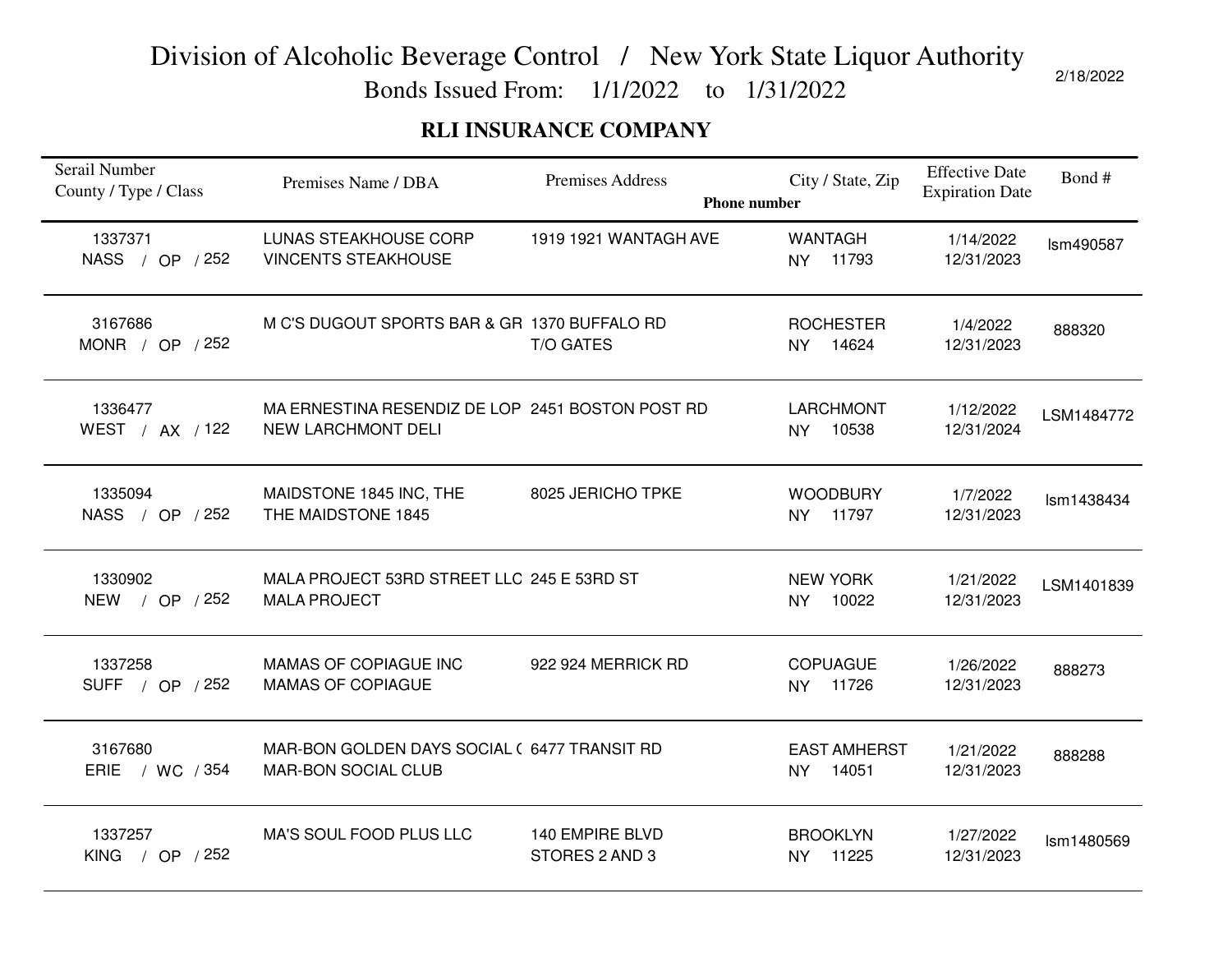# Division of Alcoholic Beverage Control / New York State Liquor Authority

Bonds Issued From: 1/1/2022 to 1/31/2022

2/18/2022

## RLI INSURANCE COMPANY

| Serail Number<br>County / Type / Class | Premises Name / DBA | Premises Address | City / State, Zip<br>Phone number | Effective Date<br>Expiration Date | Bond # |
|---|---|---|---|---|---|
| 1337371<br>NASS / OP / 252 | LUNAS STEAKHOUSE CORP<br>VINCENTS STEAKHOUSE | 1919 1921 WANTAGH AVE | WANTAGH<br>NY 11793 | 1/14/2022<br>12/31/2023 | lsm490587 |
| 3167686<br>MONR / OP / 252 | M C'S DUGOUT SPORTS BAR & GR | 1370 BUFFALO RD<br>T/O GATES | ROCHESTER<br>NY 14624 | 1/4/2022<br>12/31/2023 | 888320 |
| 1336477<br>WEST / AX / 122 | MA ERNESTINA RESENDIZ DE LOP<br>NEW LARCHMONT DELI | 2451 BOSTON POST RD | LARCHMONT<br>NY 10538 | 1/12/2022<br>12/31/2024 | LSM1484772 |
| 1335094<br>NASS / OP / 252 | MAIDSTONE 1845 INC, THE<br>THE MAIDSTONE 1845 | 8025 JERICHO TPKE | WOODBURY<br>NY 11797 | 1/7/2022<br>12/31/2023 | lsm1438434 |
| 1330902<br>NEW / OP / 252 | MALA PROJECT 53RD STREET LLC<br>MALA PROJECT | 245 E 53RD ST | NEW YORK<br>NY 10022 | 1/21/2022<br>12/31/2023 | LSM1401839 |
| 1337258<br>SUFF / OP / 252 | MAMAS OF COPIAGUE INC<br>MAMAS OF COPIAGUE | 922 924 MERRICK RD | COPUAGUE<br>NY 11726 | 1/26/2022<br>12/31/2023 | 888273 |
| 3167680<br>ERIE / WC / 354 | MAR-BON GOLDEN DAYS SOCIAL (<br>MAR-BON SOCIAL CLUB | 6477 TRANSIT RD | EAST AMHERST<br>NY 14051 | 1/21/2022<br>12/31/2023 | 888288 |
| 1337257<br>KING / OP / 252 | MA'S SOUL FOOD PLUS LLC | 140 EMPIRE BLVD<br>STORES 2 AND 3 | BROOKLYN<br>NY 11225 | 1/27/2022<br>12/31/2023 | lsm1480569 |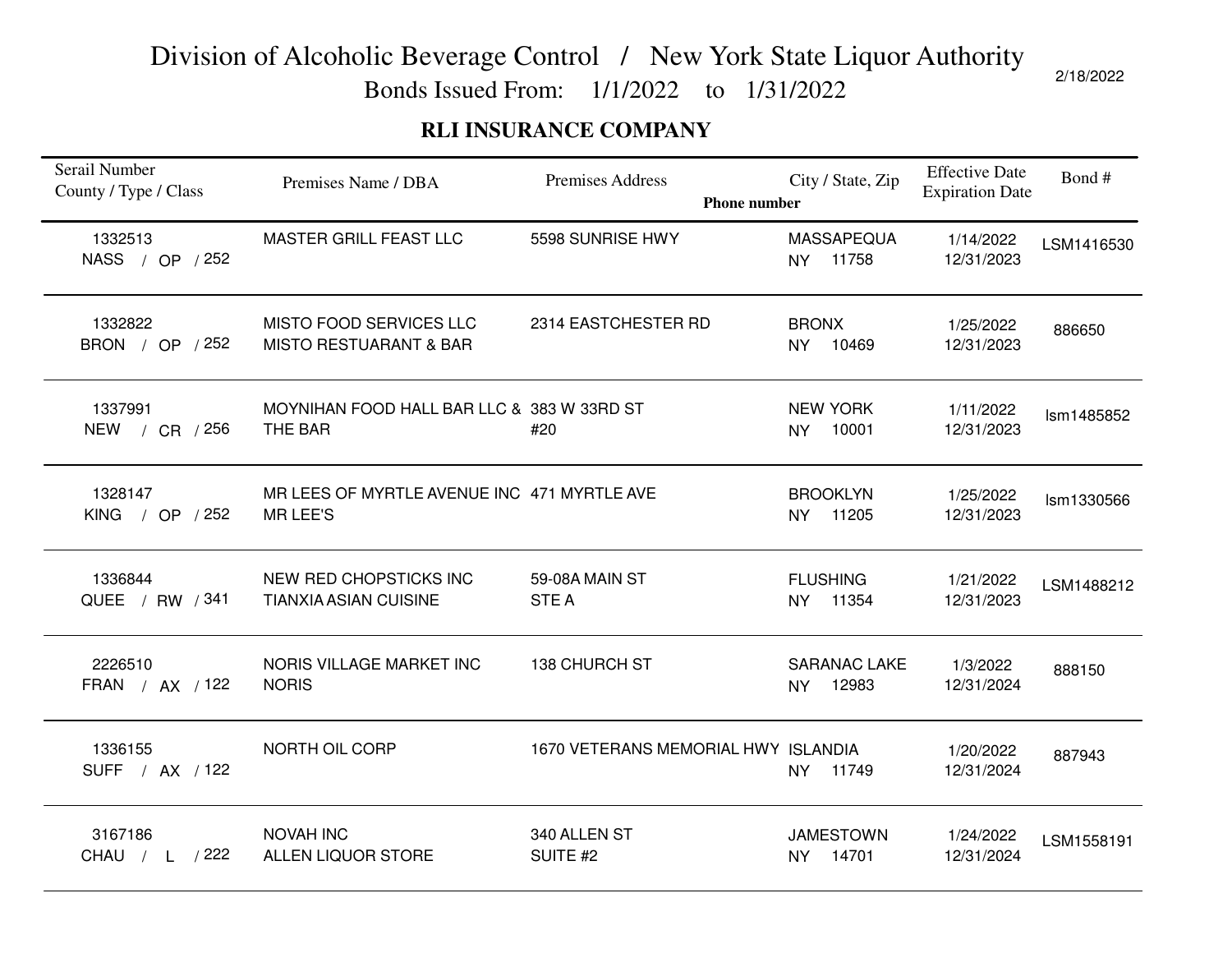# Division of Alcoholic Beverage Control / New York State Liquor Authority

Bonds Issued From: 1/1/2022 to 1/31/2022

2/18/2022

## RLI INSURANCE COMPANY

| Serail Number<br>County / Type / Class | Premises Name / DBA | Premises Address | City / State, Zip<br>**Phone number** | Effective Date<br>Expiration Date | Bond # |
|---|---|---|---|---|---|
| 1332513<br>NASS / OP / 252 | MASTER GRILL FEAST LLC | 5598 SUNRISE HWY | MASSAPEQUA<br>NY 11758 | 1/14/2022<br>12/31/2023 | LSM1416530 |
| 1332822<br>BRON / OP / 252 | MISTO FOOD SERVICES LLC<br>MISTO RESTUARANT & BAR | 2314 EASTCHESTER RD | BRONX<br>NY 10469 | 1/25/2022<br>12/31/2023 | 886650 |
| 1337991<br>NEW / CR / 256 | MOYNIHAN FOOD HALL BAR LLC &<br>THE BAR | 383 W 33RD ST<br>#20 | NEW YORK<br>NY 10001 | 1/11/2022<br>12/31/2023 | lsm1485852 |
| 1328147<br>KING / OP / 252 | MR LEES OF MYRTLE AVENUE INC<br>MR LEE'S | 471 MYRTLE AVE | BROOKLYN<br>NY 11205 | 1/25/2022<br>12/31/2023 | lsm1330566 |
| 1336844<br>QUEE / RW / 341 | NEW RED CHOPSTICKS INC<br>TIANXIA ASIAN CUISINE | 59-08A MAIN ST<br>STE A | FLUSHING<br>NY 11354 | 1/21/2022<br>12/31/2023 | LSM1488212 |
| 2226510<br>FRAN / AX / 122 | NORIS VILLAGE MARKET INC<br>NORIS | 138 CHURCH ST | SARANAC LAKE<br>NY 12983 | 1/3/2022<br>12/31/2024 | 888150 |
| 1336155<br>SUFF / AX / 122 | NORTH OIL CORP | 1670 VETERANS MEMORIAL HWY | ISLANDIA<br>NY 11749 | 1/20/2022<br>12/31/2024 | 887943 |
| 3167186<br>CHAU / L / 222 | NOVAH INC<br>ALLEN LIQUOR STORE | 340 ALLEN ST<br>SUITE #2 | JAMESTOWN<br>NY 14701 | 1/24/2022<br>12/31/2024 | LSM1558191 |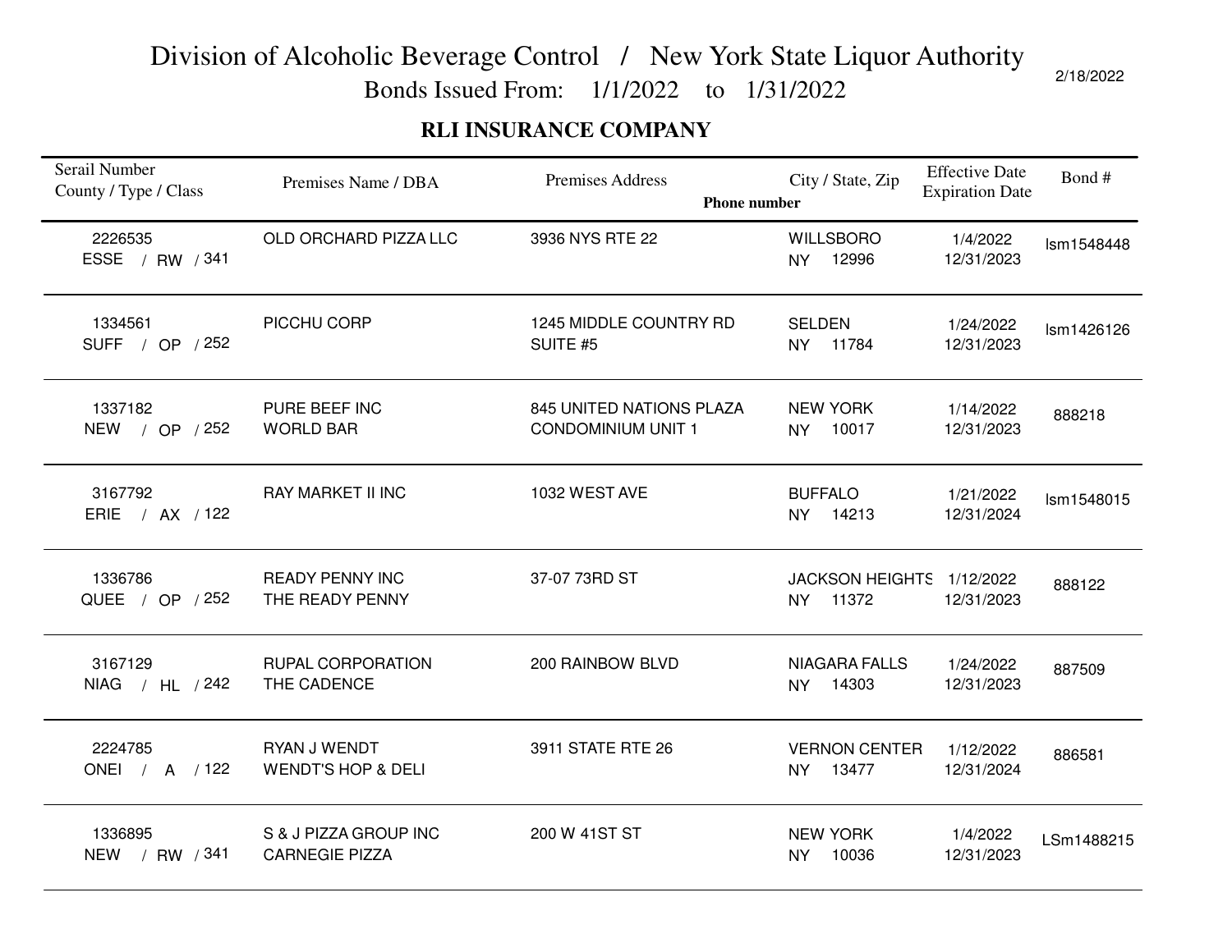# Division of Alcoholic Beverage Control / New York State Liquor Authority

Bonds Issued From: 1/1/2022 to 1/31/2022

2/18/2022

## RLI INSURANCE COMPANY

| Serail Number<br>County / Type / Class | Premises Name / DBA | Premises Address | City / State, Zip<br>Phone number | Effective Date<br>Expiration Date | Bond # |
|---|---|---|---|---|---|
| 2226535<br>ESSE / RW / 341 | OLD ORCHARD PIZZA LLC | 3936 NYS RTE 22 | WILLSBORO<br>NY 12996 | 1/4/2022<br>12/31/2023 | lsm1548448 |
| 1334561<br>SUFF / OP / 252 | PICCHU CORP | 1245 MIDDLE COUNTRY RD<br>SUITE #5 | SELDEN<br>NY 11784 | 1/24/2022<br>12/31/2023 | lsm1426126 |
| 1337182<br>NEW / OP / 252 | PURE BEEF INC<br>WORLD BAR | 845 UNITED NATIONS PLAZA<br>CONDOMINIUM UNIT 1 | NEW YORK<br>NY 10017 | 1/14/2022<br>12/31/2023 | 888218 |
| 3167792<br>ERIE / AX / 122 | RAY MARKET II INC | 1032 WEST AVE | BUFFALO<br>NY 14213 | 1/21/2022<br>12/31/2024 | lsm1548015 |
| 1336786<br>QUEE / OP / 252 | READY PENNY INC<br>THE READY PENNY | 37-07 73RD ST | JACKSON HEIGHTS<br>NY 11372 | 1/12/2022<br>12/31/2023 | 888122 |
| 3167129<br>NIAG / HL / 242 | RUPAL CORPORATION<br>THE CADENCE | 200 RAINBOW BLVD | NIAGARA FALLS<br>NY 14303 | 1/24/2022<br>12/31/2023 | 887509 |
| 2224785<br>ONEI / A / 122 | RYAN J WENDT<br>WENDT'S HOP & DELI | 3911 STATE RTE 26 | VERNON CENTER<br>NY 13477 | 1/12/2022<br>12/31/2024 | 886581 |
| 1336895<br>NEW / RW / 341 | S & J PIZZA GROUP INC<br>CARNEGIE PIZZA | 200 W 41ST ST | NEW YORK<br>NY 10036 | 1/4/2022<br>12/31/2023 | LSm1488215 |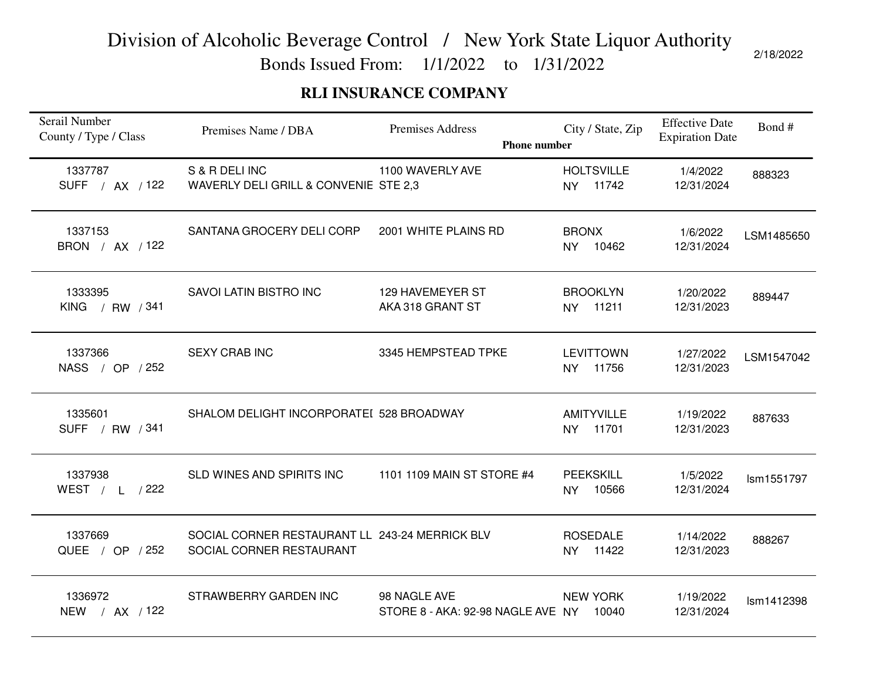# Division of Alcoholic Beverage Control / New York State Liquor Authority

Bonds Issued From: 1/1/2022 to 1/31/2022

2/18/2022

## RLI INSURANCE COMPANY

| Serail Number<br>County / Type / Class | Premises Name / DBA | Premises Address<br>Phone number | City / State, Zip | Effective Date<br>Expiration Date | Bond # |
|---|---|---|---|---|---|
| 1337787<br>SUFF / AX / 122 | S & R DELI INC<br>WAVERLY DELI GRILL & CONVENIE | 1100 WAVERLY AVE<br>STE 2,3 | HOLTSVILLE<br>NY 11742 | 1/4/2022<br>12/31/2024 | 888323 |
| 1337153<br>BRON / AX / 122 | SANTANA GROCERY DELI CORP | 2001 WHITE PLAINS RD | BRONX<br>NY 10462 | 1/6/2022<br>12/31/2024 | LSM1485650 |
| 1333395<br>KING / RW / 341 | SAVOI LATIN BISTRO INC | 129 HAVEMEYER ST<br>AKA 318 GRANT ST | BROOKLYN<br>NY 11211 | 1/20/2022<br>12/31/2023 | 889447 |
| 1337366<br>NASS / OP / 252 | SEXY CRAB INC | 3345 HEMPSTEAD TPKE | LEVITTOWN<br>NY 11756 | 1/27/2022<br>12/31/2023 | LSM1547042 |
| 1335601<br>SUFF / RW / 341 | SHALOM DELIGHT INCORPORATEI | 528 BROADWAY | AMITYVILLE<br>NY 11701 | 1/19/2022<br>12/31/2023 | 887633 |
| 1337938<br>WEST / L / 222 | SLD WINES AND SPIRITS INC | 1101 1109 MAIN ST STORE #4 | PEEKSKILL<br>NY 10566 | 1/5/2022<br>12/31/2024 | lsm1551797 |
| 1337669<br>QUEE / OP / 252 | SOCIAL CORNER RESTAURANT LL<br>SOCIAL CORNER RESTAURANT | 243-24 MERRICK BLV | ROSEDALE<br>NY 11422 | 1/14/2022<br>12/31/2023 | 888267 |
| 1336972<br>NEW / AX / 122 | STRAWBERRY GARDEN INC | 98 NAGLE AVE<br>STORE 8 - AKA: 92-98 NAGLE AVE | NEW YORK<br>NY 10040 | 1/19/2022<br>12/31/2024 | lsm1412398 |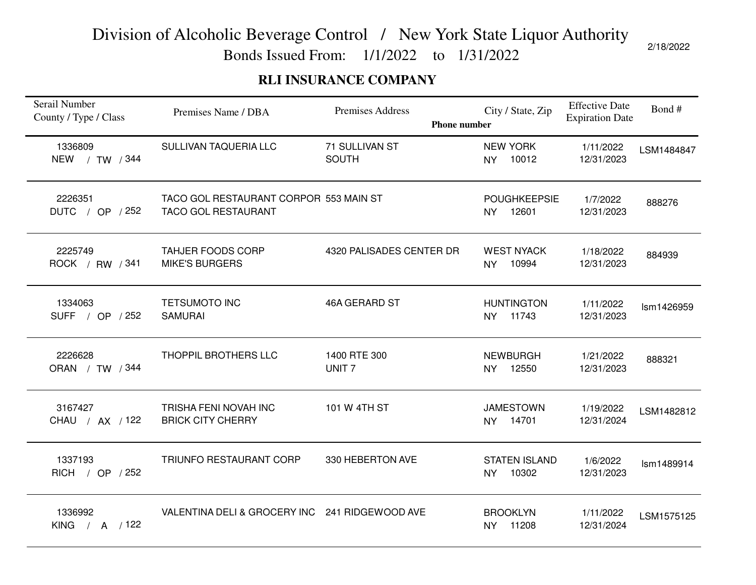# Division of Alcoholic Beverage Control / New York State Liquor Authority

Bonds Issued From: 1/1/2022 to 1/31/2022

2/18/2022

## RLI INSURANCE COMPANY

| Serail Number<br>County / Type / Class | Premises Name / DBA | Premises Address | City / State, Zip<br>Phone number | Effective Date<br>Expiration Date | Bond # |
|---|---|---|---|---|---|
| 1336809<br>NEW / TW / 344 | SULLIVAN TAQUERIA LLC | 71 SULLIVAN ST<br>SOUTH | NEW YORK<br>NY 10012 | 1/11/2022<br>12/31/2023 | LSM1484847 |
| 2226351<br>DUTC / OP / 252 | TACO GOL RESTAURANT CORPOR<br>TACO GOL RESTAURANT | 553 MAIN ST | POUGHKEEPSIE<br>NY 12601 | 1/7/2022<br>12/31/2023 | 888276 |
| 2225749<br>ROCK / RW / 341 | TAHJER FOODS CORP<br>MIKE'S BURGERS | 4320 PALISADES CENTER DR | WEST NYACK<br>NY 10994 | 1/18/2022<br>12/31/2023 | 884939 |
| 1334063<br>SUFF / OP / 252 | TETSUMOTO INC<br>SAMURAI | 46A GERARD ST | HUNTINGTON<br>NY 11743 | 1/11/2022<br>12/31/2023 | lsm1426959 |
| 2226628<br>ORAN / TW / 344 | THOPPIL BROTHERS LLC | 1400 RTE 300<br>UNIT 7 | NEWBURGH<br>NY 12550 | 1/21/2022<br>12/31/2023 | 888321 |
| 3167427<br>CHAU / AX / 122 | TRISHA FENI NOVAH INC<br>BRICK CITY CHERRY | 101 W 4TH ST | JAMESTOWN<br>NY 14701 | 1/19/2022<br>12/31/2024 | LSM1482812 |
| 1337193<br>RICH / OP / 252 | TRIUNFO RESTAURANT CORP | 330 HEBERTON AVE | STATEN ISLAND<br>NY 10302 | 1/6/2022<br>12/31/2023 | lsm1489914 |
| 1336992<br>KING / A / 122 | VALENTINA DELI & GROCERY INC | 241 RIDGEWOOD AVE | BROOKLYN<br>NY 11208 | 1/11/2022<br>12/31/2024 | LSM1575125 |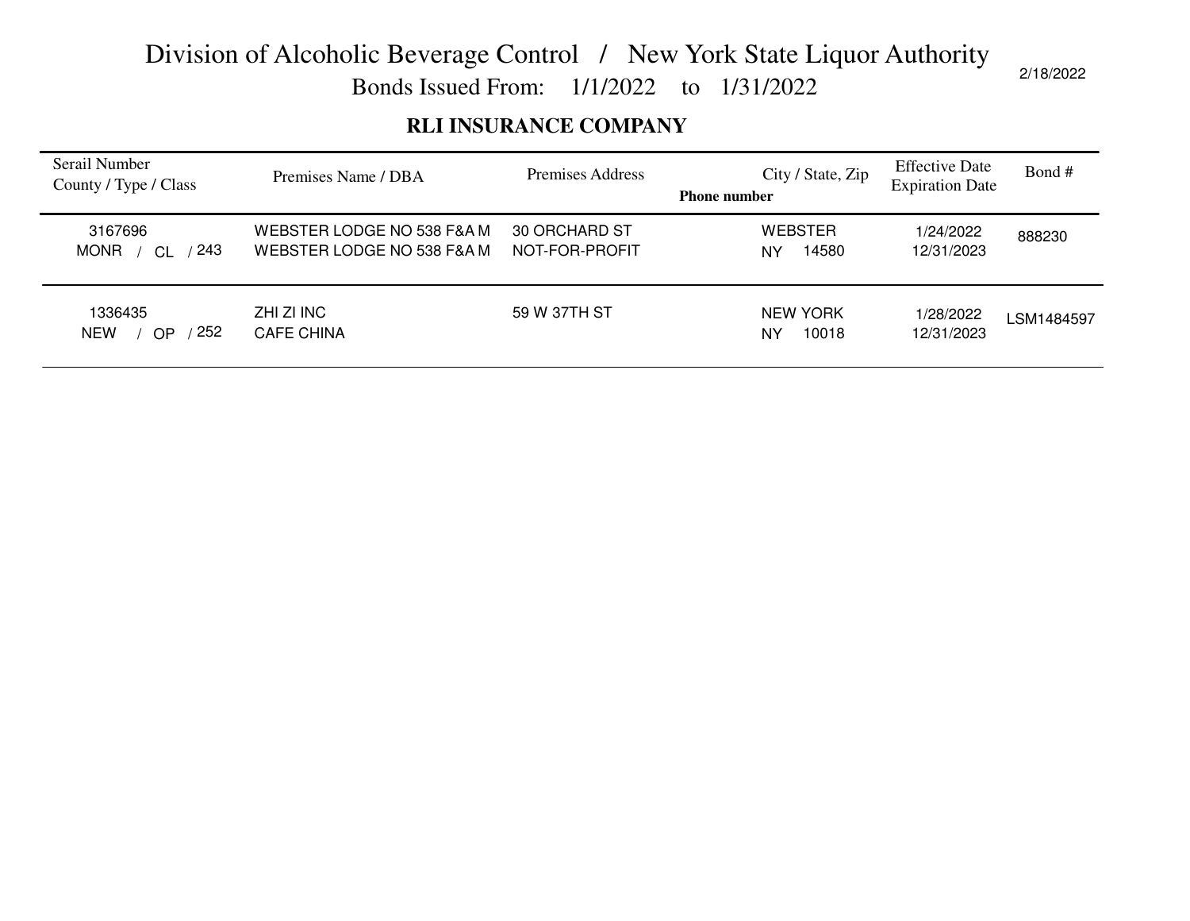# Division of Alcoholic Beverage Control / New York State Liquor Authority

## Bonds Issued From: 1/1/2022 to 1/31/2022

2/18/2022

### RLI INSURANCE COMPANY

| Serail Number<br>County / Type / Class | Premises Name / DBA | Premises Address<br>Phone number | City / State, Zip | Effective Date<br>Expiration Date | Bond # |
|---|---|---|---|---|---|
| 3167696<br>MONR / CL / 243 | WEBSTER LODGE NO 538 F&A M<br>WEBSTER LODGE NO 538 F&A M | 30 ORCHARD ST<br>NOT-FOR-PROFIT | WEBSTER<br>NY 14580 | 1/24/2022<br>12/31/2023 | 888230 |
| 1336435<br>NEW / OP / 252 | ZHI ZI INC<br>CAFE CHINA | 59 W 37TH ST | NEW YORK<br>NY 10018 | 1/28/2022<br>12/31/2023 | LSM1484597 |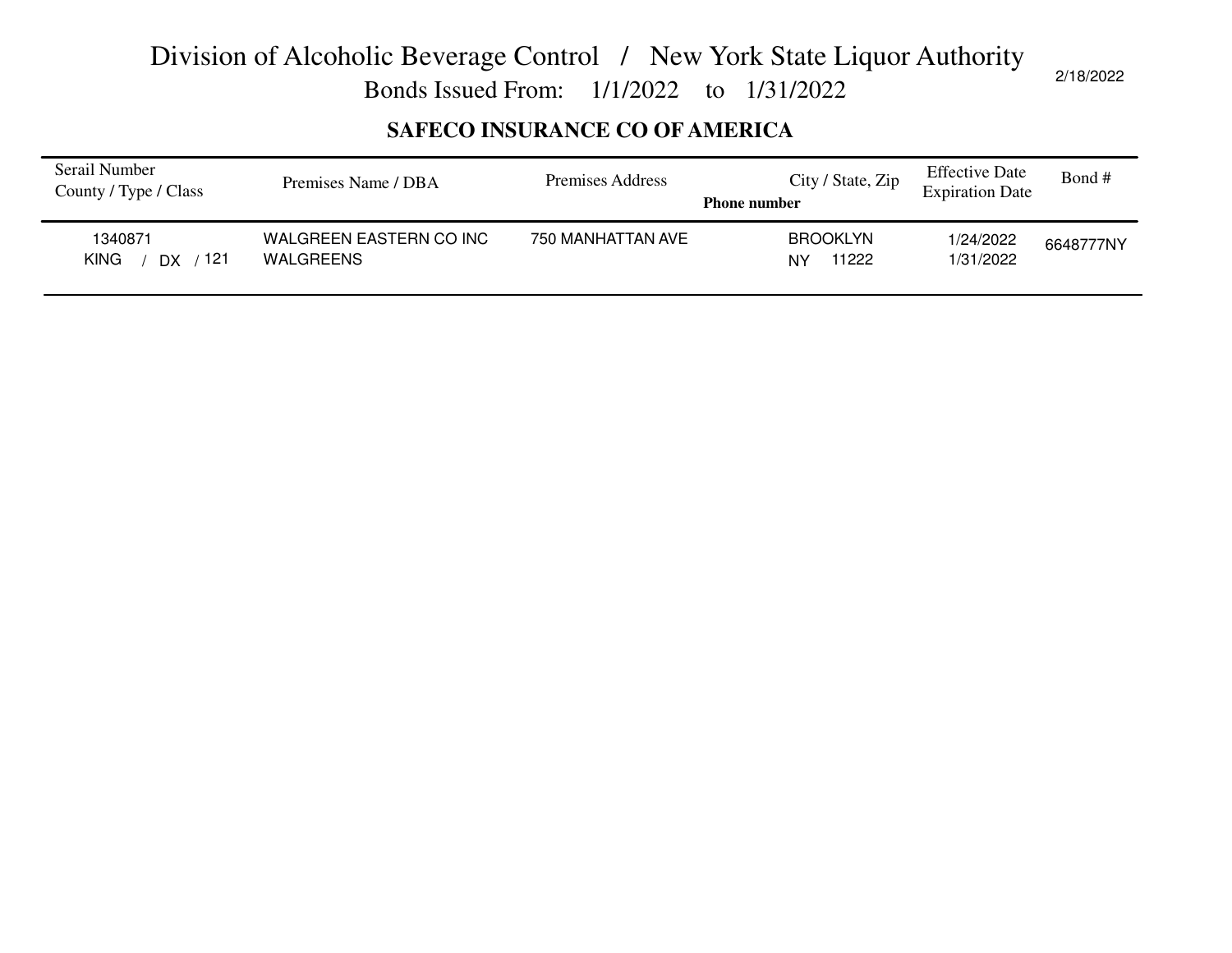# Division of Alcoholic Beverage Control / New York State Liquor Authority

Bonds Issued From: 1/1/2022 to 1/31/2022

2/18/2022

## SAFECO INSURANCE CO OF AMERICA

| Serail Number<br>County / Type / Class | Premises Name / DBA | Premises Address | City / State, Zip<br>Phone number | Effective Date<br>Expiration Date | Bond # |
|---|---|---|---|---|---|
| 1340871<br>KING / DX / 121 | WALGREEN EASTERN CO INC<br>WALGREENS | 750 MANHATTAN AVE | BROOKLYN<br>NY 11222 | 1/24/2022<br>1/31/2022 | 6648777NY |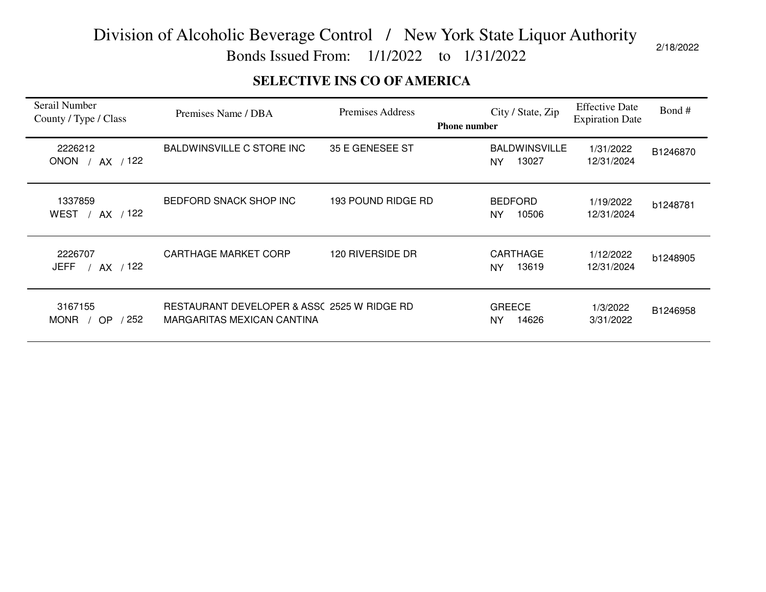# Division of Alcoholic Beverage Control / New York State Liquor Authority

Bonds Issued From: 1/1/2022 to 1/31/2022

2/18/2022

## SELECTIVE INS CO OF AMERICA

| Serail Number<br>County / Type / Class | Premises Name / DBA | Premises Address | City / State, Zip<br>Phone number | Effective Date<br>Expiration Date | Bond # |
|---|---|---|---|---|---|
| 2226212<br>ONON / AX / 122 | BALDWINSVILLE C STORE INC | 35 E GENESEE ST | BALDWINSVILLE<br>NY 13027 | 1/31/2022<br>12/31/2024 | B1246870 |
| 1337859<br>WEST / AX / 122 | BEDFORD SNACK SHOP INC | 193 POUND RIDGE RD | BEDFORD<br>NY 10506 | 1/19/2022<br>12/31/2024 | b1248781 |
| 2226707<br>JEFF / AX / 122 | CARTHAGE MARKET CORP | 120 RIVERSIDE DR | CARTHAGE<br>NY 13619 | 1/12/2022<br>12/31/2024 | b1248905 |
| 3167155<br>MONR / OP / 252 | RESTAURANT DEVELOPER & ASSC<br>MARGARITAS MEXICAN CANTINA | 2525 W RIDGE RD | GREECE<br>NY 14626 | 1/3/2022<br>3/31/2022 | B1246958 |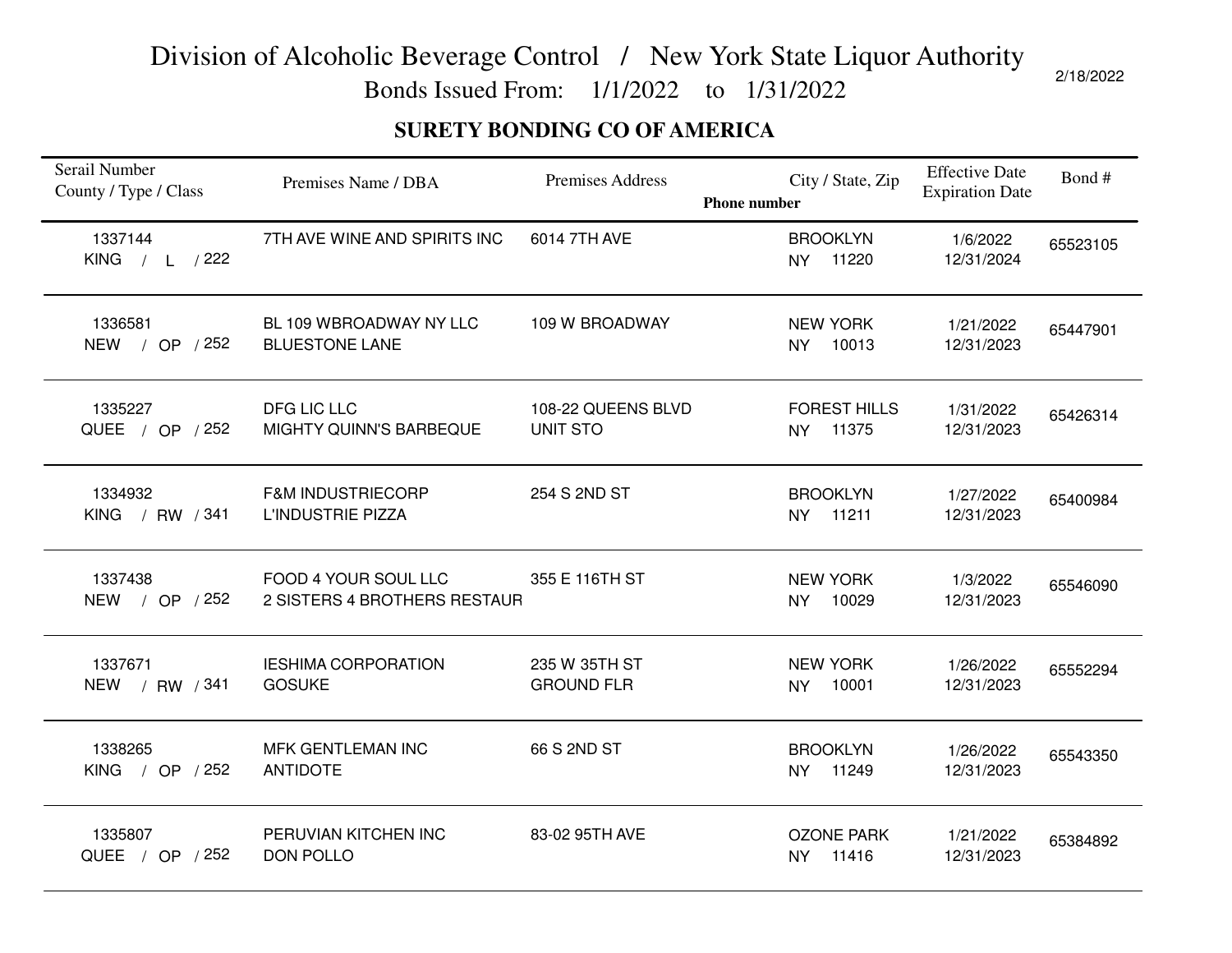# Division of Alcoholic Beverage Control / New York State Liquor Authority

Bonds Issued From: 1/1/2022 to 1/31/2022

2/18/2022

## SURETY BONDING CO OF AMERICA

| Serail Number<br>County / Type / Class | Premises Name / DBA | Premises Address | City / State, Zip<br>Phone number | Effective Date<br>Expiration Date | Bond # |
|---|---|---|---|---|---|
| 1337144<br>KING / L / 222 | 7TH AVE WINE AND SPIRITS INC | 6014 7TH AVE | BROOKLYN<br>NY 11220 | 1/6/2022<br>12/31/2024 | 65523105 |
| 1336581<br>NEW / OP / 252 | BL 109 WBROADWAY NY LLC<br>BLUESTONE LANE | 109 W BROADWAY | NEW YORK<br>NY 10013 | 1/21/2022<br>12/31/2023 | 65447901 |
| 1335227<br>QUEE / OP / 252 | DFG LIC LLC<br>MIGHTY QUINN'S BARBEQUE | 108-22 QUEENS BLVD<br>UNIT STO | FOREST HILLS<br>NY 11375 | 1/31/2022<br>12/31/2023 | 65426314 |
| 1334932<br>KING / RW / 341 | F&M INDUSTRIECORP<br>L'INDUSTRIE PIZZA | 254 S 2ND ST | BROOKLYN<br>NY 11211 | 1/27/2022<br>12/31/2023 | 65400984 |
| 1337438<br>NEW / OP / 252 | FOOD 4 YOUR SOUL LLC<br>2 SISTERS 4 BROTHERS RESTAUR | 355 E 116TH ST | NEW YORK<br>NY 10029 | 1/3/2022<br>12/31/2023 | 65546090 |
| 1337671<br>NEW / RW / 341 | IESHIMA CORPORATION<br>GOSUKE | 235 W 35TH ST<br>GROUND FLR | NEW YORK<br>NY 10001 | 1/26/2022<br>12/31/2023 | 65552294 |
| 1338265<br>KING / OP / 252 | MFK GENTLEMAN INC<br>ANTIDOTE | 66 S 2ND ST | BROOKLYN<br>NY 11249 | 1/26/2022<br>12/31/2023 | 65543350 |
| 1335807<br>QUEE / OP / 252 | PERUVIAN KITCHEN INC<br>DON POLLO | 83-02 95TH AVE | OZONE PARK<br>NY 11416 | 1/21/2022<br>12/31/2023 | 65384892 |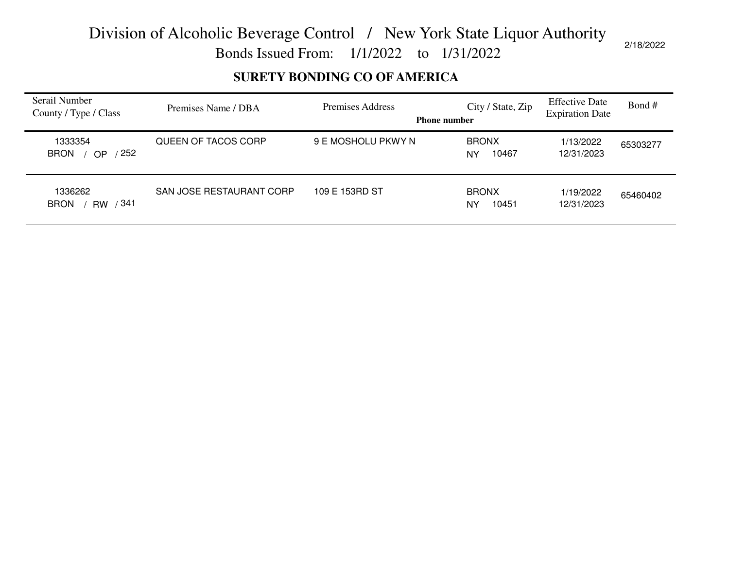# Division of Alcoholic Beverage Control / New York State Liquor Authority

Bonds Issued From: 1/1/2022 to 1/31/2022

2/18/2022

## SURETY BONDING CO OF AMERICA

| Serail Number<br>County / Type / Class | Premises Name / DBA | Premises Address | City / State, Zip<br>Phone number | Effective Date<br>Expiration Date | Bond # |
|---|---|---|---|---|---|
| 1333354<br>BRON / OP / 252 | QUEEN OF TACOS CORP | 9 E MOSHOLU PKWY N | BRONX<br>NY 10467 | 1/13/2022<br>12/31/2023 | 65303277 |
| 1336262<br>BRON / RW / 341 | SAN JOSE RESTAURANT CORP | 109 E 153RD ST | BRONX<br>NY 10451 | 1/19/2022<br>12/31/2023 | 65460402 |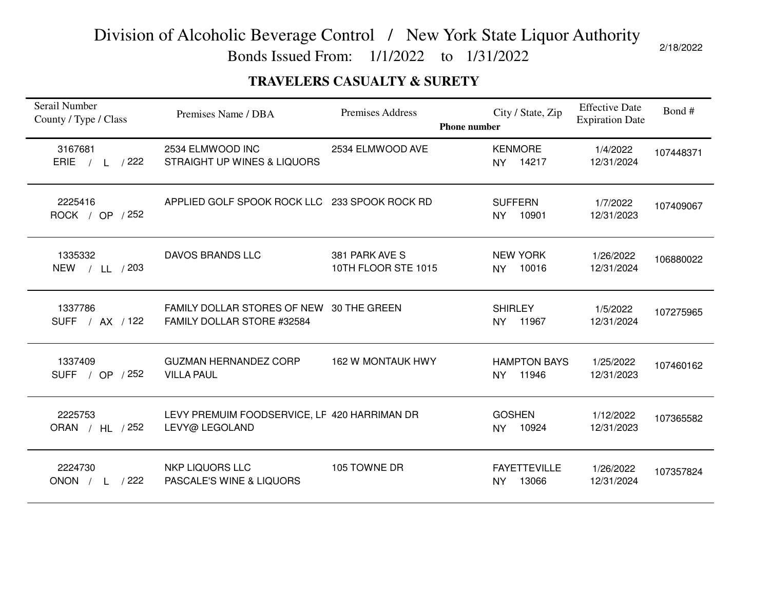# Division of Alcoholic Beverage Control / New York State Liquor Authority

Bonds Issued From: 1/1/2022 to 1/31/2022

2/18/2022

## TRAVELERS CASUALTY & SURETY

| Serail Number<br>County / Type / Class | Premises Name / DBA | Premises Address | City / State, Zip<br>Phone number | Effective Date<br>Expiration Date | Bond # |
|---|---|---|---|---|---|
| 3167681<br>ERIE / L / 222 | 2534 ELMWOOD INC<br>STRAIGHT UP WINES & LIQUORS | 2534 ELMWOOD AVE | KENMORE<br>NY 14217 | 1/4/2022<br>12/31/2024 | 107448371 |
| 2225416<br>ROCK / OP / 252 | APPLIED GOLF SPOOK ROCK LLC | 233 SPOOK ROCK RD | SUFFERN<br>NY 10901 | 1/7/2022<br>12/31/2023 | 107409067 |
| 1335332<br>NEW / LL / 203 | DAVOS BRANDS LLC | 381 PARK AVE S<br>10TH FLOOR STE 1015 | NEW YORK<br>NY 10016 | 1/26/2022<br>12/31/2024 | 106880022 |
| 1337786<br>SUFF / AX / 122 | FAMILY DOLLAR STORES OF NEW<br>FAMILY DOLLAR STORE #32584 | 30 THE GREEN | SHIRLEY<br>NY 11967 | 1/5/2022<br>12/31/2024 | 107275965 |
| 1337409<br>SUFF / OP / 252 | GUZMAN HERNANDEZ CORP<br>VILLA PAUL | 162 W MONTAUK HWY | HAMPTON BAYS<br>NY 11946 | 1/25/2022<br>12/31/2023 | 107460162 |
| 2225753<br>ORAN / HL / 252 | LEVY PREMUIM FOODSERVICE, LF<br>LEVY@ LEGOLAND | 420 HARRIMAN DR | GOSHEN<br>NY 10924 | 1/12/2022<br>12/31/2023 | 107365582 |
| 2224730<br>ONON / L / 222 | NKP LIQUORS LLC<br>PASCALE'S WINE & LIQUORS | 105 TOWNE DR | FAYETTEVILLE<br>NY 13066 | 1/26/2022<br>12/31/2024 | 107357824 |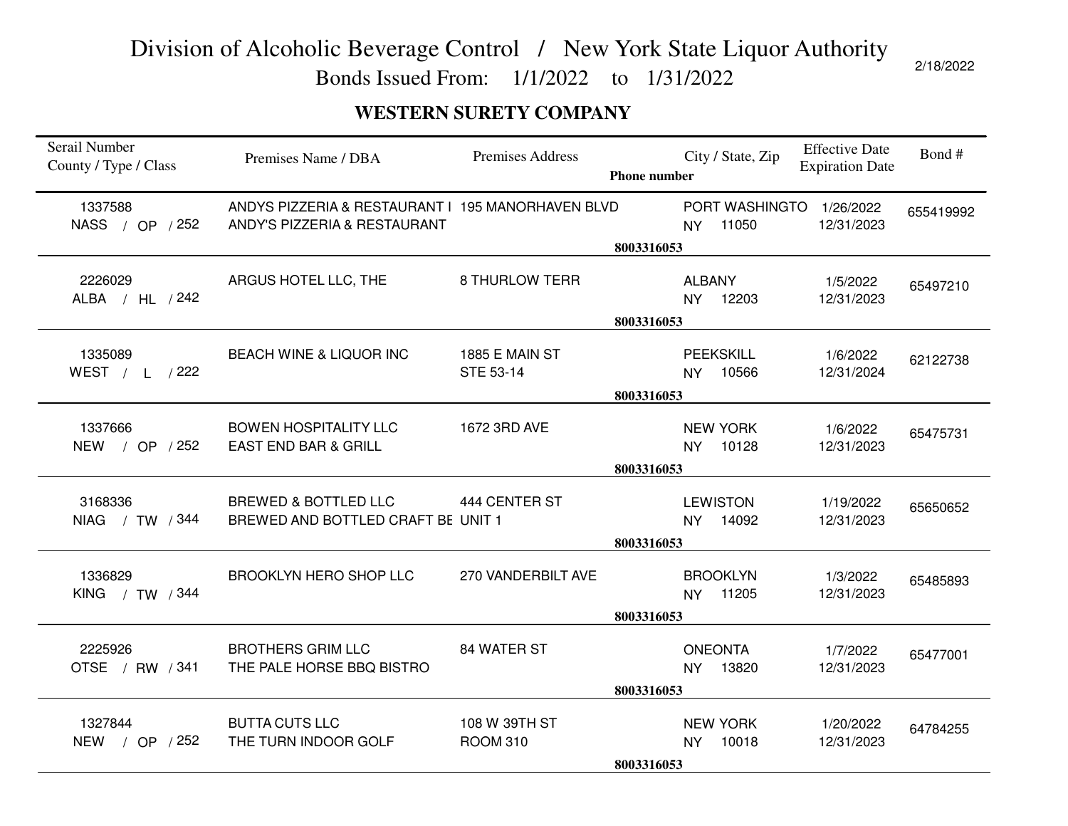# Division of Alcoholic Beverage Control / New York State Liquor Authority

Bonds Issued From: 1/1/2022 to 1/31/2022

2/18/2022

## WESTERN SURETY COMPANY

| Serail Number County / Type / Class | Premises Name / DBA | Premises Address | Phone number | City / State, Zip | Effective Date Expiration Date | Bond # |
|---|---|---|---|---|---|---|
| 1337588 NASS / OP / 252 | ANDYS PIZZERIA & RESTAURANT I ANDY'S PIZZERIA & RESTAURANT | 195 MANORHAVEN BLVD | 8003316053 | PORT WASHINGTO NY 11050 | 1/26/2022 12/31/2023 | 655419992 |
| 2226029 ALBA / HL / 242 | ARGUS HOTEL LLC, THE | 8 THURLOW TERR | 8003316053 | ALBANY NY 12203 | 1/5/2022 12/31/2023 | 65497210 |
| 1335089 WEST / L / 222 | BEACH WINE & LIQUOR INC | 1885 E MAIN ST STE 53-14 | 8003316053 | PEEKSKILL NY 10566 | 1/6/2022 12/31/2024 | 62122738 |
| 1337666 NEW / OP / 252 | BOWEN HOSPITALITY LLC EAST END BAR & GRILL | 1672 3RD AVE | 8003316053 | NEW YORK NY 10128 | 1/6/2022 12/31/2023 | 65475731 |
| 3168336 NIAG / TW / 344 | BREWED & BOTTLED LLC BREWED AND BOTTLED CRAFT BE | 444 CENTER ST UNIT 1 | 8003316053 | LEWISTON NY 14092 | 1/19/2022 12/31/2023 | 65650652 |
| 1336829 KING / TW / 344 | BROOKLYN HERO SHOP LLC | 270 VANDERBILT AVE | 8003316053 | BROOKLYN NY 11205 | 1/3/2022 12/31/2023 | 65485893 |
| 2225926 OTSE / RW / 341 | BROTHERS GRIM LLC THE PALE HORSE BBQ BISTRO | 84 WATER ST | 8003316053 | ONEONTA NY 13820 | 1/7/2022 12/31/2023 | 65477001 |
| 1327844 NEW / OP / 252 | BUTTA CUTS LLC THE TURN INDOOR GOLF | 108 W 39TH ST ROOM 310 | 8003316053 | NEW YORK NY 10018 | 1/20/2022 12/31/2023 | 64784255 |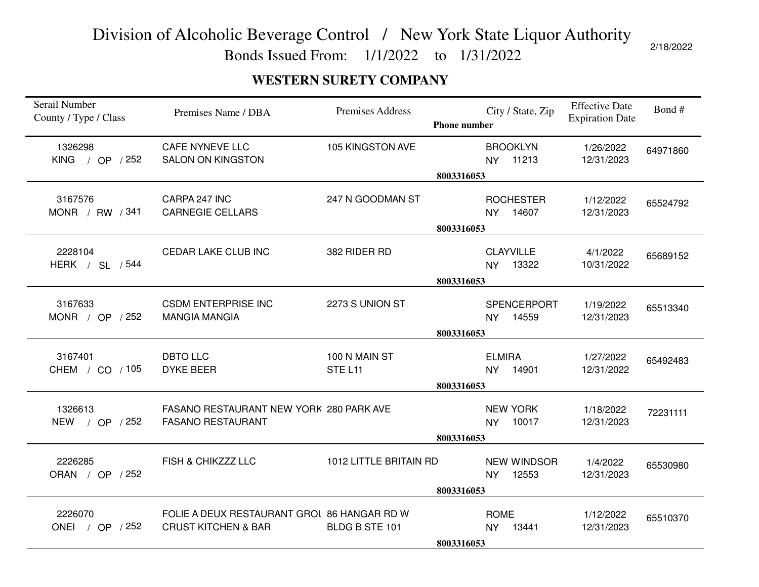# Division of Alcoholic Beverage Control / New York State Liquor Authority

Bonds Issued From: 1/1/2022 to 1/31/2022

2/18/2022

## WESTERN SURETY COMPANY

| Serail Number<br>County / Type / Class | Premises Name / DBA | Premises Address | City / State, Zip<br>Phone number | Effective Date<br>Expiration Date | Bond # |
|---|---|---|---|---|---|
| 1326298<br>KING / OP / 252 | CAFE NYNEVE LLC<br>SALON ON KINGSTON | 105 KINGSTON AVE | BROOKLYN<br>NY 11213<br>8003316053 | 1/26/2022<br>12/31/2023 | 64971860 |
| 3167576<br>MONR / RW / 341 | CARPA 247 INC<br>CARNEGIE CELLARS | 247 N GOODMAN ST | ROCHESTER<br>NY 14607<br>8003316053 | 1/12/2022<br>12/31/2023 | 65524792 |
| 2228104<br>HERK / SL / 544 | CEDAR LAKE CLUB INC | 382 RIDER RD | CLAYVILLE<br>NY 13322<br>8003316053 | 4/1/2022<br>10/31/2022 | 65689152 |
| 3167633<br>MONR / OP / 252 | CSDM ENTERPRISE INC<br>MANGIA MANGIA | 2273 S UNION ST | SPENCERPORT<br>NY 14559<br>8003316053 | 1/19/2022<br>12/31/2023 | 65513340 |
| 3167401<br>CHEM / CO / 105 | DBTO LLC<br>DYKE BEER | 100 N MAIN ST<br>STE L11 | ELMIRA<br>NY 14901<br>8003316053 | 1/27/2022<br>12/31/2022 | 65492483 |
| 1326613<br>NEW / OP / 252 | FASANO RESTAURANT NEW YORK<br>FASANO RESTAURANT | 280 PARK AVE | NEW YORK<br>NY 10017<br>8003316053 | 1/18/2022<br>12/31/2023 | 72231111 |
| 2226285<br>ORAN / OP / 252 | FISH & CHIKZZZ LLC | 1012 LITTLE BRITAIN RD | NEW WINDSOR<br>NY 12553<br>8003316053 | 1/4/2022<br>12/31/2023 | 65530980 |
| 2226070<br>ONEI / OP / 252 | FOLIE A DEUX RESTAURANT GROU<br>CRUST KITCHEN & BAR | 86 HANGAR RD W<br>BLDG B STE 101 | ROME<br>NY 13441<br>8003316053 | 1/12/2022<br>12/31/2023 | 65510370 |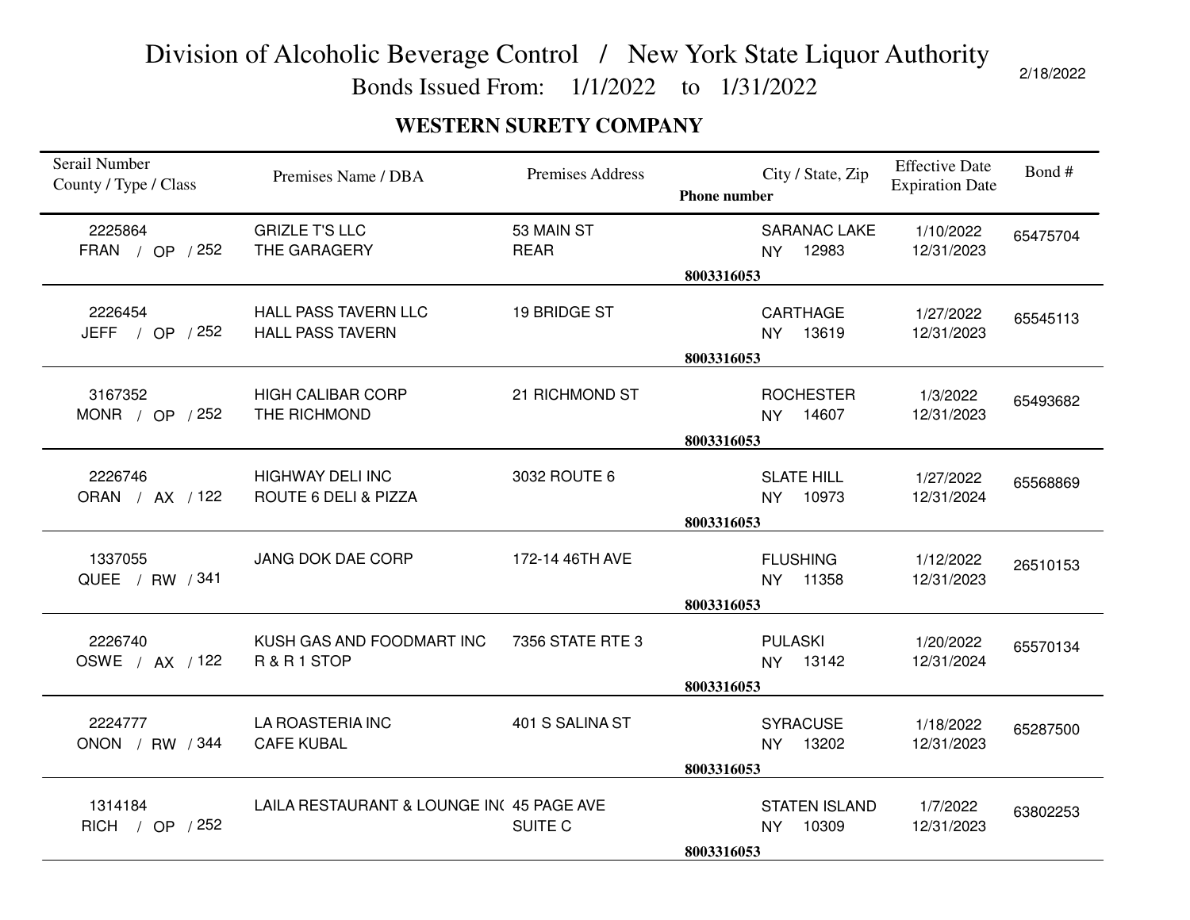# Division of Alcoholic Beverage Control / New York State Liquor Authority

Bonds Issued From: 1/1/2022 to 1/31/2022

2/18/2022

## WESTERN SURETY COMPANY

| Serail Number<br>County / Type / Class | Premises Name / DBA | Premises Address | City / State, Zip<br>Phone number | Effective Date<br>Expiration Date | Bond # |
|---|---|---|---|---|---|
| 2225864<br>FRAN / OP / 252 | GRIZLE T'S LLC<br>THE GARAGERY | 53 MAIN ST<br>REAR | SARANAC LAKE<br>NY 12983<br>8003316053 | 1/10/2022<br>12/31/2023 | 65475704 |
| 2226454<br>JEFF / OP / 252 | HALL PASS TAVERN LLC<br>HALL PASS TAVERN | 19 BRIDGE ST | CARTHAGE<br>NY 13619<br>8003316053 | 1/27/2022<br>12/31/2023 | 65545113 |
| 3167352<br>MONR / OP / 252 | HIGH CALIBAR CORP<br>THE RICHMOND | 21 RICHMOND ST | ROCHESTER<br>NY 14607<br>8003316053 | 1/3/2022<br>12/31/2023 | 65493682 |
| 2226746<br>ORAN / AX / 122 | HIGHWAY DELI INC<br>ROUTE 6 DELI & PIZZA | 3032 ROUTE 6 | SLATE HILL<br>NY 10973<br>8003316053 | 1/27/2022<br>12/31/2024 | 65568869 |
| 1337055<br>QUEE / RW / 341 | JANG DOK DAE CORP | 172-14 46TH AVE | FLUSHING<br>NY 11358<br>8003316053 | 1/12/2022<br>12/31/2023 | 26510153 |
| 2226740<br>OSWE / AX / 122 | KUSH GAS AND FOODMART INC<br>R & R 1 STOP | 7356 STATE RTE 3 | PULASKI<br>NY 13142<br>8003316053 | 1/20/2022<br>12/31/2024 | 65570134 |
| 2224777<br>ONON / RW / 344 | LA ROASTERIA INC<br>CAFE KUBAL | 401 S SALINA ST | SYRACUSE<br>NY 13202<br>8003316053 | 1/18/2022<br>12/31/2023 | 65287500 |
| 1314184<br>RICH / OP / 252 | LAILA RESTAURANT & LOUNGE IN( | 45 PAGE AVE<br>SUITE C | STATEN ISLAND<br>NY 10309<br>8003316053 | 1/7/2022<br>12/31/2023 | 63802253 |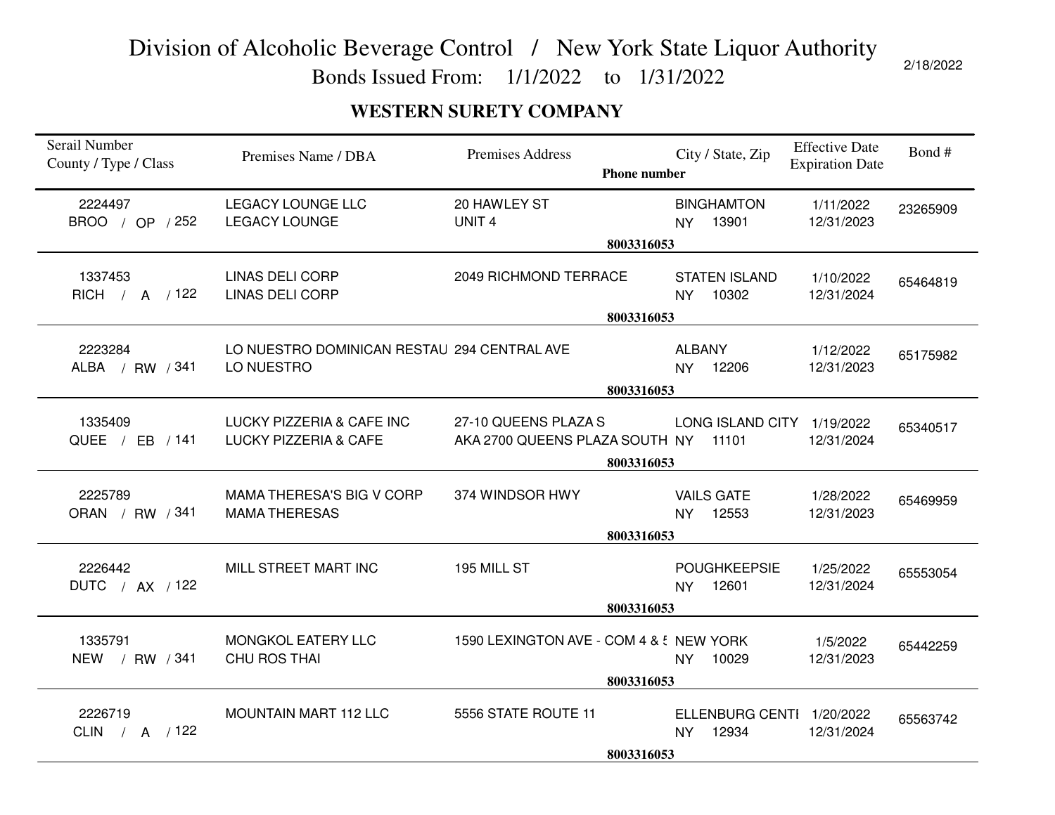# Division of Alcoholic Beverage Control / New York State Liquor Authority

Bonds Issued From: 1/1/2022 to 1/31/2022

2/18/2022

## WESTERN SURETY COMPANY

| Serail Number<br>County / Type / Class | Premises Name / DBA | Premises Address | City / State, Zip<br>Phone number | Effective Date<br>Expiration Date | Bond # |
|---|---|---|---|---|---|
| 2224497<br>BROO / OP / 252 | LEGACY LOUNGE LLC<br>LEGACY LOUNGE | 20 HAWLEY ST<br>UNIT 4 | BINGHAMTON<br>NY 13901<br>8003316053 | 1/11/2022<br>12/31/2023 | 23265909 |
| 1337453<br>RICH / A / 122 | LINAS DELI CORP<br>LINAS DELI CORP | 2049 RICHMOND TERRACE | STATEN ISLAND<br>NY 10302<br>8003316053 | 1/10/2022<br>12/31/2024 | 65464819 |
| 2223284<br>ALBA / RW / 341 | LO NUESTRO DOMINICAN RESTAU<br>LO NUESTRO | 294 CENTRAL AVE | ALBANY<br>NY 12206<br>8003316053 | 1/12/2022<br>12/31/2023 | 65175982 |
| 1335409<br>QUEE / EB / 141 | LUCKY PIZZERIA & CAFE INC<br>LUCKY PIZZERIA & CAFE | 27-10 QUEENS PLAZA S<br>AKA 2700 QUEENS PLAZA SOUTH | LONG ISLAND CITY<br>NY 11101<br>8003316053 | 1/19/2022<br>12/31/2024 | 65340517 |
| 2225789<br>ORAN / RW / 341 | MAMA THERESA'S BIG V CORP<br>MAMA THERESAS | 374 WINDSOR HWY | VAILS GATE<br>NY 12553<br>8003316053 | 1/28/2022<br>12/31/2023 | 65469959 |
| 2226442<br>DUTC / AX / 122 | MILL STREET MART INC | 195 MILL ST | POUGHKEEPSIE<br>NY 12601<br>8003316053 | 1/25/2022<br>12/31/2024 | 65553054 |
| 1335791<br>NEW / RW / 341 | MONGKOL EATERY LLC<br>CHU ROS THAI | 1590 LEXINGTON AVE - COM 4 & 5 | NEW YORK<br>NY 10029<br>8003316053 | 1/5/2022<br>12/31/2023 | 65442259 |
| 2226719<br>CLIN / A / 122 | MOUNTAIN MART 112 LLC | 5556 STATE ROUTE 11 | ELLENBURG CENTI<br>NY 12934<br>8003316053 | 1/20/2022<br>12/31/2024 | 65563742 |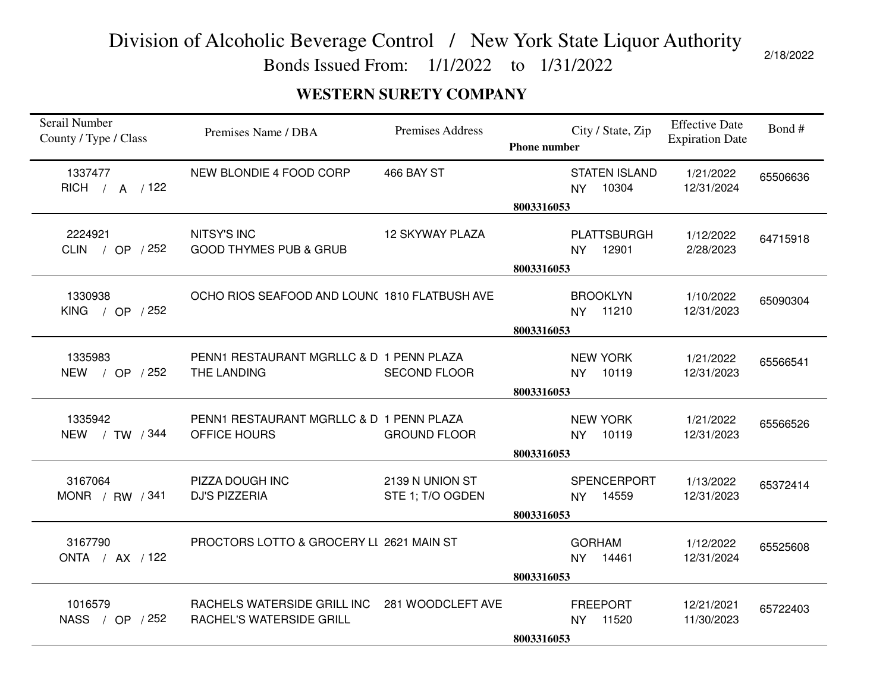# Division of Alcoholic Beverage Control / New York State Liquor Authority

Bonds Issued From: 1/1/2022 to 1/31/2022

2/18/2022

## WESTERN SURETY COMPANY

| Serail Number<br>County / Type / Class | Premises Name / DBA | Premises Address | City / State, Zip<br>Phone number | Effective Date<br>Expiration Date | Bond # |
|---|---|---|---|---|---|
| 1337477<br>RICH / A / 122 | NEW BLONDIE 4 FOOD CORP | 466 BAY ST | STATEN ISLAND<br>NY 10304<br>8003316053 | 1/21/2022<br>12/31/2024 | 65506636 |
| 2224921<br>CLIN / OP / 252 | NITSY'S INC<br>GOOD THYMES PUB & GRUB | 12 SKYWAY PLAZA | PLATTSBURGH<br>NY 12901<br>8003316053 | 1/12/2022<br>2/28/2023 | 64715918 |
| 1330938<br>KING / OP / 252 | OCHO RIOS SEAFOOD AND LOUN( | 1810 FLATBUSH AVE | BROOKLYN<br>NY 11210<br>8003316053 | 1/10/2022<br>12/31/2023 | 65090304 |
| 1335983<br>NEW / OP / 252 | PENN1 RESTAURANT MGRLLC & D<br>THE LANDING | 1 PENN PLAZA<br>SECOND FLOOR | NEW YORK<br>NY 10119<br>8003316053 | 1/21/2022<br>12/31/2023 | 65566541 |
| 1335942<br>NEW / TW / 344 | PENN1 RESTAURANT MGRLLC & D<br>OFFICE HOURS | 1 PENN PLAZA<br>GROUND FLOOR | NEW YORK<br>NY 10119<br>8003316053 | 1/21/2022<br>12/31/2023 | 65566526 |
| 3167064<br>MONR / RW / 341 | PIZZA DOUGH INC<br>DJ'S PIZZERIA | 2139 N UNION ST<br>STE 1; T/O OGDEN | SPENCERPORT<br>NY 14559<br>8003316053 | 1/13/2022<br>12/31/2023 | 65372414 |
| 3167790<br>ONTA / AX / 122 | PROCTORS LOTTO & GROCERY LI | 2621 MAIN ST | GORHAM<br>NY 14461<br>8003316053 | 1/12/2022<br>12/31/2024 | 65525608 |
| 1016579<br>NASS / OP / 252 | RACHELS WATERSIDE GRILL INC<br>RACHEL'S WATERSIDE GRILL | 281 WOODCLEFT AVE | FREEPORT<br>NY 11520<br>8003316053 | 12/21/2021<br>11/30/2023 | 65722403 |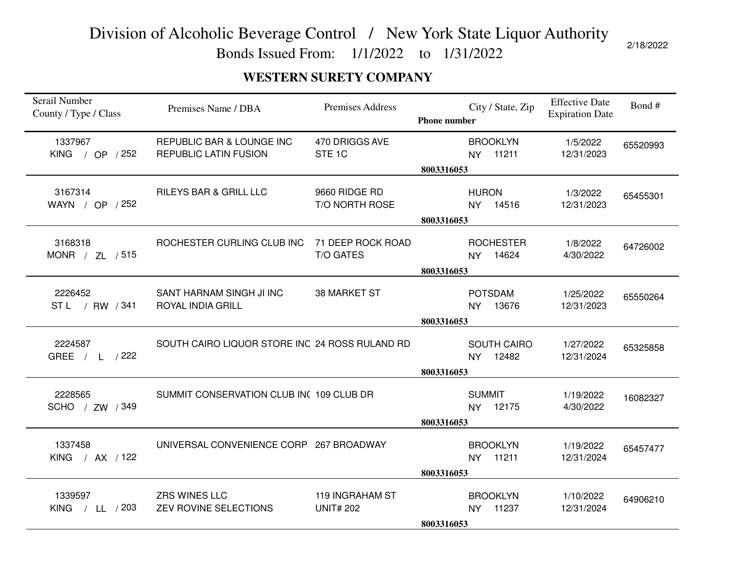# Division of Alcoholic Beverage Control / New York State Liquor Authority

## Bonds Issued From: 1/1/2022 to 1/31/2022

2/18/2022

### WESTERN SURETY COMPANY

| Serail Number<br>County / Type / Class | Premises Name / DBA | Premises Address | City / State, Zip<br>Phone number | Effective Date<br>Expiration Date | Bond # |
|---|---|---|---|---|---|
| 1337967<br>KING / OP / 252 | REPUBLIC BAR & LOUNGE INC<br>REPUBLIC LATIN FUSION | 470 DRIGGS AVE<br>STE 1C | BROOKLYN<br>NY 11211<br>8003316053 | 1/5/2022<br>12/31/2023 | 65520993 |
| 3167314<br>WAYN / OP / 252 | RILEYS BAR & GRILL LLC | 9660 RIDGE RD<br>T/O NORTH ROSE | HURON<br>NY 14516<br>8003316053 | 1/3/2022<br>12/31/2023 | 65455301 |
| 3168318<br>MONR / ZL / 515 | ROCHESTER CURLING CLUB INC | 71 DEEP ROCK ROAD<br>T/O GATES | ROCHESTER<br>NY 14624<br>8003316053 | 1/8/2022<br>4/30/2022 | 64726002 |
| 2226452<br>ST L / RW / 341 | SANT HARNAM SINGH JI INC<br>ROYAL INDIA GRILL | 38 MARKET ST | POTSDAM<br>NY 13676<br>8003316053 | 1/25/2022<br>12/31/2023 | 65550264 |
| 2224587<br>GREE / L / 222 | SOUTH CAIRO LIQUOR STORE INC | 24 ROSS RULAND RD | SOUTH CAIRO<br>NY 12482<br>8003316053 | 1/27/2022<br>12/31/2024 | 65325858 |
| 2228565<br>SCHO / ZW / 349 | SUMMIT CONSERVATION CLUB INC | 109 CLUB DR | SUMMIT<br>NY 12175<br>8003316053 | 1/19/2022<br>4/30/2022 | 16082327 |
| 1337458<br>KING / AX / 122 | UNIVERSAL CONVENIENCE CORP | 267 BROADWAY | BROOKLYN<br>NY 11211<br>8003316053 | 1/19/2022<br>12/31/2024 | 65457477 |
| 1339597<br>KING / LL / 203 | ZRS WINES LLC<br>ZEV ROVINE SELECTIONS | 119 INGRAHAM ST<br>UNIT# 202 | BROOKLYN<br>NY 11237<br>8003316053 | 1/10/2022<br>12/31/2024 | 64906210 |